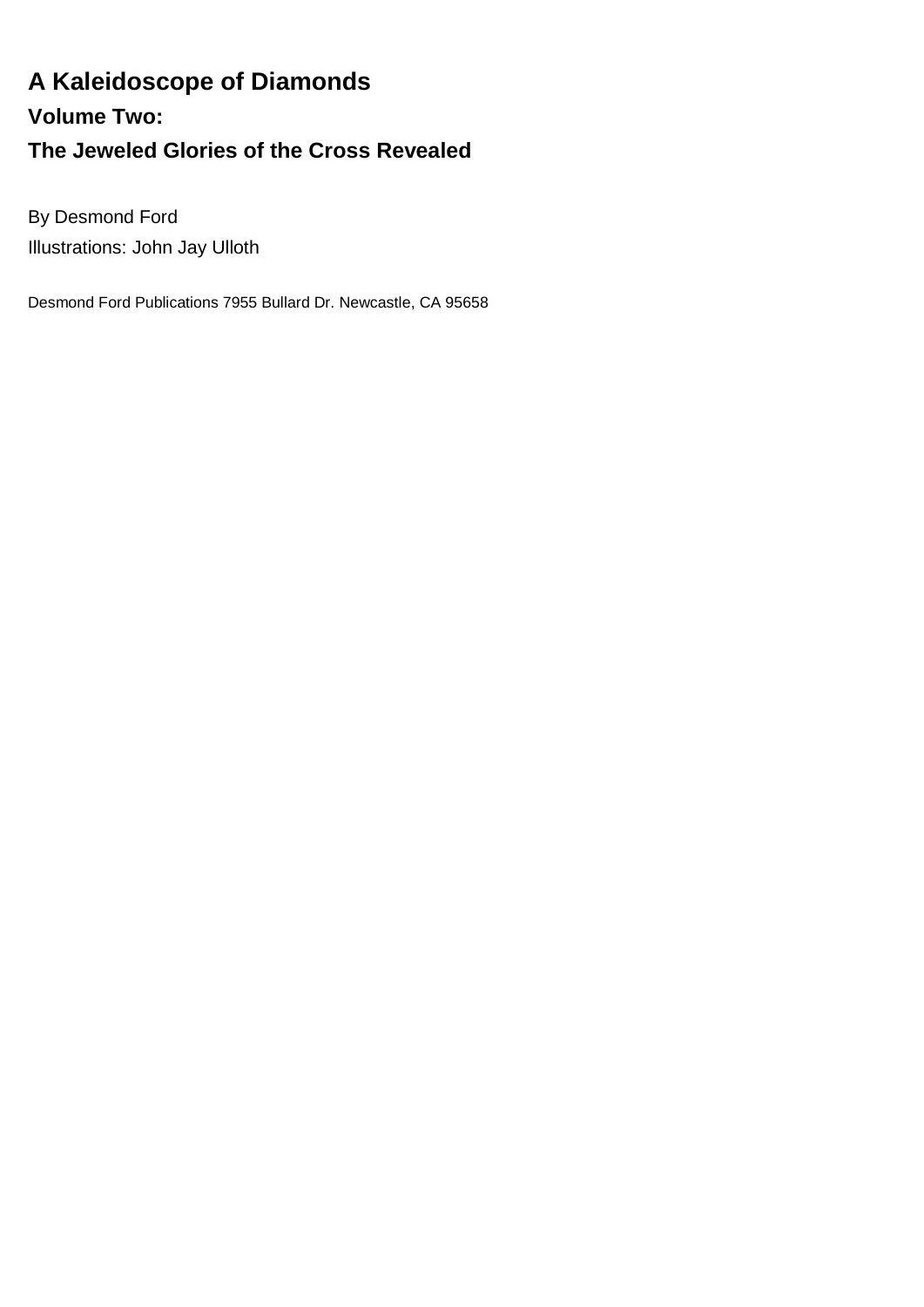# A Kaleidoscope of Diamonds

## Volume Two:

## The Jeweled Glories of the Cross Revealed

By Desmond Ford

Illustrations: John Jay Ulloth

Desmond Ford Publications 7955 Bullard Dr. Newcastle, CA 95658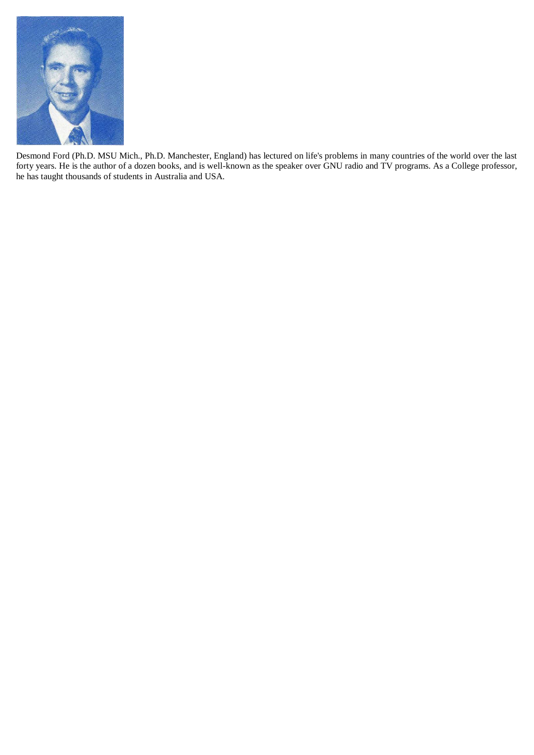Desmond Ford (Ph.D. MSU Mich., Ph.D. Manchester, England) has lectured on life's problems in many countries of the world over the last forty years. He is the author of a dozen books, and is well-known as the speaker over GNU radio and TV programs. As a College professor, he has taught thousands of students in Australia and USA.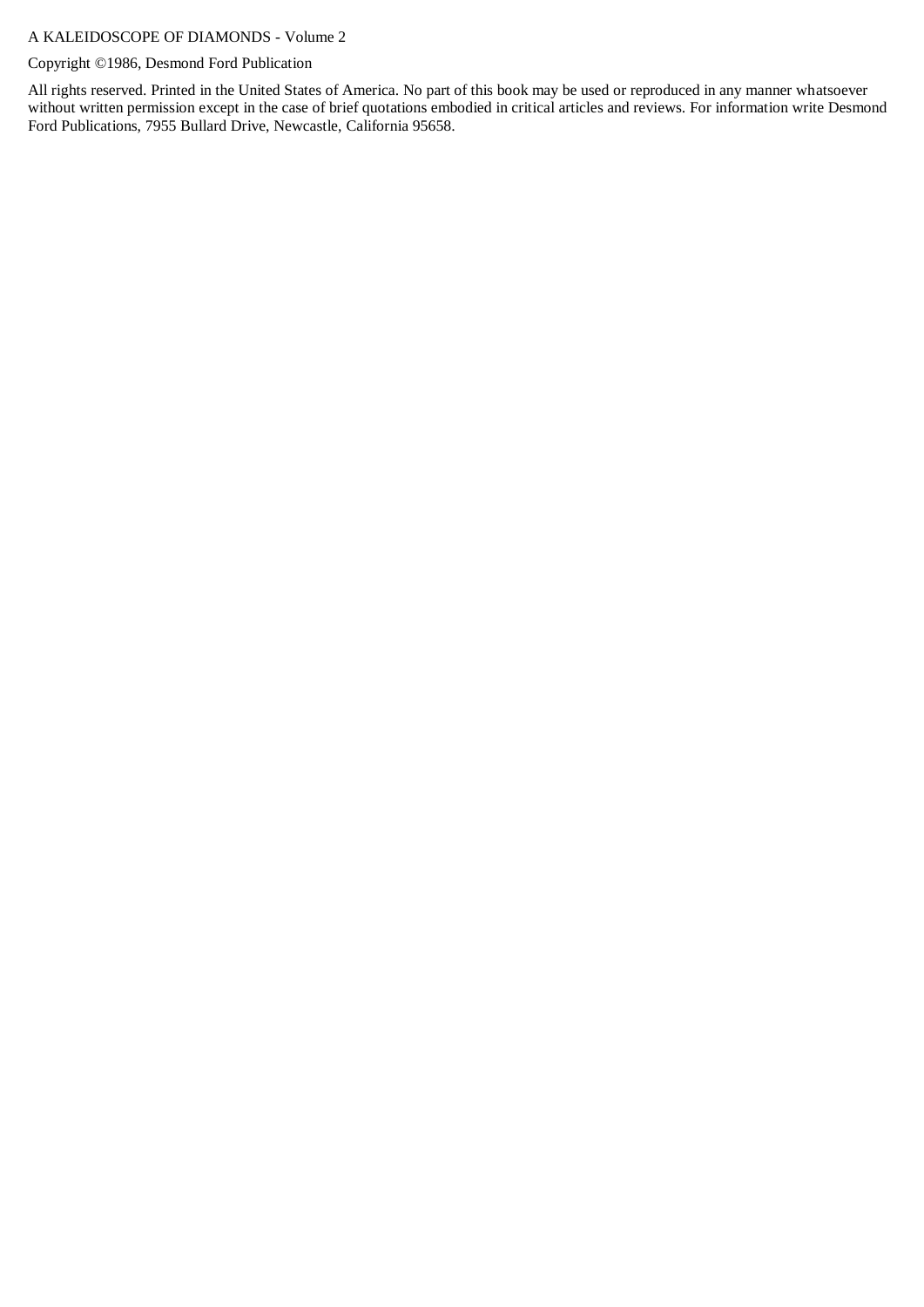A KALEIDOSCOPE OF DIAMONDS - Volume 2

Copyright ©1986, Desmond Ford Publication

All rights reserved. Printed in the United States of America. No part of this book may be used or reproduced in any manner whatsoever without written permission except in the case of brief quotations embodied in critical articles and reviews. For information write Desmond Ford Publications, 7955 Bullard Drive, Newcastle, California 95658.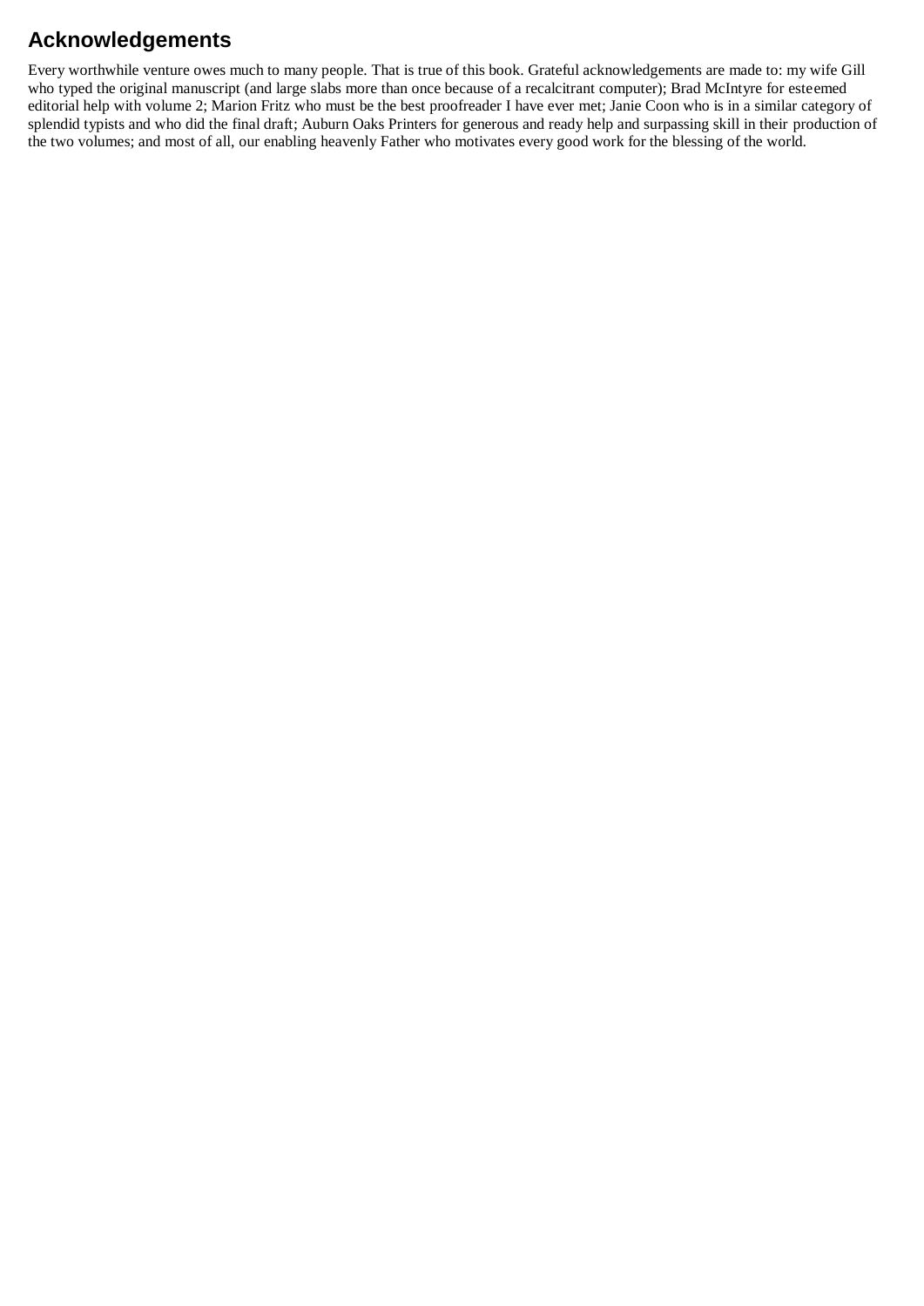## Acknowledgements

Every worthwhile venture owes much to many people. That is true of this book. Grateful acknowledgements are made to: my wife Gill who typed the original manuscript (and large slabs more than once because of a recalcitrant computer); Brad McIntyre for esteemed editorial help with volume 2; Marion Fritz who must be the best proofreader I have ever met; Janie Coon who is in a similar category of splendid typists and who did the final draft; Auburn Oaks Printers for generous and ready help and surpassing skill in their production of the two volumes; and most of all, our enabling heavenly Father who motivates every good work for the blessing of the world.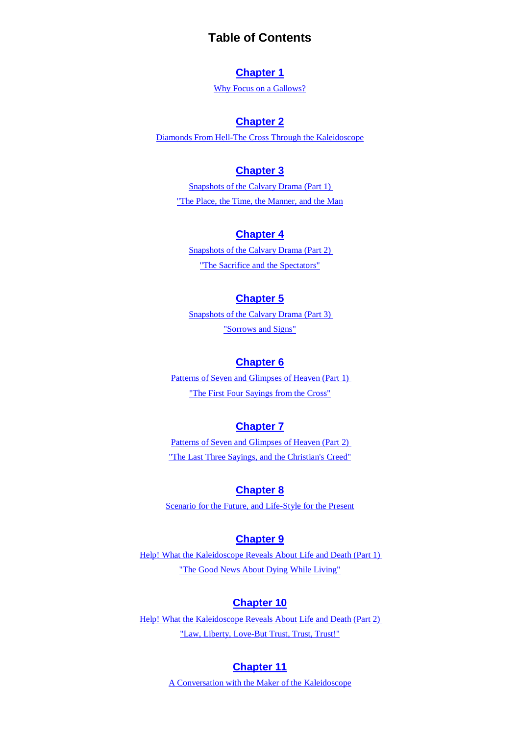# Table of Contents

**Chapter 1**

Why Focus on a Gallows?

**Chapter 2**

Diamonds From Hell-The Cross Through the Kaleidoscope

**Chapter 3**

Snapshots of the Calvary Drama (Part 1)

"The Place, the Time, the Manner, and the Man

**Chapter 4**

Snapshots of the Calvary Drama (Part 2)

"The Sacrifice and the Spectators"

**Chapter 5**

Snapshots of the Calvary Drama (Part 3)

"Sorrows and Signs"

**Chapter 6**

Patterns of Seven and Glimpses of Heaven (Part 1)

"The First Four Sayings from the Cross"

**Chapter 7**

Patterns of Seven and Glimpses of Heaven (Part 2)

"The Last Three Sayings, and the Christian's Creed"

**Chapter 8**

Scenario for the Future, and Life-Style for the Present

**Chapter 9**

Help! What the Kaleidoscope Reveals About Life and Death (Part 1)

"The Good News About Dying While Living"

**Chapter 10**

Help! What the Kaleidoscope Reveals About Life and Death (Part 2)

"Law, Liberty, Love-But Trust, Trust, Trust!"

**Chapter 11**

A Conversation with the Maker of the Kaleidoscope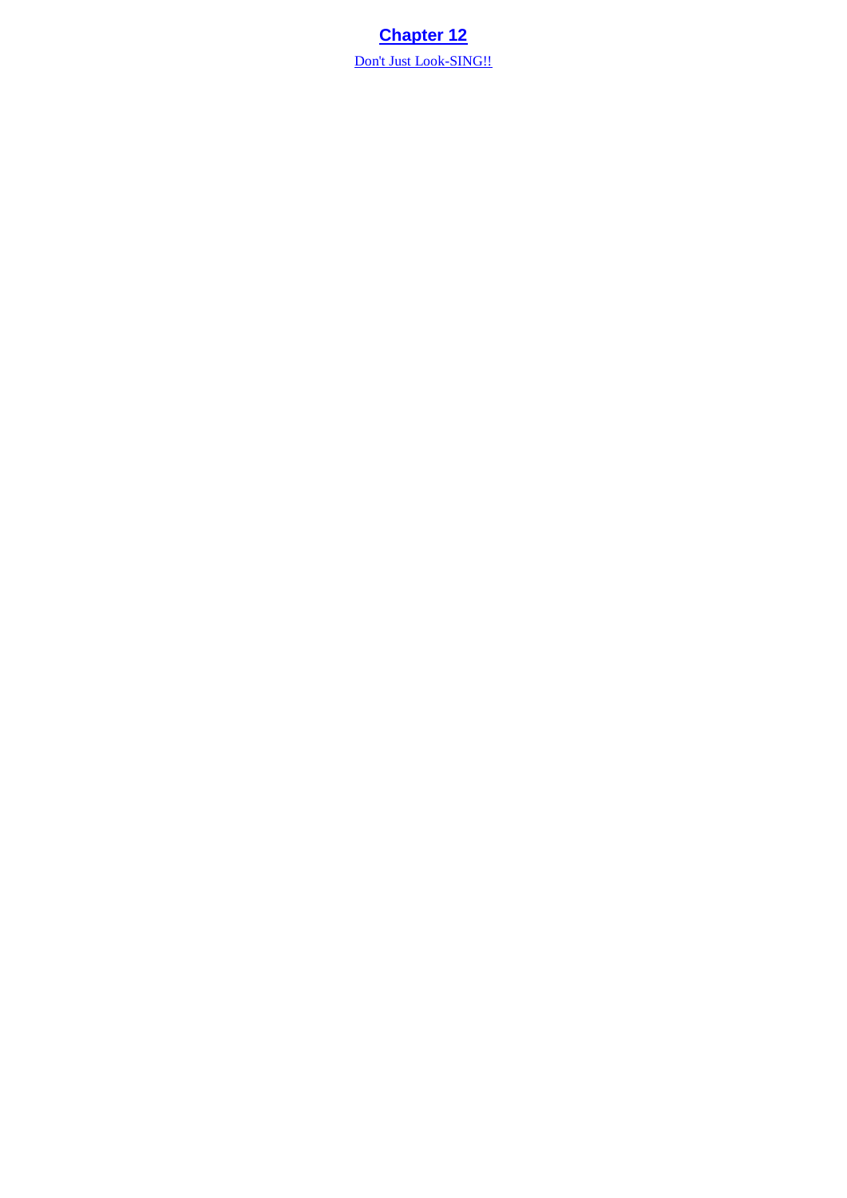# Chapter 12

Don't Just Look-SING!!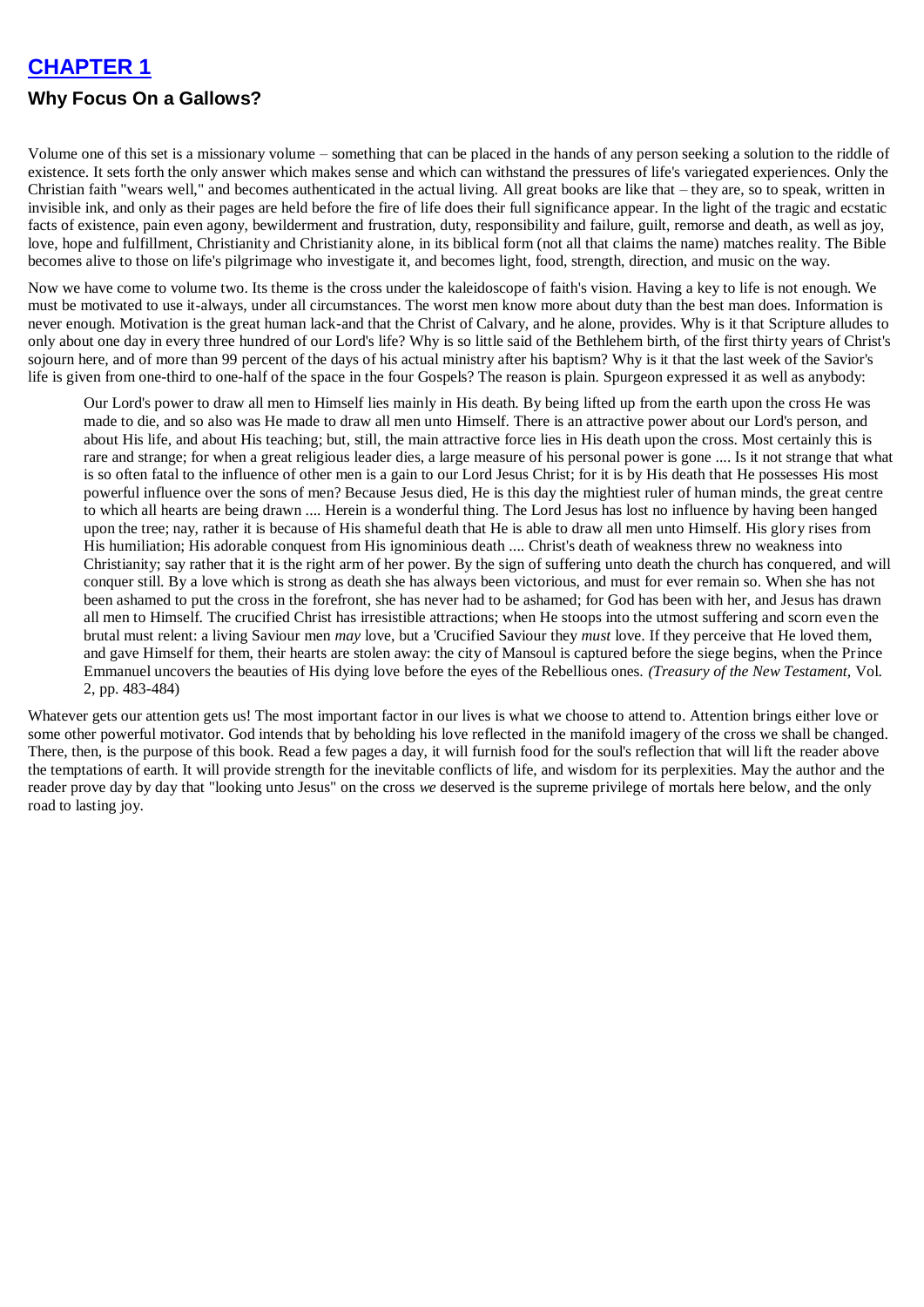## CHAPTER 1

### Why Focus On a Gallows?

Volume one of this set is a missionary volume – something that can be placed in the hands of any person seeking a solution to the riddle of existence. It sets forth the only answer which makes sense and which can withstand the pressures of life's variegated experiences. Only the Christian faith "wears well," and becomes authenticated in the actual living. All great books are like that – they are, so to speak, written in invisible ink, and only as their pages are held before the fire of life does their full significance appear. In the light of the tragic and ecstatic facts of existence, pain even agony, bewilderment and frustration, duty, responsibility and failure, guilt, remorse and death, as well as joy, love, hope and fulfillment, Christianity and Christianity alone, in its biblical form (not all that claims the name) matches reality. The Bible becomes alive to those on life's pilgrimage who investigate it, and becomes light, food, strength, direction, and music on the way.

Now we have come to volume two. Its theme is the cross under the kaleidoscope of faith's vision. Having a key to life is not enough. We must be motivated to use it-always, under all circumstances. The worst men know more about duty than the best man does. Information is never enough. Motivation is the great human lack-and that the Christ of Calvary, and he alone, provides. Why is it that Scripture alludes to only about one day in every three hundred of our Lord's life? Why is so little said of the Bethlehem birth, of the first thirty years of Christ's sojourn here, and of more than 99 percent of the days of his actual ministry after his baptism? Why is it that the last week of the Savior's life is given from one-third to one-half of the space in the four Gospels? The reason is plain. Spurgeon expressed it as well as anybody:

> Our Lord's power to draw all men to Himself lies mainly in His death. By being lifted up from the earth upon the cross He was made to die, and so also was He made to draw all men unto Himself. There is an attractive power about our Lord's person, and about His life, and about His teaching; but, still, the main attractive force lies in His death upon the cross. Most certainly this is rare and strange; for when a great religious leader dies, a large measure of his personal power is gone .... Is it not strange that what is so often fatal to the influence of other men is a gain to our Lord Jesus Christ; for it is by His death that He possesses His most powerful influence over the sons of men? Because Jesus died, He is this day the mightiest ruler of human minds, the great centre to which all hearts are being drawn .... Herein is a wonderful thing. The Lord Jesus has lost no influence by having been hanged upon the tree; nay, rather it is because of His shameful death that He is able to draw all men unto Himself. His glory rises from His humiliation; His adorable conquest from His ignominious death .... Christ's death of weakness threw no weakness into Christianity; say rather that it is the right arm of her power. By the sign of suffering unto death the church has conquered, and will conquer still. By a love which is strong as death she has always been victorious, and must for ever remain so. When she has not been ashamed to put the cross in the forefront, she has never had to be ashamed; for God has been with her, and Jesus has drawn all men to Himself. The crucified Christ has irresistible attractions; when He stoops into the utmost suffering and scorn even the brutal must relent: a living Saviour men *may* love, but a 'Crucified Saviour they *must* love. If they perceive that He loved them, and gave Himself for them, their hearts are stolen away: the city of Mansoul is captured before the siege begins, when the Prince Emmanuel uncovers the beauties of His dying love before the eyes of the Rebellious ones. *(Treasury of the New Testament,* Vol. 2, pp. 483-484)

Whatever gets our attention gets us! The most important factor in our lives is what we choose to attend to. Attention brings either love or some other powerful motivator. God intends that by beholding his love reflected in the manifold imagery of the cross we shall be changed. There, then, is the purpose of this book. Read a few pages a day, it will furnish food for the soul's reflection that will lift the reader above the temptations of earth. It will provide strength for the inevitable conflicts of life, and wisdom for its perplexities. May the author and the reader prove day by day that "looking unto Jesus" on the cross *we* deserved is the supreme privilege of mortals here below, and the only road to lasting joy.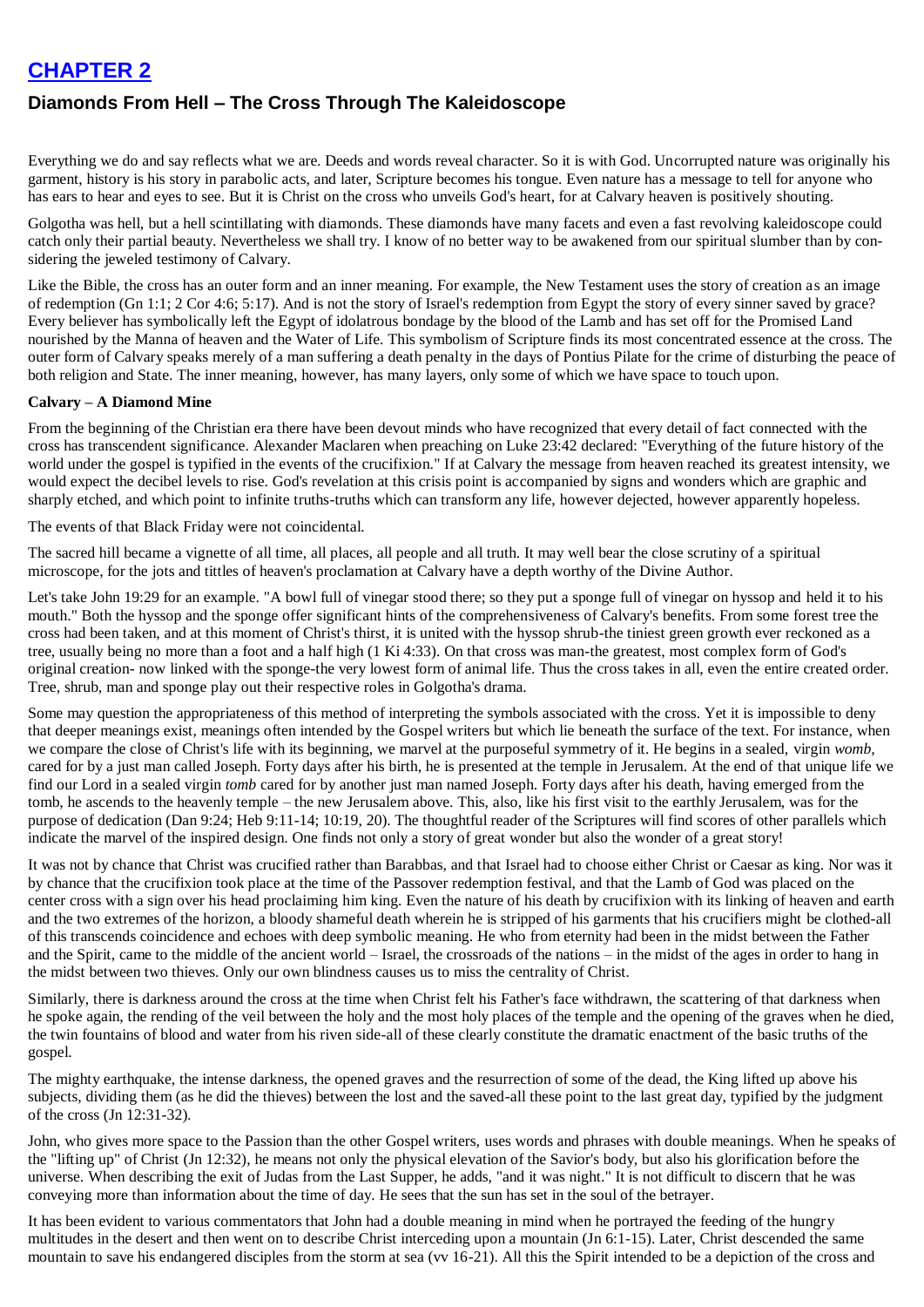# CHAPTER 2

## Diamonds From Hell – The Cross Through The Kaleidoscope

Everything we do and say reflects what we are. Deeds and words reveal character. So it is with God. Uncorrupted nature was originally his garment, history is his story in parabolic acts, and later, Scripture becomes his tongue. Even nature has a message to tell for anyone who has ears to hear and eyes to see. But it is Christ on the cross who unveils God's heart, for at Calvary heaven is positively shouting.

Golgotha was hell, but a hell scintillating with diamonds. These diamonds have many facets and even a fast revolving kaleidoscope could catch only their partial beauty. Nevertheless we shall try. I know of no better way to be awakened from our spiritual slumber than by considering the jeweled testimony of Calvary.

Like the Bible, the cross has an outer form and an inner meaning. For example, the New Testament uses the story of creation as an image of redemption (Gn 1:1; 2 Cor 4:6; 5:17). And is not the story of Israel's redemption from Egypt the story of every sinner saved by grace? Every believer has symbolically left the Egypt of idolatrous bondage by the blood of the Lamb and has set off for the Promised Land nourished by the Manna of heaven and the Water of Life. This symbolism of Scripture finds its most concentrated essence at the cross. The outer form of Calvary speaks merely of a man suffering a death penalty in the days of Pontius Pilate for the crime of disturbing the peace of both religion and State. The inner meaning, however, has many layers, only some of which we have space to touch upon.

**Calvary – A Diamond Mine**

From the beginning of the Christian era there have been devout minds who have recognized that every detail of fact connected with the cross has transcendent significance. Alexander Maclaren when preaching on Luke 23:42 declared: "Everything of the future history of the world under the gospel is typified in the events of the crucifixion." If at Calvary the message from heaven reached its greatest intensity, we would expect the decibel levels to rise. God's revelation at this crisis point is accompanied by signs and wonders which are graphic and sharply etched, and which point to infinite truths-truths which can transform any life, however dejected, however apparently hopeless.

The events of that Black Friday were not coincidental.

The sacred hill became a vignette of all time, all places, all people and all truth. It may well bear the close scrutiny of a spiritual microscope, for the jots and tittles of heaven's proclamation at Calvary have a depth worthy of the Divine Author.

Let's take John 19:29 for an example. "A bowl full of vinegar stood there; so they put a sponge full of vinegar on hyssop and held it to his mouth." Both the hyssop and the sponge offer significant hints of the comprehensiveness of Calvary's benefits. From some forest tree the cross had been taken, and at this moment of Christ's thirst, it is united with the hyssop shrub-the tiniest green growth ever reckoned as a tree, usually being no more than a foot and a half high (1 Ki 4:33). On that cross was man-the greatest, most complex form of God's original creation- now linked with the sponge-the very lowest form of animal life. Thus the cross takes in all, even the entire created order. Tree, shrub, man and sponge play out their respective roles in Golgotha's drama.

Some may question the appropriateness of this method of interpreting the symbols associated with the cross. Yet it is impossible to deny that deeper meanings exist, meanings often intended by the Gospel writers but which lie beneath the surface of the text. For instance, when we compare the close of Christ's life with its beginning, we marvel at the purposeful symmetry of it. He begins in a sealed, virgin *womb*, cared for by a just man called Joseph. Forty days after his birth, he is presented at the temple in Jerusalem. At the end of that unique life we find our Lord in a sealed virgin *tomb* cared for by another just man named Joseph. Forty days after his death, having emerged from the tomb, he ascends to the heavenly temple – the new Jerusalem above. This, also, like his first visit to the earthly Jerusalem, was for the purpose of dedication (Dan 9:24; Heb 9:11-14; 10:19, 20). The thoughtful reader of the Scriptures will find scores of other parallels which indicate the marvel of the inspired design. One finds not only a story of great wonder but also the wonder of a great story!

It was not by chance that Christ was crucified rather than Barabbas, and that Israel had to choose either Christ or Caesar as king. Nor was it by chance that the crucifixion took place at the time of the Passover redemption festival, and that the Lamb of God was placed on the center cross with a sign over his head proclaiming him king. Even the nature of his death by crucifixion with its linking of heaven and earth and the two extremes of the horizon, a bloody shameful death wherein he is stripped of his garments that his crucifiers might be clothed-all of this transcends coincidence and echoes with deep symbolic meaning. He who from eternity had been in the midst between the Father and the Spirit, came to the middle of the ancient world – Israel, the crossroads of the nations – in the midst of the ages in order to hang in the midst between two thieves. Only our own blindness causes us to miss the centrality of Christ.

Similarly, there is darkness around the cross at the time when Christ felt his Father's face withdrawn, the scattering of that darkness when he spoke again, the rending of the veil between the holy and the most holy places of the temple and the opening of the graves when he died, the twin fountains of blood and water from his riven side-all of these clearly constitute the dramatic enactment of the basic truths of the gospel.

The mighty earthquake, the intense darkness, the opened graves and the resurrection of some of the dead, the King lifted up above his subjects, dividing them (as he did the thieves) between the lost and the saved-all these point to the last great day, typified by the judgment of the cross (Jn 12:31-32).

John, who gives more space to the Passion than the other Gospel writers, uses words and phrases with double meanings. When he speaks of the "lifting up" of Christ (Jn 12:32), he means not only the physical elevation of the Savior's body, but also his glorification before the universe. When describing the exit of Judas from the Last Supper, he adds, "and it was night." It is not difficult to discern that he was conveying more than information about the time of day. He sees that the sun has set in the soul of the betrayer.

It has been evident to various commentators that John had a double meaning in mind when he portrayed the feeding of the hungry multitudes in the desert and then went on to describe Christ interceding upon a mountain (Jn 6:1-15). Later, Christ descended the same mountain to save his endangered disciples from the storm at sea (vv 16-21). All this the Spirit intended to be a depiction of the cross and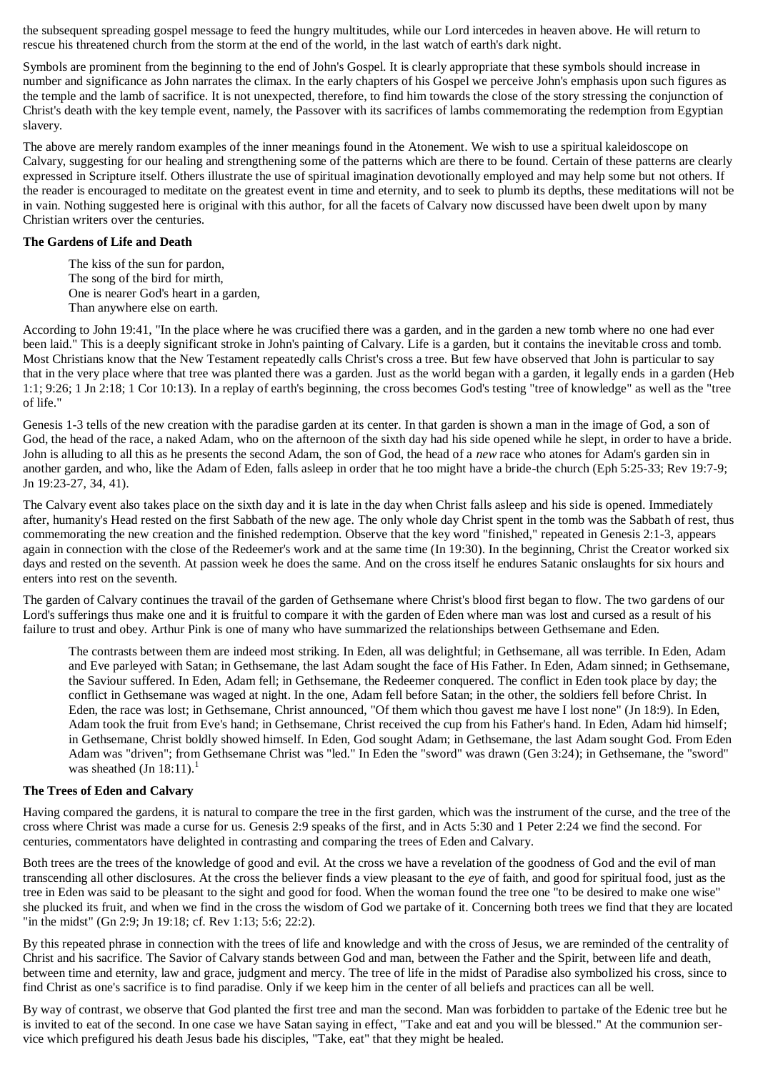the subsequent spreading gospel message to feed the hungry multitudes, while our Lord intercedes in heaven above. He will return to rescue his threatened church from the storm at the end of the world, in the last watch of earth's dark night.

Symbols are prominent from the beginning to the end of John's Gospel. It is clearly appropriate that these symbols should increase in number and significance as John narrates the climax. In the early chapters of his Gospel we perceive John's emphasis upon such figures as the temple and the lamb of sacrifice. It is not unexpected, therefore, to find him towards the close of the story stressing the conjunction of Christ's death with the key temple event, namely, the Passover with its sacrifices of lambs commemorating the redemption from Egyptian slavery.

The above are merely random examples of the inner meanings found in the Atonement. We wish to use a spiritual kaleidoscope on Calvary, suggesting for our healing and strengthening some of the patterns which are there to be found. Certain of these patterns are clearly expressed in Scripture itself. Others illustrate the use of spiritual imagination devotionally employed and may help some but not others. If the reader is encouraged to meditate on the greatest event in time and eternity, and to seek to plumb its depths, these meditations will not be in vain. Nothing suggested here is original with this author, for all the facets of Calvary now discussed have been dwelt upon by many Christian writers over the centuries.

**The Gardens of Life and Death**

> The kiss of the sun for pardon,
> The song of the bird for mirth,
> One is nearer God's heart in a garden,
> Than anywhere else on earth.

According to John 19:41, "In the place where he was crucified there was a garden, and in the garden a new tomb where no one had ever been laid." This is a deeply significant stroke in John's painting of Calvary. Life is a garden, but it contains the inevitable cross and tomb. Most Christians know that the New Testament repeatedly calls Christ's cross a tree. But few have observed that John is particular to say that in the very place where that tree was planted there was a garden. Just as the world began with a garden, it legally ends in a garden (Heb 1:1; 9:26; 1 Jn 2:18; 1 Cor 10:13). In a replay of earth's beginning, the cross becomes God's testing "tree of knowledge" as well as the "tree of life."

Genesis 1-3 tells of the new creation with the paradise garden at its center. In that garden is shown a man in the image of God, a son of God, the head of the race, a naked Adam, who on the afternoon of the sixth day had his side opened while he slept, in order to have a bride. John is alluding to all this as he presents the second Adam, the son of God, the head of a *new* race who atones for Adam's garden sin in another garden, and who, like the Adam of Eden, falls asleep in order that he too might have a bride-the church (Eph 5:25-33; Rev 19:7-9; Jn 19:23-27, 34, 41).

The Calvary event also takes place on the sixth day and it is late in the day when Christ falls asleep and his side is opened. Immediately after, humanity's Head rested on the first Sabbath of the new age. The only whole day Christ spent in the tomb was the Sabbath of rest, thus commemorating the new creation and the finished redemption. Observe that the key word "finished," repeated in Genesis 2:1-3, appears again in connection with the close of the Redeemer's work and at the same time (In 19:30). In the beginning, Christ the Creator worked six days and rested on the seventh. At passion week he does the same. And on the cross itself he endures Satanic onslaughts for six hours and enters into rest on the seventh.

The garden of Calvary continues the travail of the garden of Gethsemane where Christ's blood first began to flow. The two gardens of our Lord's sufferings thus make one and it is fruitful to compare it with the garden of Eden where man was lost and cursed as a result of his failure to trust and obey. Arthur Pink is one of many who have summarized the relationships between Gethsemane and Eden.

> The contrasts between them are indeed most striking. In Eden, all was delightful; in Gethsemane, all was terrible. In Eden, Adam and Eve parleyed with Satan; in Gethsemane, the last Adam sought the face of His Father. In Eden, Adam sinned; in Gethsemane, the Saviour suffered. In Eden, Adam fell; in Gethsemane, the Redeemer conquered. The conflict in Eden took place by day; the conflict in Gethsemane was waged at night. In the one, Adam fell before Satan; in the other, the soldiers fell before Christ. In Eden, the race was lost; in Gethsemane, Christ announced, "Of them which thou gavest me have I lost none" (Jn 18:9). In Eden, Adam took the fruit from Eve's hand; in Gethsemane, Christ received the cup from his Father's hand. In Eden, Adam hid himself; in Gethsemane, Christ boldly showed himself. In Eden, God sought Adam; in Gethsemane, the last Adam sought God. From Eden Adam was "driven"; from Gethsemane Christ was "led." In Eden the "sword" was drawn (Gen 3:24); in Gethsemane, the "sword" was sheathed (Jn 18:11).[1]

**The Trees of Eden and Calvary**

Having compared the gardens, it is natural to compare the tree in the first garden, which was the instrument of the curse, and the tree of the cross where Christ was made a curse for us. Genesis 2:9 speaks of the first, and in Acts 5:30 and 1 Peter 2:24 we find the second. For centuries, commentators have delighted in contrasting and comparing the trees of Eden and Calvary.

Both trees are the trees of the knowledge of good and evil. At the cross we have a revelation of the goodness of God and the evil of man transcending all other disclosures. At the cross the believer finds a view pleasant to the *eye* of faith, and good for spiritual food, just as the tree in Eden was said to be pleasant to the sight and good for food. When the woman found the tree one "to be desired to make one wise" she plucked its fruit, and when we find in the cross the wisdom of God we partake of it. Concerning both trees we find that they are located "in the midst" (Gn 2:9; Jn 19:18; cf. Rev 1:13; 5:6; 22:2).

By this repeated phrase in connection with the trees of life and knowledge and with the cross of Jesus, we are reminded of the centrality of Christ and his sacrifice. The Savior of Calvary stands between God and man, between the Father and the Spirit, between life and death, between time and eternity, law and grace, judgment and mercy. The tree of life in the midst of Paradise also symbolized his cross, since to find Christ as one's sacrifice is to find paradise. Only if we keep him in the center of all beliefs and practices can all be well.

By way of contrast, we observe that God planted the first tree and man the second. Man was forbidden to partake of the Edenic tree but he is invited to eat of the second. In one case we have Satan saying in effect, "Take and eat and you will be blessed." At the communion service which prefigured his death Jesus bade his disciples, "Take, eat" that they might be healed.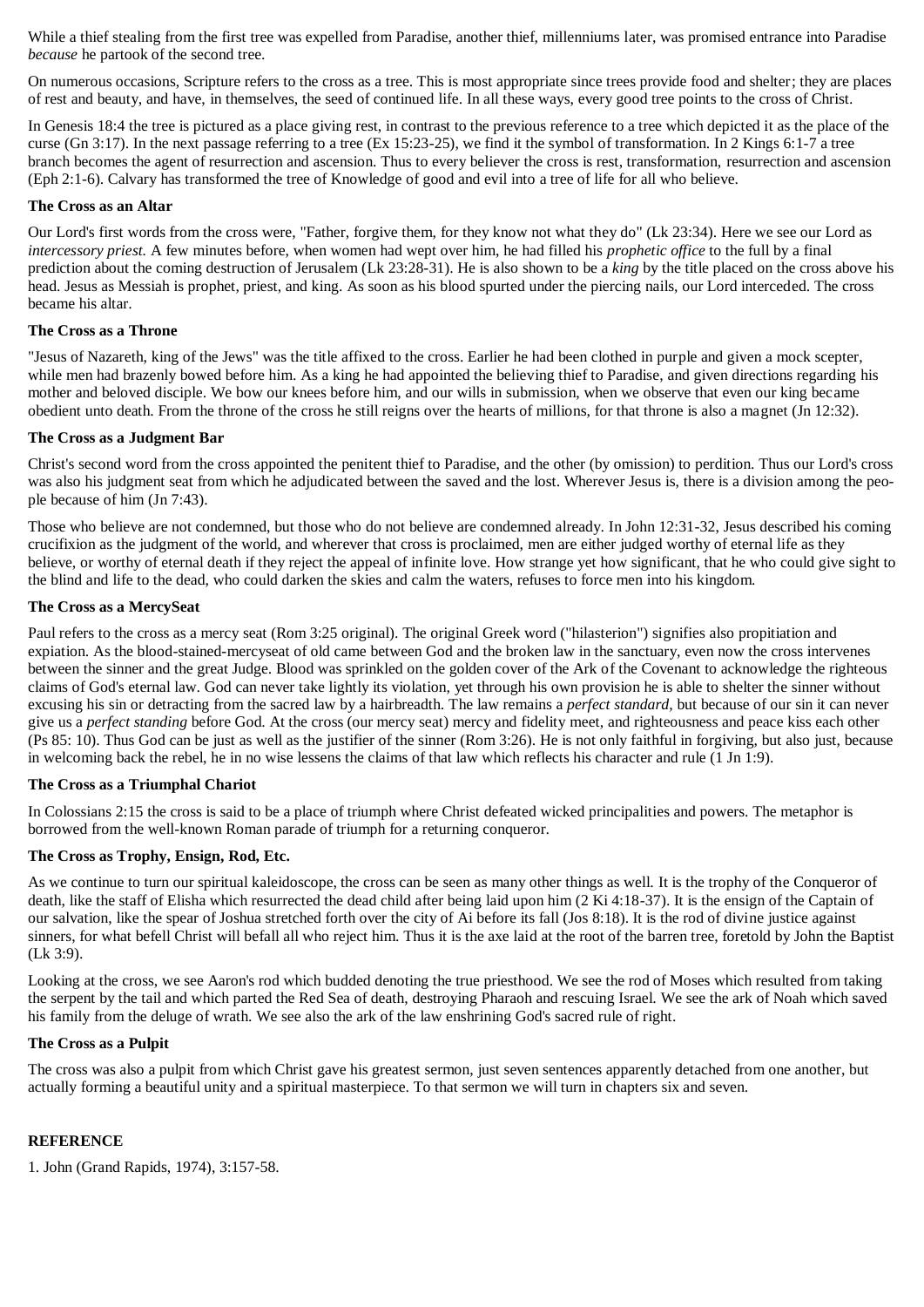While a thief stealing from the first tree was expelled from Paradise, another thief, millenniums later, was promised entrance into Paradise *because* he partook of the second tree.

On numerous occasions, Scripture refers to the cross as a tree. This is most appropriate since trees provide food and shelter; they are places of rest and beauty, and have, in themselves, the seed of continued life. In all these ways, every good tree points to the cross of Christ.

In Genesis 18:4 the tree is pictured as a place giving rest, in contrast to the previous reference to a tree which depicted it as the place of the curse (Gn 3:17). In the next passage referring to a tree (Ex 15:23-25), we find it the symbol of transformation. In 2 Kings 6:1-7 a tree branch becomes the agent of resurrection and ascension. Thus to every believer the cross is rest, transformation, resurrection and ascension (Eph 2:1-6). Calvary has transformed the tree of Knowledge of good and evil into a tree of life for all who believe.

**The Cross as an Altar**

Our Lord's first words from the cross were, "Father, forgive them, for they know not what they do" (Lk 23:34). Here we see our Lord as *intercessory priest.* A few minutes before, when women had wept over him, he had filled his *prophetic office* to the full by a final prediction about the coming destruction of Jerusalem (Lk 23:28-31). He is also shown to be a *king* by the title placed on the cross above his head. Jesus as Messiah is prophet, priest, and king. As soon as his blood spurted under the piercing nails, our Lord interceded. The cross became his altar.

**The Cross as a Throne**

"Jesus of Nazareth, king of the Jews" was the title affixed to the cross. Earlier he had been clothed in purple and given a mock scepter, while men had brazenly bowed before him. As a king he had appointed the believing thief to Paradise, and given directions regarding his mother and beloved disciple. We bow our knees before him, and our wills in submission, when we observe that even our king became obedient unto death. From the throne of the cross he still reigns over the hearts of millions, for that throne is also a magnet (Jn 12:32).

**The Cross as a Judgment Bar**

Christ's second word from the cross appointed the penitent thief to Paradise, and the other (by omission) to perdition. Thus our Lord's cross was also his judgment seat from which he adjudicated between the saved and the lost. Wherever Jesus is, there is a division among the people because of him (Jn 7:43).

Those who believe are not condemned, but those who do not believe are condemned already. In John 12:31-32, Jesus described his coming crucifixion as the judgment of the world, and wherever that cross is proclaimed, men are either judged worthy of eternal life as they believe, or worthy of eternal death if they reject the appeal of infinite love. How strange yet how significant, that he who could give sight to the blind and life to the dead, who could darken the skies and calm the waters, refuses to force men into his kingdom.

**The Cross as a MercySeat**

Paul refers to the cross as a mercy seat (Rom 3:25 original). The original Greek word ("hilasterion") signifies also propitiation and expiation. As the blood-stained-mercyseat of old came between God and the broken law in the sanctuary, even now the cross intervenes between the sinner and the great Judge. Blood was sprinkled on the golden cover of the Ark of the Covenant to acknowledge the righteous claims of God's eternal law. God can never take lightly its violation, yet through his own provision he is able to shelter the sinner without excusing his sin or detracting from the sacred law by a hairbreadth. The law remains a *perfect standard,* but because of our sin it can never give us a *perfect standing* before God. At the cross (our mercy seat) mercy and fidelity meet, and righteousness and peace kiss each other (Ps 85: 10). Thus God can be just as well as the justifier of the sinner (Rom 3:26). He is not only faithful in forgiving, but also just, because in welcoming back the rebel, he in no wise lessens the claims of that law which reflects his character and rule (1 Jn 1:9).

**The Cross as a Triumphal Chariot**

In Colossians 2:15 the cross is said to be a place of triumph where Christ defeated wicked principalities and powers. The metaphor is borrowed from the well-known Roman parade of triumph for a returning conqueror.

**The Cross as Trophy, Ensign, Rod, Etc.**

As we continue to turn our spiritual kaleidoscope, the cross can be seen as many other things as well. It is the trophy of the Conqueror of death, like the staff of Elisha which resurrected the dead child after being laid upon him (2 Ki 4:18-37). It is the ensign of the Captain of our salvation, like the spear of Joshua stretched forth over the city of Ai before its fall (Jos 8:18). It is the rod of divine justice against sinners, for what befell Christ will befall all who reject him. Thus it is the axe laid at the root of the barren tree, foretold by John the Baptist (Lk 3:9).

Looking at the cross, we see Aaron's rod which budded denoting the true priesthood. We see the rod of Moses which resulted from taking the serpent by the tail and which parted the Red Sea of death, destroying Pharaoh and rescuing Israel. We see the ark of Noah which saved his family from the deluge of wrath. We see also the ark of the law enshrining God's sacred rule of right.

**The Cross as a Pulpit**

The cross was also a pulpit from which Christ gave his greatest sermon, just seven sentences apparently detached from one another, but actually forming a beautiful unity and a spiritual masterpiece. To that sermon we will turn in chapters six and seven.

**REFERENCE**

1. John (Grand Rapids, 1974), 3:157-58.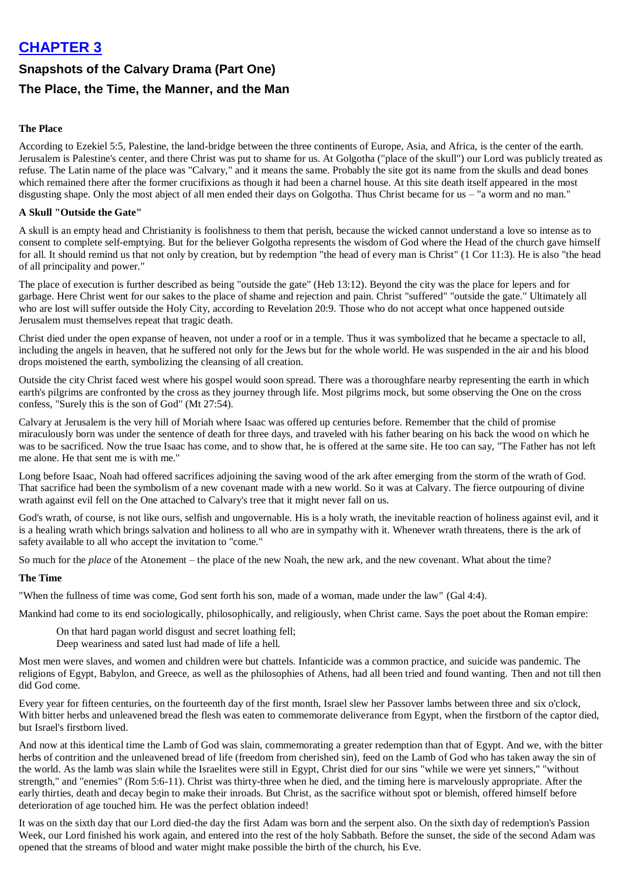# CHAPTER 3

## Snapshots of the Calvary Drama (Part One)

## The Place, the Time, the Manner, and the Man

### The Place

According to Ezekiel 5:5, Palestine, the land-bridge between the three continents of Europe, Asia, and Africa, is the center of the earth. Jerusalem is Palestine's center, and there Christ was put to shame for us. At Golgotha ("place of the skull") our Lord was publicly treated as refuse. The Latin name of the place was "Calvary," and it means the same. Probably the site got its name from the skulls and dead bones which remained there after the former crucifixions as though it had been a charnel house. At this site death itself appeared in the most disgusting shape. Only the most abject of all men ended their days on Golgotha. Thus Christ became for us – "a worm and no man."

### A Skull "Outside the Gate"

A skull is an empty head and Christianity is foolishness to them that perish, because the wicked cannot understand a love so intense as to consent to complete self-emptying. But for the believer Golgotha represents the wisdom of God where the Head of the church gave himself for all. It should remind us that not only by creation, but by redemption "the head of every man is Christ" (1 Cor 11:3). He is also "the head of all principality and power."

The place of execution is further described as being "outside the gate" (Heb 13:12). Beyond the city was the place for lepers and for garbage. Here Christ went for our sakes to the place of shame and rejection and pain. Christ "suffered" "outside the gate." Ultimately all who are lost will suffer outside the Holy City, according to Revelation 20:9. Those who do not accept what once happened outside Jerusalem must themselves repeat that tragic death.

Christ died under the open expanse of heaven, not under a roof or in a temple. Thus it was symbolized that he became a spectacle to all, including the angels in heaven, that he suffered not only for the Jews but for the whole world. He was suspended in the air and his blood drops moistened the earth, symbolizing the cleansing of all creation.

Outside the city Christ faced west where his gospel would soon spread. There was a thoroughfare nearby representing the earth in which earth's pilgrims are confronted by the cross as they journey through life. Most pilgrims mock, but some observing the One on the cross confess, "Surely this is the son of God" (Mt 27:54).

Calvary at Jerusalem is the very hill of Moriah where Isaac was offered up centuries before. Remember that the child of promise miraculously born was under the sentence of death for three days, and traveled with his father bearing on his back the wood on which he was to be sacrificed. Now the true Isaac has come, and to show that, he is offered at the same site. He too can say, "The Father has not left me alone. He that sent me is with me."

Long before Isaac, Noah had offered sacrifices adjoining the saving wood of the ark after emerging from the storm of the wrath of God. That sacrifice had been the symbolism of a new covenant made with a new world. So it was at Calvary. The fierce outpouring of divine wrath against evil fell on the One attached to Calvary's tree that it might never fall on us.

God's wrath, of course, is not like ours, selfish and ungovernable. His is a holy wrath, the inevitable reaction of holiness against evil, and it is a healing wrath which brings salvation and holiness to all who are in sympathy with it. Whenever wrath threatens, there is the ark of safety available to all who accept the invitation to "come."

So much for the *place* of the Atonement – the place of the new Noah, the new ark, and the new covenant. What about the time?

### The Time

"When the fullness of time was come, God sent forth his son, made of a woman, made under the law" (Gal 4:4).

Mankind had come to its end sociologically, philosophically, and religiously, when Christ came. Says the poet about the Roman empire:

> On that hard pagan world disgust and secret loathing fell;
> Deep weariness and sated lust had made of life a hell.

Most men were slaves, and women and children were but chattels. Infanticide was a common practice, and suicide was pandemic. The religions of Egypt, Babylon, and Greece, as well as the philosophies of Athens, had all been tried and found wanting. Then and not till then did God come.

Every year for fifteen centuries, on the fourteenth day of the first month, Israel slew her Passover lambs between three and six o'clock, With bitter herbs and unleavened bread the flesh was eaten to commemorate deliverance from Egypt, when the firstborn of the captor died, but Israel's firstborn lived.

And now at this identical time the Lamb of God was slain, commemorating a greater redemption than that of Egypt. And we, with the bitter herbs of contrition and the unleavened bread of life (freedom from cherished sin), feed on the Lamb of God who has taken away the sin of the world. As the lamb was slain while the Israelites were still in Egypt, Christ died for our sins "while we were yet sinners," "without strength," and "enemies" (Rom 5:6-11). Christ was thirty-three when he died, and the timing here is marvelously appropriate. After the early thirties, death and decay begin to make their inroads. But Christ, as the sacrifice without spot or blemish, offered himself before deterioration of age touched him. He was the perfect oblation indeed!

It was on the sixth day that our Lord died-the day the first Adam was born and the serpent also. On the sixth day of redemption's Passion Week, our Lord finished his work again, and entered into the rest of the holy Sabbath. Before the sunset, the side of the second Adam was opened that the streams of blood and water might make possible the birth of the church, his Eve.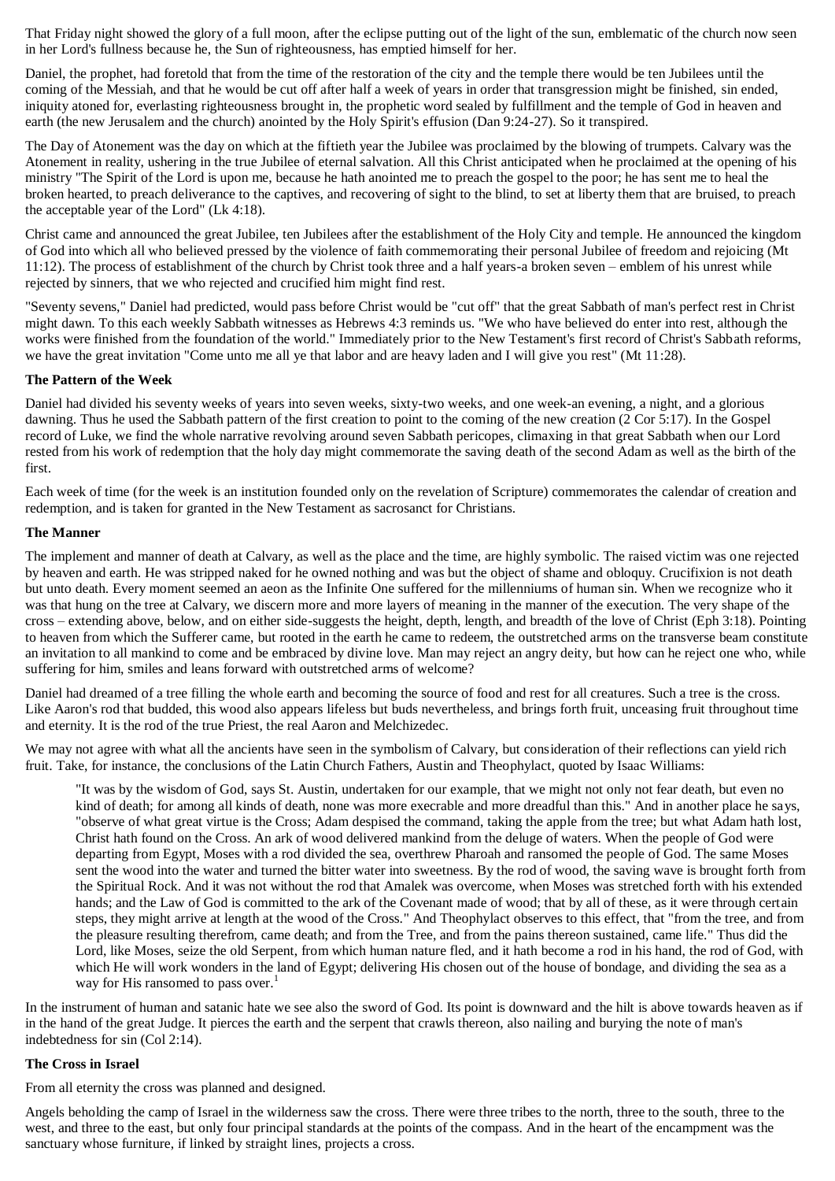That Friday night showed the glory of a full moon, after the eclipse putting out of the light of the sun, emblematic of the church now seen in her Lord's fullness because he, the Sun of righteousness, has emptied himself for her.

Daniel, the prophet, had foretold that from the time of the restoration of the city and the temple there would be ten Jubilees until the coming of the Messiah, and that he would be cut off after half a week of years in order that transgression might be finished, sin ended, iniquity atoned for, everlasting righteousness brought in, the prophetic word sealed by fulfillment and the temple of God in heaven and earth (the new Jerusalem and the church) anointed by the Holy Spirit's effusion (Dan 9:24-27). So it transpired.

The Day of Atonement was the day on which at the fiftieth year the Jubilee was proclaimed by the blowing of trumpets. Calvary was the Atonement in reality, ushering in the true Jubilee of eternal salvation. All this Christ anticipated when he proclaimed at the opening of his ministry "The Spirit of the Lord is upon me, because he hath anointed me to preach the gospel to the poor; he has sent me to heal the broken hearted, to preach deliverance to the captives, and recovering of sight to the blind, to set at liberty them that are bruised, to preach the acceptable year of the Lord" (Lk 4:18).

Christ came and announced the great Jubilee, ten Jubilees after the establishment of the Holy City and temple. He announced the kingdom of God into which all who believed pressed by the violence of faith commemorating their personal Jubilee of freedom and rejoicing (Mt 11:12). The process of establishment of the church by Christ took three and a half years-a broken seven – emblem of his unrest while rejected by sinners, that we who rejected and crucified him might find rest.

"Seventy sevens," Daniel had predicted, would pass before Christ would be "cut off" that the great Sabbath of man's perfect rest in Christ might dawn. To this each weekly Sabbath witnesses as Hebrews 4:3 reminds us. "We who have believed do enter into rest, although the works were finished from the foundation of the world." Immediately prior to the New Testament's first record of Christ's Sabbath reforms, we have the great invitation "Come unto me all ye that labor and are heavy laden and I will give you rest" (Mt 11:28).

**The Pattern of the Week**

Daniel had divided his seventy weeks of years into seven weeks, sixty-two weeks, and one week-an evening, a night, and a glorious dawning. Thus he used the Sabbath pattern of the first creation to point to the coming of the new creation (2 Cor 5:17). In the Gospel record of Luke, we find the whole narrative revolving around seven Sabbath pericopes, climaxing in that great Sabbath when our Lord rested from his work of redemption that the holy day might commemorate the saving death of the second Adam as well as the birth of the first.

Each week of time (for the week is an institution founded only on the revelation of Scripture) commemorates the calendar of creation and redemption, and is taken for granted in the New Testament as sacrosanct for Christians.

**The Manner**

The implement and manner of death at Calvary, as well as the place and the time, are highly symbolic. The raised victim was one rejected by heaven and earth. He was stripped naked for he owned nothing and was but the object of shame and obloquy. Crucifixion is not death but unto death. Every moment seemed an aeon as the Infinite One suffered for the millenniums of human sin. When we recognize who it was that hung on the tree at Calvary, we discern more and more layers of meaning in the manner of the execution. The very shape of the cross – extending above, below, and on either side-suggests the height, depth, length, and breadth of the love of Christ (Eph 3:18). Pointing to heaven from which the Sufferer came, but rooted in the earth he came to redeem, the outstretched arms on the transverse beam constitute an invitation to all mankind to come and be embraced by divine love. Man may reject an angry deity, but how can he reject one who, while suffering for him, smiles and leans forward with outstretched arms of welcome?

Daniel had dreamed of a tree filling the whole earth and becoming the source of food and rest for all creatures. Such a tree is the cross. Like Aaron's rod that budded, this wood also appears lifeless but buds nevertheless, and brings forth fruit, unceasing fruit throughout time and eternity. It is the rod of the true Priest, the real Aaron and Melchizedec.

We may not agree with what all the ancients have seen in the symbolism of Calvary, but consideration of their reflections can yield rich fruit. Take, for instance, the conclusions of the Latin Church Fathers, Austin and Theophylact, quoted by Isaac Williams:

> "It was by the wisdom of God, says St. Austin, undertaken for our example, that we might not only not fear death, but even no kind of death; for among all kinds of death, none was more execrable and more dreadful than this." And in another place he says, "observe of what great virtue is the Cross; Adam despised the command, taking the apple from the tree; but what Adam hath lost, Christ hath found on the Cross. An ark of wood delivered mankind from the deluge of waters. When the people of God were departing from Egypt, Moses with a rod divided the sea, overthrew Pharoah and ransomed the people of God. The same Moses sent the wood into the water and turned the bitter water into sweetness. By the rod of wood, the saving wave is brought forth from the Spiritual Rock. And it was not without the rod that Amalek was overcome, when Moses was stretched forth with his extended hands; and the Law of God is committed to the ark of the Covenant made of wood; that by all of these, as it were through certain steps, they might arrive at length at the wood of the Cross." And Theophylact observes to this effect, that "from the tree, and from the pleasure resulting therefrom, came death; and from the Tree, and from the pains thereon sustained, came life." Thus did the Lord, like Moses, seize the old Serpent, from which human nature fled, and it hath become a rod in his hand, the rod of God, with which He will work wonders in the land of Egypt; delivering His chosen out of the house of bondage, and dividing the sea as a way for His ransomed to pass over.[1]

In the instrument of human and satanic hate we see also the sword of God. Its point is downward and the hilt is above towards heaven as if in the hand of the great Judge. It pierces the earth and the serpent that crawls thereon, also nailing and burying the note of man's indebtedness for sin (Col 2:14).

**The Cross in Israel**

From all eternity the cross was planned and designed.

Angels beholding the camp of Israel in the wilderness saw the cross. There were three tribes to the north, three to the south, three to the west, and three to the east, but only four principal standards at the points of the compass. And in the heart of the encampment was the sanctuary whose furniture, if linked by straight lines, projects a cross.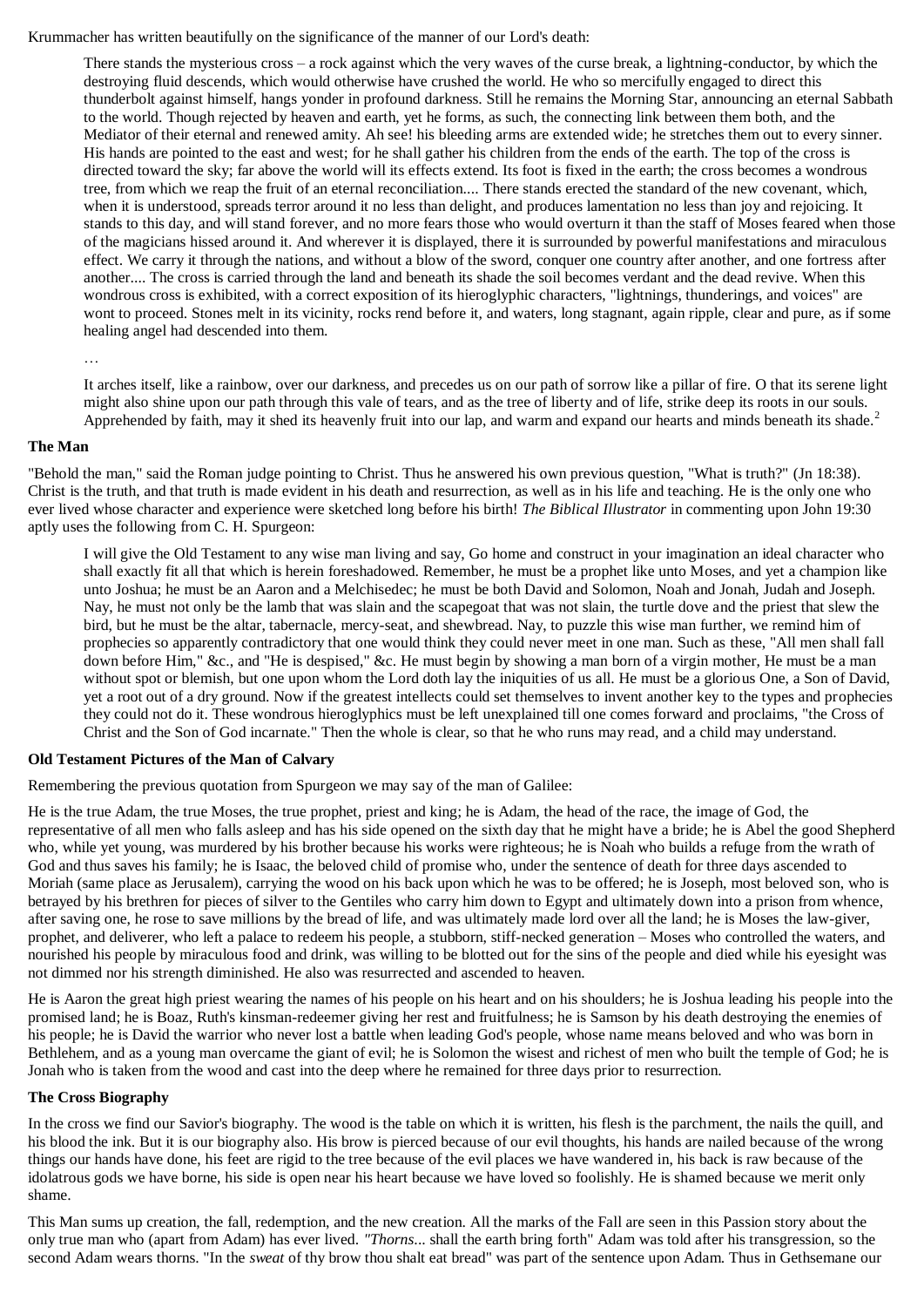Krummacher has written beautifully on the significance of the manner of our Lord's death:

> There stands the mysterious cross – a rock against which the very waves of the curse break, a lightning-conductor, by which the destroying fluid descends, which would otherwise have crushed the world. He who so mercifully engaged to direct this thunderbolt against himself, hangs yonder in profound darkness. Still he remains the Morning Star, announcing an eternal Sabbath to the world. Though rejected by heaven and earth, yet he forms, as such, the connecting link between them both, and the Mediator of their eternal and renewed amity. Ah see! his bleeding arms are extended wide; he stretches them out to every sinner. His hands are pointed to the east and west; for he shall gather his children from the ends of the earth. The top of the cross is directed toward the sky; far above the world will its effects extend. Its foot is fixed in the earth; the cross becomes a wondrous tree, from which we reap the fruit of an eternal reconciliation.... There stands erected the standard of the new covenant, which, when it is understood, spreads terror around it no less than delight, and produces lamentation no less than joy and rejoicing. It stands to this day, and will stand forever, and no more fears those who would overturn it than the staff of Moses feared when those of the magicians hissed around it. And wherever it is displayed, there it is surrounded by powerful manifestations and miraculous effect. We carry it through the nations, and without a blow of the sword, conquer one country after another, and one fortress after another.... The cross is carried through the land and beneath its shade the soil becomes verdant and the dead revive. When this wondrous cross is exhibited, with a correct exposition of its hieroglyphic characters, "lightnings, thunderings, and voices" are wont to proceed. Stones melt in its vicinity, rocks rend before it, and waters, long stagnant, again ripple, clear and pure, as if some healing angel had descended into them.
>
> …
>
> It arches itself, like a rainbow, over our darkness, and precedes us on our path of sorrow like a pillar of fire. O that its serene light might also shine upon our path through this vale of tears, and as the tree of liberty and of life, strike deep its roots in our souls. Apprehended by faith, may it shed its heavenly fruit into our lap, and warm and expand our hearts and minds beneath its shade.[2]

### The Man

"Behold the man," said the Roman judge pointing to Christ. Thus he answered his own previous question, "What is truth?" (Jn 18:38). Christ is the truth, and that truth is made evident in his death and resurrection, as well as in his life and teaching. He is the only one who ever lived whose character and experience were sketched long before his birth! *The Biblical Illustrator* in commenting upon John 19:30 aptly uses the following from C. H. Spurgeon:

> I will give the Old Testament to any wise man living and say, Go home and construct in your imagination an ideal character who shall exactly fit all that which is herein foreshadowed. Remember, he must be a prophet like unto Moses, and yet a champion like unto Joshua; he must be an Aaron and a Melchisedec; he must be both David and Solomon, Noah and Jonah, Judah and Joseph. Nay, he must not only be the lamb that was slain and the scapegoat that was not slain, the turtle dove and the priest that slew the bird, but he must be the altar, tabernacle, mercy-seat, and shewbread. Nay, to puzzle this wise man further, we remind him of prophecies so apparently contradictory that one would think they could never meet in one man. Such as these, "All men shall fall down before Him," &c., and "He is despised," &c. He must begin by showing a man born of a virgin mother, He must be a man without spot or blemish, but one upon whom the Lord doth lay the iniquities of us all. He must be a glorious One, a Son of David, yet a root out of a dry ground. Now if the greatest intellects could set themselves to invent another key to the types and prophecies they could not do it. These wondrous hieroglyphics must be left unexplained till one comes forward and proclaims, "the Cross of Christ and the Son of God incarnate." Then the whole is clear, so that he who runs may read, and a child may understand.

### Old Testament Pictures of the Man of Calvary

Remembering the previous quotation from Spurgeon we may say of the man of Galilee:

He is the true Adam, the true Moses, the true prophet, priest and king; he is Adam, the head of the race, the image of God, the representative of all men who falls asleep and has his side opened on the sixth day that he might have a bride; he is Abel the good Shepherd who, while yet young, was murdered by his brother because his works were righteous; he is Noah who builds a refuge from the wrath of God and thus saves his family; he is Isaac, the beloved child of promise who, under the sentence of death for three days ascended to Moriah (same place as Jerusalem), carrying the wood on his back upon which he was to be offered; he is Joseph, most beloved son, who is betrayed by his brethren for pieces of silver to the Gentiles who carry him down to Egypt and ultimately down into a prison from whence, after saving one, he rose to save millions by the bread of life, and was ultimately made lord over all the land; he is Moses the law-giver, prophet, and deliverer, who left a palace to redeem his people, a stubborn, stiff-necked generation – Moses who controlled the waters, and nourished his people by miraculous food and drink, was willing to be blotted out for the sins of the people and died while his eyesight was not dimmed nor his strength diminished. He also was resurrected and ascended to heaven.

He is Aaron the great high priest wearing the names of his people on his heart and on his shoulders; he is Joshua leading his people into the promised land; he is Boaz, Ruth's kinsman-redeemer giving her rest and fruitfulness; he is Samson by his death destroying the enemies of his people; he is David the warrior who never lost a battle when leading God's people, whose name means beloved and who was born in Bethlehem, and as a young man overcame the giant of evil; he is Solomon the wisest and richest of men who built the temple of God; he is Jonah who is taken from the wood and cast into the deep where he remained for three days prior to resurrection.

### The Cross Biography

In the cross we find our Savior's biography. The wood is the table on which it is written, his flesh is the parchment, the nails the quill, and his blood the ink. But it is our biography also. His brow is pierced because of our evil thoughts, his hands are nailed because of the wrong things our hands have done, his feet are rigid to the tree because of the evil places we have wandered in, his back is raw because of the idolatrous gods we have borne, his side is open near his heart because we have loved so foolishly. He is shamed because we merit only shame.

This Man sums up creation, the fall, redemption, and the new creation. All the marks of the Fall are seen in this Passion story about the only true man who (apart from Adam) has ever lived. "*Thorns*... shall the earth bring forth" Adam was told after his transgression, so the second Adam wears thorns. "In the *sweat* of thy brow thou shalt eat bread" was part of the sentence upon Adam. Thus in Gethsemane our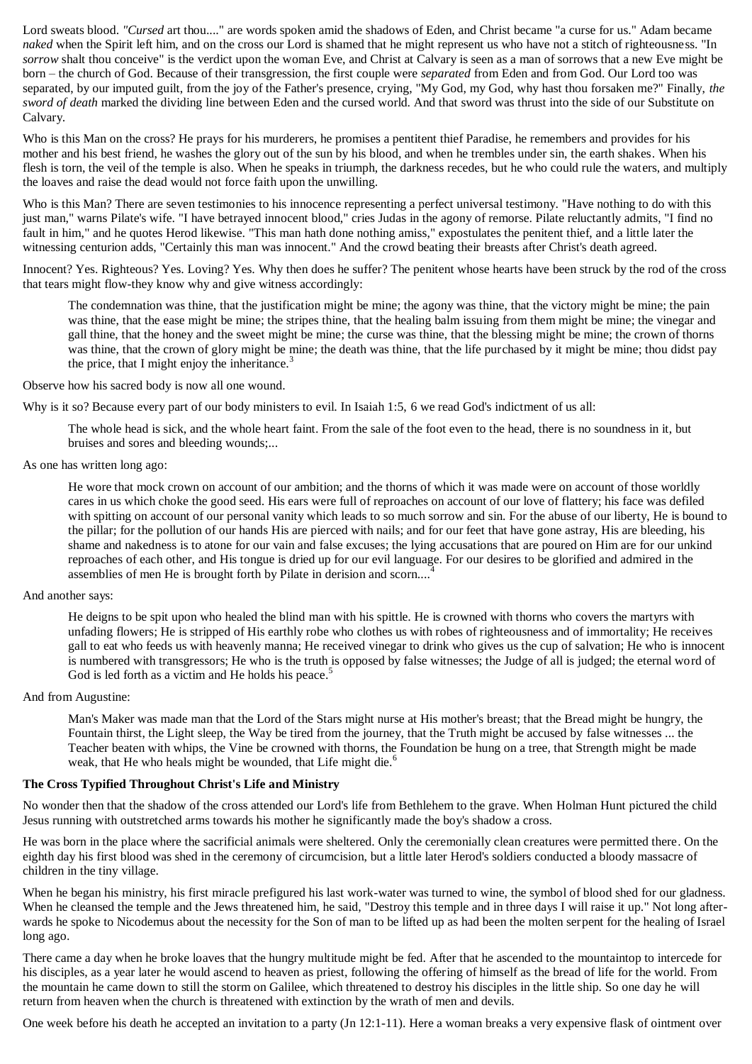Lord sweats blood. *"Cursed* art thou...." are words spoken amid the shadows of Eden, and Christ became "a curse for us." Adam became *naked* when the Spirit left him, and on the cross our Lord is shamed that he might represent us who have not a stitch of righteousness. "In *sorrow* shalt thou conceive" is the verdict upon the woman Eve, and Christ at Calvary is seen as a man of sorrows that a new Eve might be born – the church of God. Because of their transgression, the first couple were *separated* from Eden and from God. Our Lord too was separated, by our imputed guilt, from the joy of the Father's presence, crying, "My God, my God, why hast thou forsaken me?" Finally, *the sword of death* marked the dividing line between Eden and the cursed world. And that sword was thrust into the side of our Substitute on Calvary.

Who is this Man on the cross? He prays for his murderers, he promises a pentitent thief Paradise, he remembers and provides for his mother and his best friend, he washes the glory out of the sun by his blood, and when he trembles under sin, the earth shakes. When his flesh is torn, the veil of the temple is also. When he speaks in triumph, the darkness recedes, but he who could rule the waters, and multiply the loaves and raise the dead would not force faith upon the unwilling.

Who is this Man? There are seven testimonies to his innocence representing a perfect universal testimony. "Have nothing to do with this just man," warns Pilate's wife. "I have betrayed innocent blood," cries Judas in the agony of remorse. Pilate reluctantly admits, "I find no fault in him," and he quotes Herod likewise. "This man hath done nothing amiss," expostulates the penitent thief, and a little later the witnessing centurion adds, "Certainly this man was innocent." And the crowd beating their breasts after Christ's death agreed.

Innocent? Yes. Righteous? Yes. Loving? Yes. Why then does he suffer? The penitent whose hearts have been struck by the rod of the cross that tears might flow-they know why and give witness accordingly:

> The condemnation was thine, that the justification might be mine; the agony was thine, that the victory might be mine; the pain was thine, that the ease might be mine; the stripes thine, that the healing balm issuing from them might be mine; the vinegar and gall thine, that the honey and the sweet might be mine; the curse was thine, that the blessing might be mine; the crown of thorns was thine, that the crown of glory might be mine; the death was thine, that the life purchased by it might be mine; thou didst pay the price, that I might enjoy the inheritance.[3]

Observe how his sacred body is now all one wound.

Why is it so? Because every part of our body ministers to evil. In Isaiah 1:5, 6 we read God's indictment of us all:

> The whole head is sick, and the whole heart faint. From the sale of the foot even to the head, there is no soundness in it, but bruises and sores and bleeding wounds;...

As one has written long ago:

> He wore that mock crown on account of our ambition; and the thorns of which it was made were on account of those worldly cares in us which choke the good seed. His ears were full of reproaches on account of our love of flattery; his face was defiled with spitting on account of our personal vanity which leads to so much sorrow and sin. For the abuse of our liberty, He is bound to the pillar; for the pollution of our hands His are pierced with nails; and for our feet that have gone astray, His are bleeding, his shame and nakedness is to atone for our vain and false excuses; the lying accusations that are poured on Him are for our unkind reproaches of each other, and His tongue is dried up for our evil language. For our desires to be glorified and admired in the assemblies of men He is brought forth by Pilate in derision and scorn....[4]

And another says:

> He deigns to be spit upon who healed the blind man with his spittle. He is crowned with thorns who covers the martyrs with unfading flowers; He is stripped of His earthly robe who clothes us with robes of righteousness and of immortality; He receives gall to eat who feeds us with heavenly manna; He received vinegar to drink who gives us the cup of salvation; He who is innocent is numbered with transgressors; He who is the truth is opposed by false witnesses; the Judge of all is judged; the eternal word of God is led forth as a victim and He holds his peace.[5]

And from Augustine:

> Man's Maker was made man that the Lord of the Stars might nurse at His mother's breast; that the Bread might be hungry, the Fountain thirst, the Light sleep, the Way be tired from the journey, that the Truth might be accused by false witnesses ... the Teacher beaten with whips, the Vine be crowned with thorns, the Foundation be hung on a tree, that Strength might be made weak, that He who heals might be wounded, that Life might die.[6]

**The Cross Typified Throughout Christ's Life and Ministry**

No wonder then that the shadow of the cross attended our Lord's life from Bethlehem to the grave. When Holman Hunt pictured the child Jesus running with outstretched arms towards his mother he significantly made the boy's shadow a cross.

He was born in the place where the sacrificial animals were sheltered. Only the ceremonially clean creatures were permitted there. On the eighth day his first blood was shed in the ceremony of circumcision, but a little later Herod's soldiers conducted a bloody massacre of children in the tiny village.

When he began his ministry, his first miracle prefigured his last work-water was turned to wine, the symbol of blood shed for our gladness. When he cleansed the temple and the Jews threatened him, he said, "Destroy this temple and in three days I will raise it up." Not long afterwards he spoke to Nicodemus about the necessity for the Son of man to be lifted up as had been the molten serpent for the healing of Israel long ago.

There came a day when he broke loaves that the hungry multitude might be fed. After that he ascended to the mountaintop to intercede for his disciples, as a year later he would ascend to heaven as priest, following the offering of himself as the bread of life for the world. From the mountain he came down to still the storm on Galilee, which threatened to destroy his disciples in the little ship. So one day he will return from heaven when the church is threatened with extinction by the wrath of men and devils.

One week before his death he accepted an invitation to a party (Jn 12:1-11). Here a woman breaks a very expensive flask of ointment over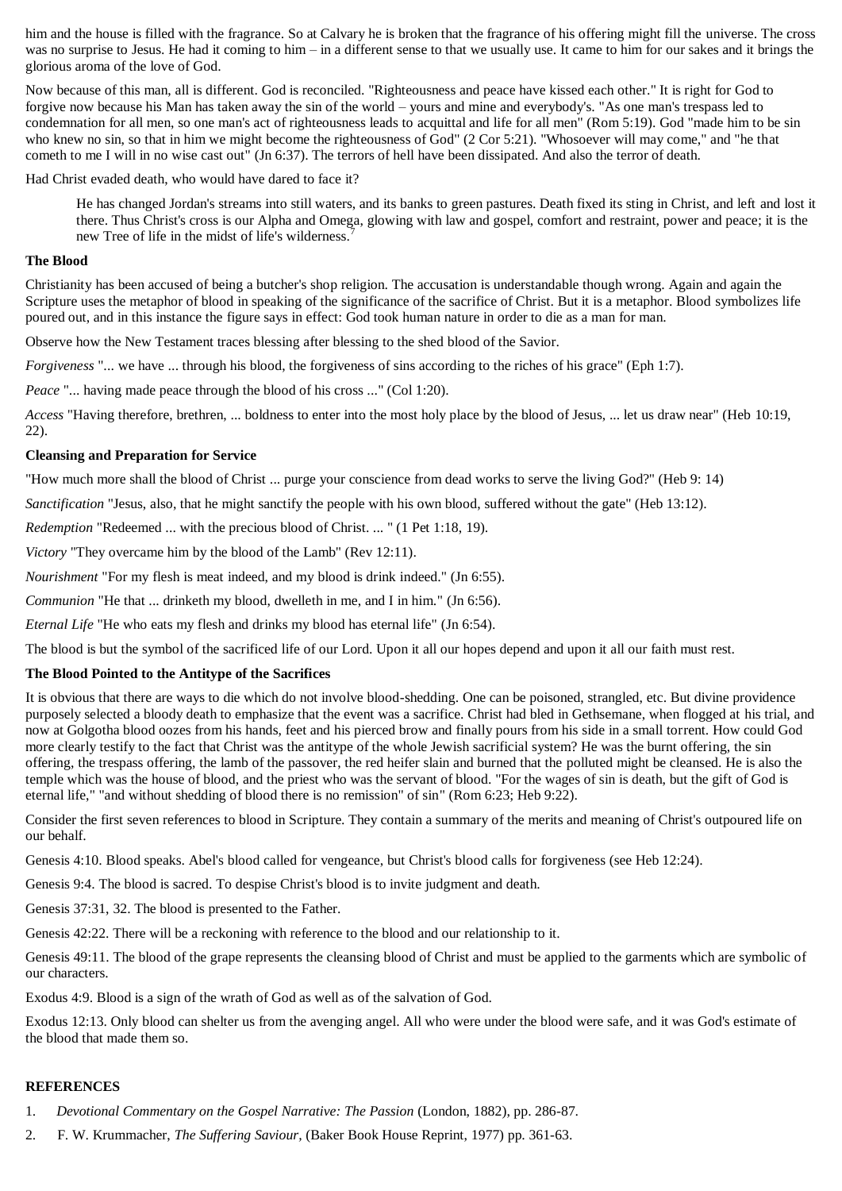him and the house is filled with the fragrance. So at Calvary he is broken that the fragrance of his offering might fill the universe. The cross was no surprise to Jesus. He had it coming to him – in a different sense to that we usually use. It came to him for our sakes and it brings the glorious aroma of the love of God.

Now because of this man, all is different. God is reconciled. "Righteousness and peace have kissed each other." It is right for God to forgive now because his Man has taken away the sin of the world – yours and mine and everybody's. "As one man's trespass led to condemnation for all men, so one man's act of righteousness leads to acquittal and life for all men" (Rom 5:19). God "made him to be sin who knew no sin, so that in him we might become the righteousness of God" (2 Cor 5:21). "Whosoever will may come," and "he that cometh to me I will in no wise cast out" (Jn 6:37). The terrors of hell have been dissipated. And also the terror of death.

Had Christ evaded death, who would have dared to face it?

> He has changed Jordan's streams into still waters, and its banks to green pastures. Death fixed its sting in Christ, and left and lost it there. Thus Christ's cross is our Alpha and Omega, glowing with law and gospel, comfort and restraint, power and peace; it is the new Tree of life in the midst of life's wilderness.[7]

### The Blood

Christianity has been accused of being a butcher's shop religion. The accusation is understandable though wrong. Again and again the Scripture uses the metaphor of blood in speaking of the significance of the sacrifice of Christ. But it is a metaphor. Blood symbolizes life poured out, and in this instance the figure says in effect: God took human nature in order to die as a man for man.

Observe how the New Testament traces blessing after blessing to the shed blood of the Savior.

*Forgiveness* "... we have ... through his blood, the forgiveness of sins according to the riches of his grace" (Eph 1:7).

*Peace* "... having made peace through the blood of his cross ..." (Col 1:20).

*Access* "Having therefore, brethren, ... boldness to enter into the most holy place by the blood of Jesus, ... let us draw near" (Heb 10:19, 22).

### Cleansing and Preparation for Service

"How much more shall the blood of Christ ... purge your conscience from dead works to serve the living God?" (Heb 9: 14)

*Sanctification* "Jesus, also, that he might sanctify the people with his own blood, suffered without the gate" (Heb 13:12).

*Redemption* "Redeemed ... with the precious blood of Christ. ... " (1 Pet 1:18, 19).

*Victory* "They overcame him by the blood of the Lamb" (Rev 12:11).

*Nourishment* "For my flesh is meat indeed, and my blood is drink indeed." (Jn 6:55).

*Communion* "He that ... drinketh my blood, dwelleth in me, and I in him." (Jn 6:56).

*Eternal Life* "He who eats my flesh and drinks my blood has eternal life" (Jn 6:54).

The blood is but the symbol of the sacrificed life of our Lord. Upon it all our hopes depend and upon it all our faith must rest.

### The Blood Pointed to the Antitype of the Sacrifices

It is obvious that there are ways to die which do not involve blood-shedding. One can be poisoned, strangled, etc. But divine providence purposely selected a bloody death to emphasize that the event was a sacrifice. Christ had bled in Gethsemane, when flogged at his trial, and now at Golgotha blood oozes from his hands, feet and his pierced brow and finally pours from his side in a small torrent. How could God more clearly testify to the fact that Christ was the antitype of the whole Jewish sacrificial system? He was the burnt offering, the sin offering, the trespass offering, the lamb of the passover, the red heifer slain and burned that the polluted might be cleansed. He is also the temple which was the house of blood, and the priest who was the servant of blood. "For the wages of sin is death, but the gift of God is eternal life," "and without shedding of blood there is no remission" of sin" (Rom 6:23; Heb 9:22).

Consider the first seven references to blood in Scripture. They contain a summary of the merits and meaning of Christ's outpoured life on our behalf.

Genesis 4:10. Blood speaks. Abel's blood called for vengeance, but Christ's blood calls for forgiveness (see Heb 12:24).

Genesis 9:4. The blood is sacred. To despise Christ's blood is to invite judgment and death.

Genesis 37:31, 32. The blood is presented to the Father.

Genesis 42:22. There will be a reckoning with reference to the blood and our relationship to it.

Genesis 49:11. The blood of the grape represents the cleansing blood of Christ and must be applied to the garments which are symbolic of our characters.

Exodus 4:9. Blood is a sign of the wrath of God as well as of the salvation of God.

Exodus 12:13. Only blood can shelter us from the avenging angel. All who were under the blood were safe, and it was God's estimate of the blood that made them so.

### REFERENCES

1. *Devotional Commentary on the Gospel Narrative: The Passion* (London, 1882), pp. 286-87.
2. F. W. Krummacher, *The Suffering Saviour*, (Baker Book House Reprint, 1977) pp. 361-63.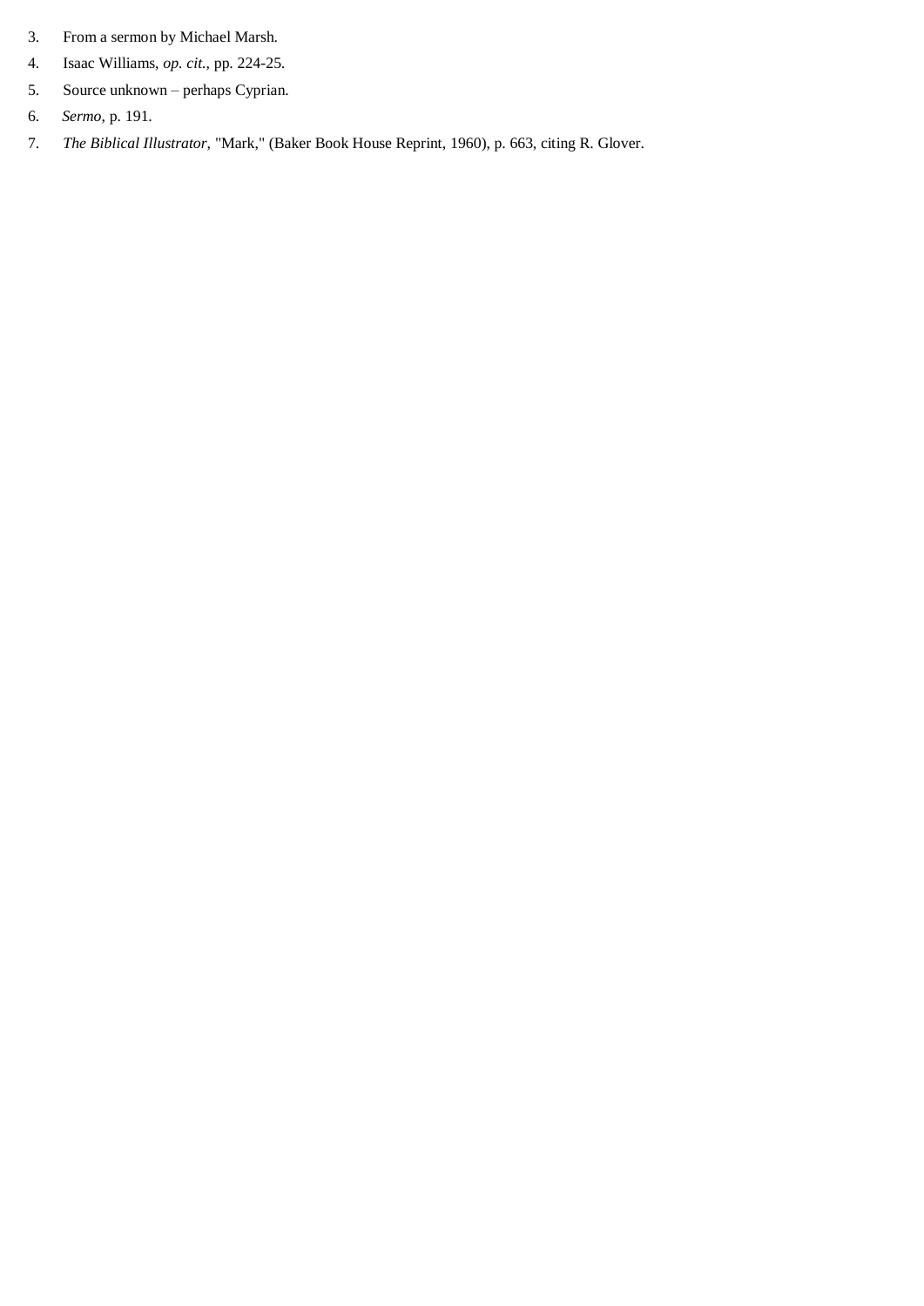3. From a sermon by Michael Marsh.
4. Isaac Williams, *op. cit.,* pp. 224-25.
5. Source unknown – perhaps Cyprian.
6. *Sermo,* p. 191.
7. *The Biblical Illustrator,* "Mark," (Baker Book House Reprint, 1960), p. 663, citing R. Glover.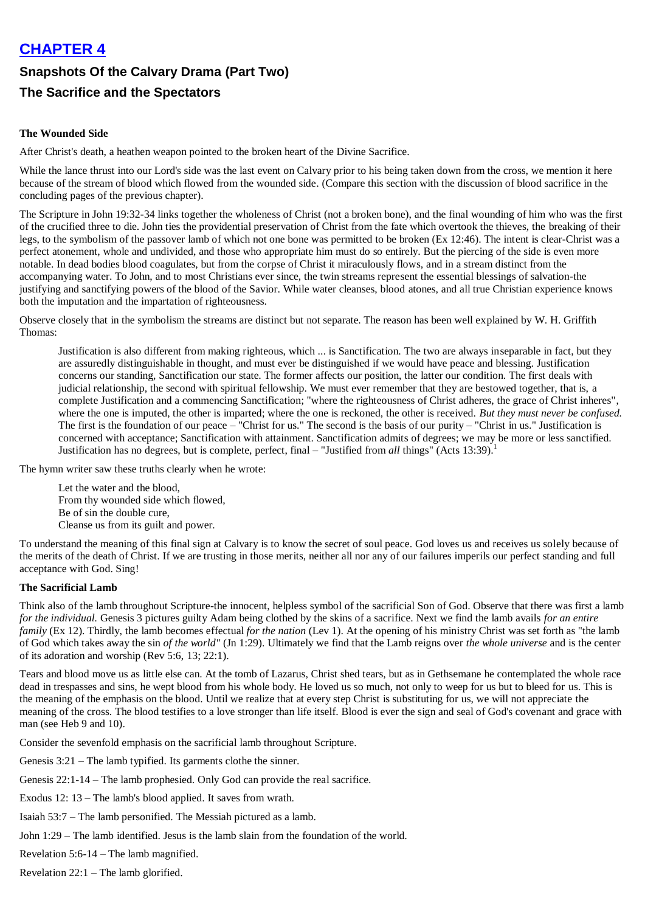# CHAPTER 4

## Snapshots Of the Calvary Drama (Part Two)

## The Sacrifice and the Spectators

### The Wounded Side

After Christ's death, a heathen weapon pointed to the broken heart of the Divine Sacrifice.

While the lance thrust into our Lord's side was the last event on Calvary prior to his being taken down from the cross, we mention it here because of the stream of blood which flowed from the wounded side. (Compare this section with the discussion of blood sacrifice in the concluding pages of the previous chapter).

The Scripture in John 19:32-34 links together the wholeness of Christ (not a broken bone), and the final wounding of him who was the first of the crucified three to die. John ties the providential preservation of Christ from the fate which overtook the thieves, the breaking of their legs, to the symbolism of the passover lamb of which not one bone was permitted to be broken (Ex 12:46). The intent is clear-Christ was a perfect atonement, whole and undivided, and those who appropriate him must do so entirely. But the piercing of the side is even more notable. In dead bodies blood coagulates, but from the corpse of Christ it miraculously flows, and in a stream distinct from the accompanying water. To John, and to most Christians ever since, the twin streams represent the essential blessings of salvation-the justifying and sanctifying powers of the blood of the Savior. While water cleanses, blood atones, and all true Christian experience knows both the imputation and the impartation of righteousness.

Observe closely that in the symbolism the streams are distinct but not separate. The reason has been well explained by W. H. Griffith Thomas:

> Justification is also different from making righteous, which ... is Sanctification. The two are always inseparable in fact, but they are assuredly distinguishable in thought, and must ever be distinguished if we would have peace and blessing. Justification concerns our standing, Sanctification our state. The former affects our position, the latter our condition. The first deals with judicial relationship, the second with spiritual fellowship. We must ever remember that they are bestowed together, that is, a complete Justification and a commencing Sanctification; "where the righteousness of Christ adheres, the grace of Christ inheres", where the one is imputed, the other is imparted; where the one is reckoned, the other is received. *But they must never be confused.* The first is the foundation of our peace – "Christ for us." The second is the basis of our purity – "Christ in us." Justification is concerned with acceptance; Sanctification with attainment. Sanctification admits of degrees; we may be more or less sanctified. Justification has no degrees, but is complete, perfect, final – "Justified from *all* things" (Acts 13:39).[1]

The hymn writer saw these truths clearly when he wrote:

> Let the water and the blood,
> From thy wounded side which flowed,
> Be of sin the double cure,
> Cleanse us from its guilt and power.

To understand the meaning of this final sign at Calvary is to know the secret of soul peace. God loves us and receives us solely because of the merits of the death of Christ. If we are trusting in those merits, neither all nor any of our failures imperils our perfect standing and full acceptance with God. Sing!

### The Sacrificial Lamb

Think also of the lamb throughout Scripture-the innocent, helpless symbol of the sacrificial Son of God. Observe that there was first a lamb *for the individual.* Genesis 3 pictures guilty Adam being clothed by the skins of a sacrifice. Next we find the lamb avails *for an entire family* (Ex 12). Thirdly, the lamb becomes effectual *for the nation* (Lev 1). At the opening of his ministry Christ was set forth as "the lamb of God which takes away the sin *of the world"* (Jn 1:29). Ultimately we find that the Lamb reigns over *the whole universe* and is the center of its adoration and worship (Rev 5:6, 13; 22:1).

Tears and blood move us as little else can. At the tomb of Lazarus, Christ shed tears, but as in Gethsemane he contemplated the whole race dead in trespasses and sins, he wept blood from his whole body. He loved us so much, not only to weep for us but to bleed for us. This is the meaning of the emphasis on the blood. Until we realize that at every step Christ is substituting for us, we will not appreciate the meaning of the cross. The blood testifies to a love stronger than life itself. Blood is ever the sign and seal of God's covenant and grace with man (see Heb 9 and 10).

Consider the sevenfold emphasis on the sacrificial lamb throughout Scripture.

Genesis 3:21 – The lamb typified. Its garments clothe the sinner.

Genesis 22:1-14 – The lamb prophesied. Only God can provide the real sacrifice.

Exodus 12: 13 – The lamb's blood applied. It saves from wrath.

Isaiah 53:7 – The lamb personified. The Messiah pictured as a lamb.

John 1:29 – The lamb identified. Jesus is the lamb slain from the foundation of the world.

Revelation 5:6-14 – The lamb magnified.

Revelation 22:1 – The lamb glorified.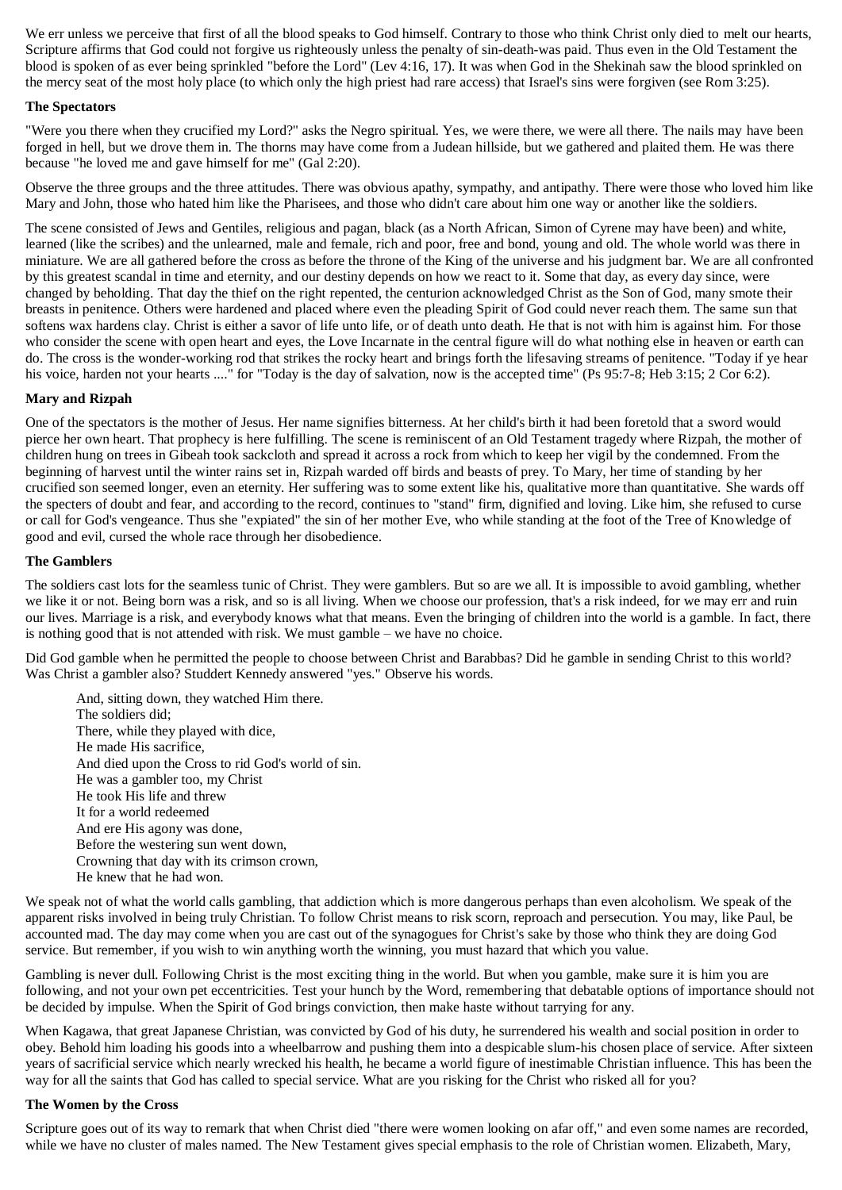We err unless we perceive that first of all the blood speaks to God himself. Contrary to those who think Christ only died to melt our hearts, Scripture affirms that God could not forgive us righteously unless the penalty of sin-death-was paid. Thus even in the Old Testament the blood is spoken of as ever being sprinkled "before the Lord" (Lev 4:16, 17). It was when God in the Shekinah saw the blood sprinkled on the mercy seat of the most holy place (to which only the high priest had rare access) that Israel's sins were forgiven (see Rom 3:25).

**The Spectators**

"Were you there when they crucified my Lord?" asks the Negro spiritual. Yes, we were there, we were all there. The nails may have been forged in hell, but we drove them in. The thorns may have come from a Judean hillside, but we gathered and plaited them. He was there because "he loved me and gave himself for me" (Gal 2:20).

Observe the three groups and the three attitudes. There was obvious apathy, sympathy, and antipathy. There were those who loved him like Mary and John, those who hated him like the Pharisees, and those who didn't care about him one way or another like the soldiers.

The scene consisted of Jews and Gentiles, religious and pagan, black (as a North African, Simon of Cyrene may have been) and white, learned (like the scribes) and the unlearned, male and female, rich and poor, free and bond, young and old. The whole world was there in miniature. We are all gathered before the cross as before the throne of the King of the universe and his judgment bar. We are all confronted by this greatest scandal in time and eternity, and our destiny depends on how we react to it. Some that day, as every day since, were changed by beholding. That day the thief on the right repented, the centurion acknowledged Christ as the Son of God, many smote their breasts in penitence. Others were hardened and placed where even the pleading Spirit of God could never reach them. The same sun that softens wax hardens clay. Christ is either a savor of life unto life, or of death unto death. He that is not with him is against him. For those who consider the scene with open heart and eyes, the Love Incarnate in the central figure will do what nothing else in heaven or earth can do. The cross is the wonder-working rod that strikes the rocky heart and brings forth the lifesaving streams of penitence. "Today if ye hear his voice, harden not your hearts ...." for "Today is the day of salvation, now is the accepted time" (Ps 95:7-8; Heb 3:15; 2 Cor 6:2).

**Mary and Rizpah**

One of the spectators is the mother of Jesus. Her name signifies bitterness. At her child's birth it had been foretold that a sword would pierce her own heart. That prophecy is here fulfilling. The scene is reminiscent of an Old Testament tragedy where Rizpah, the mother of children hung on trees in Gibeah took sackcloth and spread it across a rock from which to keep her vigil by the condemned. From the beginning of harvest until the winter rains set in, Rizpah warded off birds and beasts of prey. To Mary, her time of standing by her crucified son seemed longer, even an eternity. Her suffering was to some extent like his, qualitative more than quantitative. She wards off the specters of doubt and fear, and according to the record, continues to "stand" firm, dignified and loving. Like him, she refused to curse or call for God's vengeance. Thus she "expiated" the sin of her mother Eve, who while standing at the foot of the Tree of Knowledge of good and evil, cursed the whole race through her disobedience.

**The Gamblers**

The soldiers cast lots for the seamless tunic of Christ. They were gamblers. But so are we all. It is impossible to avoid gambling, whether we like it or not. Being born was a risk, and so is all living. When we choose our profession, that's a risk indeed, for we may err and ruin our lives. Marriage is a risk, and everybody knows what that means. Even the bringing of children into the world is a gamble. In fact, there is nothing good that is not attended with risk. We must gamble – we have no choice.

Did God gamble when he permitted the people to choose between Christ and Barabbas? Did he gamble in sending Christ to this world? Was Christ a gambler also? Studdert Kennedy answered "yes." Observe his words.

> And, sitting down, they watched Him there.
> The soldiers did;
> There, while they played with dice,
> He made His sacrifice,
> And died upon the Cross to rid God's world of sin.
> He was a gambler too, my Christ
> He took His life and threw
> It for a world redeemed
> And ere His agony was done,
> Before the westering sun went down,
> Crowning that day with its crimson crown,
> He knew that he had won.

We speak not of what the world calls gambling, that addiction which is more dangerous perhaps than even alcoholism. We speak of the apparent risks involved in being truly Christian. To follow Christ means to risk scorn, reproach and persecution. You may, like Paul, be accounted mad. The day may come when you are cast out of the synagogues for Christ's sake by those who think they are doing God service. But remember, if you wish to win anything worth the winning, you must hazard that which you value.

Gambling is never dull. Following Christ is the most exciting thing in the world. But when you gamble, make sure it is him you are following, and not your own pet eccentricities. Test your hunch by the Word, remembering that debatable options of importance should not be decided by impulse. When the Spirit of God brings conviction, then make haste without tarrying for any.

When Kagawa, that great Japanese Christian, was convicted by God of his duty, he surrendered his wealth and social position in order to obey. Behold him loading his goods into a wheelbarrow and pushing them into a despicable slum-his chosen place of service. After sixteen years of sacrificial service which nearly wrecked his health, he became a world figure of inestimable Christian influence. This has been the way for all the saints that God has called to special service. What are you risking for the Christ who risked all for you?

**The Women by the Cross**

Scripture goes out of its way to remark that when Christ died "there were women looking on afar off," and even some names are recorded, while we have no cluster of males named. The New Testament gives special emphasis to the role of Christian women. Elizabeth, Mary,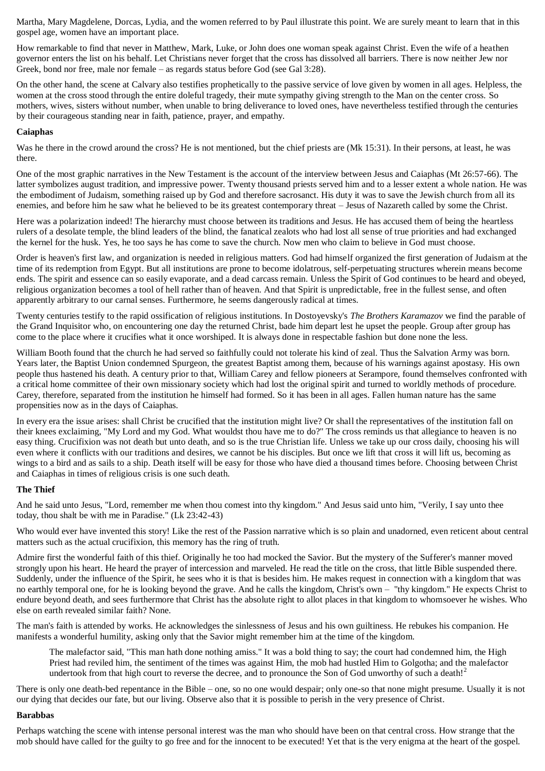Martha, Mary Magdelene, Dorcas, Lydia, and the women referred to by Paul illustrate this point. We are surely meant to learn that in this gospel age, women have an important place.

How remarkable to find that never in Matthew, Mark, Luke, or John does one woman speak against Christ. Even the wife of a heathen governor enters the list on his behalf. Let Christians never forget that the cross has dissolved all barriers. There is now neither Jew nor Greek, bond nor free, male nor female – as regards status before God (see Gal 3:28).

On the other hand, the scene at Calvary also testifies prophetically to the passive service of love given by women in all ages. Helpless, the women at the cross stood through the entire doleful tragedy, their mute sympathy giving strength to the Man on the center cross. So mothers, wives, sisters without number, when unable to bring deliverance to loved ones, have nevertheless testified through the centuries by their courageous standing near in faith, patience, prayer, and empathy.

**Caiaphas**

Was he there in the crowd around the cross? He is not mentioned, but the chief priests are (Mk 15:31). In their persons, at least, he was there.

One of the most graphic narratives in the New Testament is the account of the interview between Jesus and Caiaphas (Mt 26:57-66). The latter symbolizes august tradition, and impressive power. Twenty thousand priests served him and to a lesser extent a whole nation. He was the embodiment of Judaism, something raised up by God and therefore sacrosanct. His duty it was to save the Jewish church from all its enemies, and before him he saw what he believed to be its greatest contemporary threat – Jesus of Nazareth called by some the Christ.

Here was a polarization indeed! The hierarchy must choose between its traditions and Jesus. He has accused them of being the heartless rulers of a desolate temple, the blind leaders of the blind, the fanatical zealots who had lost all sense of true priorities and had exchanged the kernel for the husk. Yes, he too says he has come to save the church. Now men who claim to believe in God must choose.

Order is heaven's first law, and organization is needed in religious matters. God had himself organized the first generation of Judaism at the time of its redemption from Egypt. But all institutions are prone to become idolatrous, self-perpetuating structures wherein means become ends. The spirit and essence can so easily evaporate, and a dead carcass remain. Unless the Spirit of God continues to be heard and obeyed, religious organization becomes a tool of hell rather than of heaven. And that Spirit is unpredictable, free in the fullest sense, and often apparently arbitrary to our carnal senses. Furthermore, he seems dangerously radical at times.

Twenty centuries testify to the rapid ossification of religious institutions. In Dostoyevsky's *The Brothers Karamazov* we find the parable of the Grand Inquisitor who, on encountering one day the returned Christ, bade him depart lest he upset the people. Group after group has come to the place where it crucifies what it once worshiped. It is always done in respectable fashion but done none the less.

William Booth found that the church he had served so faithfully could not tolerate his kind of zeal. Thus the Salvation Army was born. Years later, the Baptist Union condemned Spurgeon, the greatest Baptist among them, because of his warnings against apostasy. His own people thus hastened his death. A century prior to that, William Carey and fellow pioneers at Serampore, found themselves confronted with a critical home committee of their own missionary society which had lost the original spirit and turned to worldly methods of procedure. Carey, therefore, separated from the institution he himself had formed. So it has been in all ages. Fallen human nature has the same propensities now as in the days of Caiaphas.

In every era the issue arises: shall Christ be crucified that the institution might live? Or shall the representatives of the institution fall on their knees exclaiming, "My Lord and my God. What wouldst thou have me to do?" The cross reminds us that allegiance to heaven is no easy thing. Crucifixion was not death but unto death, and so is the true Christian life. Unless we take up our cross daily, choosing his will even where it conflicts with our traditions and desires, we cannot be his disciples. But once we lift that cross it will lift us, becoming as wings to a bird and as sails to a ship. Death itself will be easy for those who have died a thousand times before. Choosing between Christ and Caiaphas in times of religious crisis is one such death.

**The Thief**

And he said unto Jesus, "Lord, remember me when thou comest into thy kingdom." And Jesus said unto him, "Verily, I say unto thee today, thou shalt be with me in Paradise." (Lk 23:42-43)

Who would ever have invented this story! Like the rest of the Passion narrative which is so plain and unadorned, even reticent about central matters such as the actual crucifixion, this memory has the ring of truth.

Admire first the wonderful faith of this thief. Originally he too had mocked the Savior. But the mystery of the Sufferer's manner moved strongly upon his heart. He heard the prayer of intercession and marveled. He read the title on the cross, that little Bible suspended there. Suddenly, under the influence of the Spirit, he sees who it is that is besides him. He makes request in connection with a kingdom that was no earthly temporal one, for he is looking beyond the grave. And he calls the kingdom, Christ's own – "thy kingdom." He expects Christ to endure beyond death, and sees furthermore that Christ has the absolute right to allot places in that kingdom to whomsoever he wishes. Who else on earth revealed similar faith? None.

The man's faith is attended by works. He acknowledges the sinlessness of Jesus and his own guiltiness. He rebukes his companion. He manifests a wonderful humility, asking only that the Savior might remember him at the time of the kingdom.

> The malefactor said, "This man hath done nothing amiss." It was a bold thing to say; the court had condemned him, the High Priest had reviled him, the sentiment of the times was against Him, the mob had hustled Him to Golgotha; and the malefactor undertook from that high court to reverse the decree, and to pronounce the Son of God unworthy of such a death![2]

There is only one death-bed repentance in the Bible – one, so no one would despair; only one-so that none might presume. Usually it is not our dying that decides our fate, but our living. Observe also that it is possible to perish in the very presence of Christ.

**Barabbas**

Perhaps watching the scene with intense personal interest was the man who should have been on that central cross. How strange that the mob should have called for the guilty to go free and for the innocent to be executed! Yet that is the very enigma at the heart of the gospel.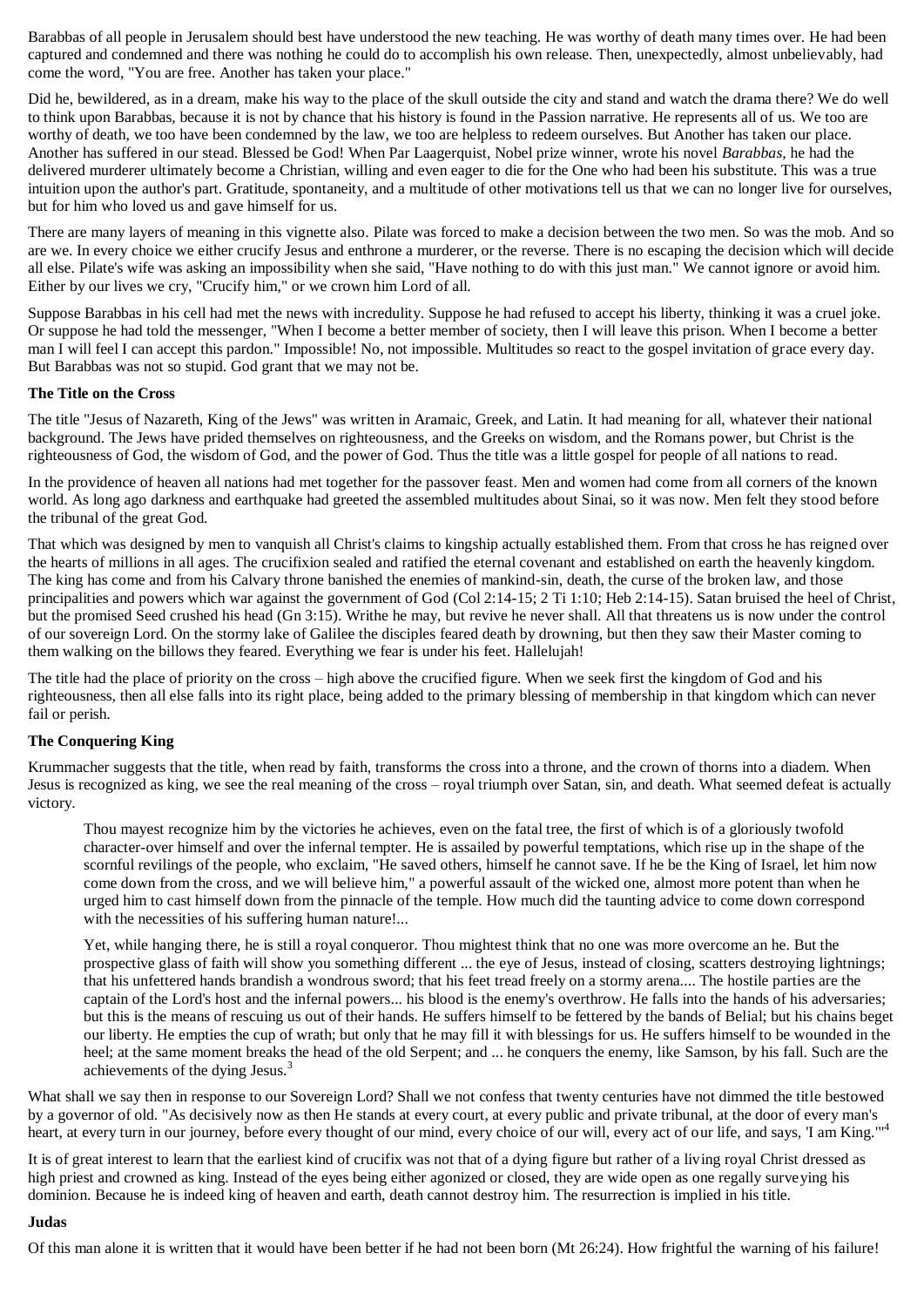Barabbas of all people in Jerusalem should best have understood the new teaching. He was worthy of death many times over. He had been captured and condemned and there was nothing he could do to accomplish his own release. Then, unexpectedly, almost unbelievably, had come the word, "You are free. Another has taken your place."

Did he, bewildered, as in a dream, make his way to the place of the skull outside the city and stand and watch the drama there? We do well to think upon Barabbas, because it is not by chance that his history is found in the Passion narrative. He represents all of us. We too are worthy of death, we too have been condemned by the law, we too are helpless to redeem ourselves. But Another has taken our place. Another has suffered in our stead. Blessed be God! When Par Laagerquist, Nobel prize winner, wrote his novel *Barabbas*, he had the delivered murderer ultimately become a Christian, willing and even eager to die for the One who had been his substitute. This was a true intuition upon the author's part. Gratitude, spontaneity, and a multitude of other motivations tell us that we can no longer live for ourselves, but for him who loved us and gave himself for us.

There are many layers of meaning in this vignette also. Pilate was forced to make a decision between the two men. So was the mob. And so are we. In every choice we either crucify Jesus and enthrone a murderer, or the reverse. There is no escaping the decision which will decide all else. Pilate's wife was asking an impossibility when she said, "Have nothing to do with this just man." We cannot ignore or avoid him. Either by our lives we cry, "Crucify him," or we crown him Lord of all.

Suppose Barabbas in his cell had met the news with incredulity. Suppose he had refused to accept his liberty, thinking it was a cruel joke. Or suppose he had told the messenger, "When I become a better member of society, then I will leave this prison. When I become a better man I will feel I can accept this pardon." Impossible! No, not impossible. Multitudes so react to the gospel invitation of grace every day. But Barabbas was not so stupid. God grant that we may not be.

**The Title on the Cross**

The title "Jesus of Nazareth, King of the Jews" was written in Aramaic, Greek, and Latin. It had meaning for all, whatever their national background. The Jews have prided themselves on righteousness, and the Greeks on wisdom, and the Romans power, but Christ is the righteousness of God, the wisdom of God, and the power of God. Thus the title was a little gospel for people of all nations to read.

In the providence of heaven all nations had met together for the passover feast. Men and women had come from all corners of the known world. As long ago darkness and earthquake had greeted the assembled multitudes about Sinai, so it was now. Men felt they stood before the tribunal of the great God.

That which was designed by men to vanquish all Christ's claims to kingship actually established them. From that cross he has reigned over the hearts of millions in all ages. The crucifixion sealed and ratified the eternal covenant and established on earth the heavenly kingdom. The king has come and from his Calvary throne banished the enemies of mankind-sin, death, the curse of the broken law, and those principalities and powers which war against the government of God (Col 2:14-15; 2 Ti 1:10; Heb 2:14-15). Satan bruised the heel of Christ, but the promised Seed crushed his head (Gn 3:15). Writhe he may, but revive he never shall. All that threatens us is now under the control of our sovereign Lord. On the stormy lake of Galilee the disciples feared death by drowning, but then they saw their Master coming to them walking on the billows they feared. Everything we fear is under his feet. Hallelujah!

The title had the place of priority on the cross – high above the crucified figure. When we seek first the kingdom of God and his righteousness, then all else falls into its right place, being added to the primary blessing of membership in that kingdom which can never fail or perish.

**The Conquering King**

Krummacher suggests that the title, when read by faith, transforms the cross into a throne, and the crown of thorns into a diadem. When Jesus is recognized as king, we see the real meaning of the cross – royal triumph over Satan, sin, and death. What seemed defeat is actually victory.

> Thou mayest recognize him by the victories he achieves, even on the fatal tree, the first of which is of a gloriously twofold character-over himself and over the infernal tempter. He is assailed by powerful temptations, which rise up in the shape of the scornful revilings of the people, who exclaim, "He saved others, himself he cannot save. If he be the King of Israel, let him now come down from the cross, and we will believe him," a powerful assault of the wicked one, almost more potent than when he urged him to cast himself down from the pinnacle of the temple. How much did the taunting advice to come down correspond with the necessities of his suffering human nature!...
>
> Yet, while hanging there, he is still a royal conqueror. Thou mightest think that no one was more overcome an he. But the prospective glass of faith will show you something different ... the eye of Jesus, instead of closing, scatters destroying lightnings; that his unfettered hands brandish a wondrous sword; that his feet tread freely on a stormy arena.... The hostile parties are the captain of the Lord's host and the infernal powers... his blood is the enemy's overthrow. He falls into the hands of his adversaries; but this is the means of rescuing us out of their hands. He suffers himself to be fettered by the bands of Belial; but his chains beget our liberty. He empties the cup of wrath; but only that he may fill it with blessings for us. He suffers himself to be wounded in the heel; at the same moment breaks the head of the old Serpent; and ... he conquers the enemy, like Samson, by his fall. Such are the achievements of the dying Jesus.[3]

What shall we say then in response to our Sovereign Lord? Shall we not confess that twenty centuries have not dimmed the title bestowed by a governor of old. "As decisively now as then He stands at every court, at every public and private tribunal, at the door of every man's heart, at every turn in our journey, before every thought of our mind, every choice of our will, every act of our life, and says, 'I am King.'"[4]

It is of great interest to learn that the earliest kind of crucifix was not that of a dying figure but rather of a living royal Christ dressed as high priest and crowned as king. Instead of the eyes being either agonized or closed, they are wide open as one regally surveying his dominion. Because he is indeed king of heaven and earth, death cannot destroy him. The resurrection is implied in his title.

**Judas**

Of this man alone it is written that it would have been better if he had not been born (Mt 26:24). How frightful the warning of his failure!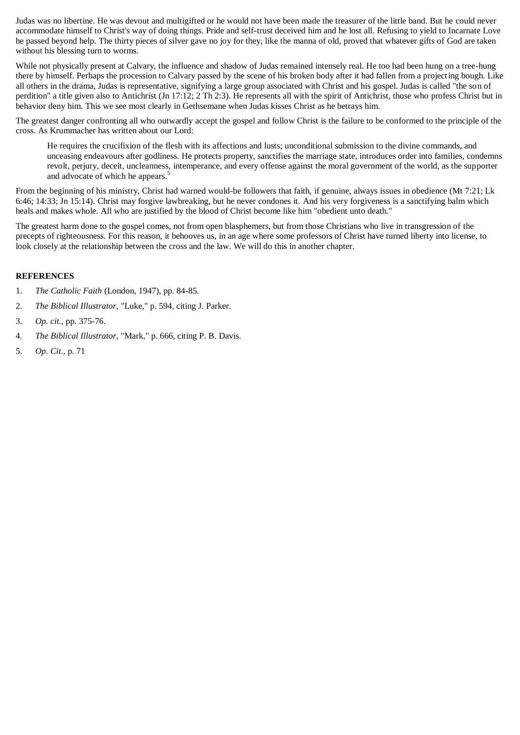Judas was no libertine. He was devout and multigifted or he would not have been made the treasurer of the little band. But he could never accommodate himself to Christ's way of doing things. Pride and self-trust deceived him and he lost all. Refusing to yield to Incarnate Love he passed beyond help. The thirty pieces of silver gave no joy for they, like the manna of old, proved that whatever gifts of God are taken without his blessing turn to worms.

While not physically present at Calvary, the influence and shadow of Judas remained intensely real. He too had been hung on a tree-hung there by himself. Perhaps the procession to Calvary passed by the scene of his broken body after it had fallen from a projecting bough. Like all others in the drama, Judas is representative, signifying a large group associated with Christ and his gospel. Judas is called "the son of perdition" a title given also to Antichrist (Jn 17:12; 2 Th 2:3). He represents all with the spirit of Antichrist, those who profess Christ but in behavior deny him. This we see most clearly in Gethsemane when Judas kisses Christ as he betrays him.

The greatest danger confronting all who outwardly accept the gospel and follow Christ is the failure to be conformed to the principle of the cross. As Krummacher has written about our Lord:

> He requires the crucifixion of the flesh with its affections and lusts; unconditional submission to the divine commands, and unceasing endeavours after godliness. He protects property, sanctifies the marriage state, introduces order into families, condemns revolt, perjury, deceit, uncleanness, intemperance, and every offense against the moral government of the world, as the supporter and advocate of which he appears.[5]

From the beginning of his ministry, Christ had warned would-be followers that faith, if genuine, always issues in obedience (Mt 7:21; Lk 6:46; 14:33; Jn 15:14). Christ may forgive lawbreaking, but he never condones it. And his very forgiveness is a sanctifying balm which heals and makes whole. All who are justified by the blood of Christ become like him "obedient unto death."

The greatest harm done to the gospel comes, not from open blasphemers, but from those Christians who live in transgression of the precepts of righteousness. For this reason, it behooves us, in an age where some professors of Christ have turned liberty into license, to look closely at the relationship between the cross and the law. We will do this in another chapter.

**REFERENCES**

1. *The Catholic Faith* (London, 1947), pp. 84-85.
2. *The Biblical Illustrator*, "Luke," p. 594, citing J. Parker.
3. *Op. cit.*, pp. 375-76.
4. *The Biblical Illustrator*, "Mark," p. 666, citing P. B. Davis.
5. *Op. Cit.*, p. 71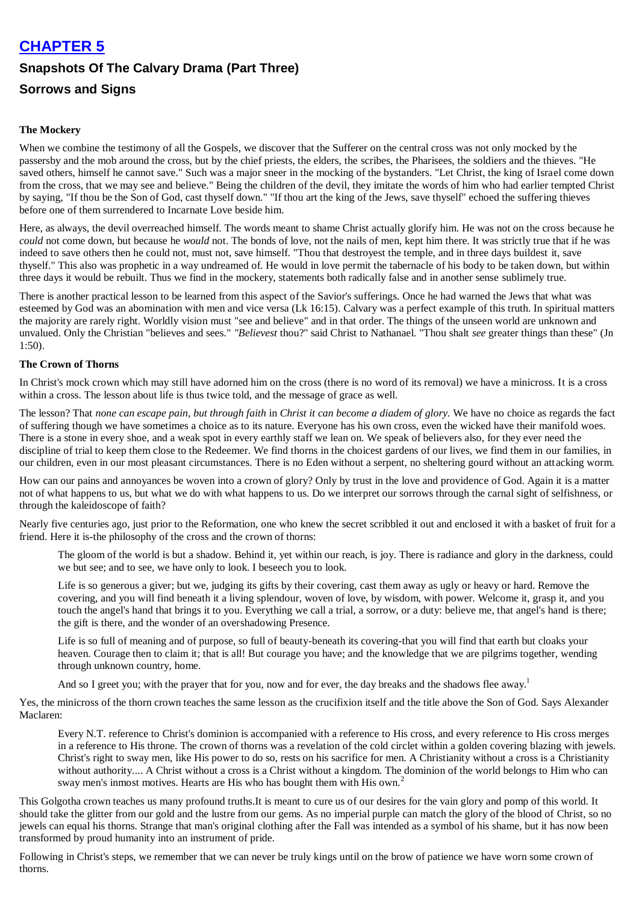# CHAPTER 5

## Snapshots Of The Calvary Drama (Part Three)

## Sorrows and Signs

**The Mockery**

When we combine the testimony of all the Gospels, we discover that the Sufferer on the central cross was not only mocked by the passersby and the mob around the cross, but by the chief priests, the elders, the scribes, the Pharisees, the soldiers and the thieves. "He saved others, himself he cannot save." Such was a major sneer in the mocking of the bystanders. "Let Christ, the king of Israel come down from the cross, that we may see and believe." Being the children of the devil, they imitate the words of him who had earlier tempted Christ by saying, "If thou be the Son of God, cast thyself down." "If thou art the king of the Jews, save thyself" echoed the suffering thieves before one of them surrendered to Incarnate Love beside him.

Here, as always, the devil overreached himself. The words meant to shame Christ actually glorify him. He was not on the cross because he *could* not come down, but because he *would* not. The bonds of love, not the nails of men, kept him there. It was strictly true that if he was indeed to save others then he could not, must not, save himself. "Thou that destroyest the temple, and in three days buildest it, save thyself." This also was prophetic in a way undreamed of. He would in love permit the tabernacle of his body to be taken down, but within three days it would be rebuilt. Thus we find in the mockery, statements both radically false and in another sense sublimely true.

There is another practical lesson to be learned from this aspect of the Savior's sufferings. Once he had warned the Jews that what was esteemed by God was an abomination with men and vice versa (Lk 16:15). Calvary was a perfect example of this truth. In spiritual matters the majority are rarely right. Worldly vision must "see and believe" and in that order. The things of the unseen world are unknown and unvalued. Only the Christian "believes and sees." *"Believest* thou?" said Christ to Nathanael. "Thou shalt *see* greater things than these" (Jn 1:50).

**The Crown of Thorns**

In Christ's mock crown which may still have adorned him on the cross (there is no word of its removal) we have a minicross. It is a cross within a cross. The lesson about life is thus twice told, and the message of grace as well.

The lesson? That *none can escape pain, but through faith* in *Christ it can become a diadem of glory.* We have no choice as regards the fact of suffering though we have sometimes a choice as to its nature. Everyone has his own cross, even the wicked have their manifold woes. There is a stone in every shoe, and a weak spot in every earthly staff we lean on. We speak of believers also, for they ever need the discipline of trial to keep them close to the Redeemer. We find thorns in the choicest gardens of our lives, we find them in our families, in our children, even in our most pleasant circumstances. There is no Eden without a serpent, no sheltering gourd without an attacking worm.

How can our pains and annoyances be woven into a crown of glory? Only by trust in the love and providence of God. Again it is a matter not of what happens to us, but what we do with what happens to us. Do we interpret our sorrows through the carnal sight of selfishness, or through the kaleidoscope of faith?

Nearly five centuries ago, just prior to the Reformation, one who knew the secret scribbled it out and enclosed it with a basket of fruit for a friend. Here it is-the philosophy of the cross and the crown of thorns:

> The gloom of the world is but a shadow. Behind it, yet within our reach, is joy. There is radiance and glory in the darkness, could we but see; and to see, we have only to look. I beseech you to look.
>
> Life is so generous a giver; but we, judging its gifts by their covering, cast them away as ugly or heavy or hard. Remove the covering, and you will find beneath it a living splendour, woven of love, by wisdom, with power. Welcome it, grasp it, and you touch the angel's hand that brings it to you. Everything we call a trial, a sorrow, or a duty: believe me, that angel's hand is there; the gift is there, and the wonder of an overshadowing Presence.
>
> Life is so full of meaning and of purpose, so full of beauty-beneath its covering-that you will find that earth but cloaks your heaven. Courage then to claim it; that is all! But courage you have; and the knowledge that we are pilgrims together, wending through unknown country, home.
>
> And so I greet you; with the prayer that for you, now and for ever, the day breaks and the shadows flee away.[1]

Yes, the minicross of the thorn crown teaches the same lesson as the crucifixion itself and the title above the Son of God. Says Alexander Maclaren:

> Every N.T. reference to Christ's dominion is accompanied with a reference to His cross, and every reference to His cross merges in a reference to His throne. The crown of thorns was a revelation of the cold circlet within a golden covering blazing with jewels. Christ's right to sway men, like His power to do so, rests on his sacrifice for men. A Christianity without a cross is a Christianity without authority.... A Christ without a cross is a Christ without a kingdom. The dominion of the world belongs to Him who can sway men's inmost motives. Hearts are His who has bought them with His own.[2]

This Golgotha crown teaches us many profound truths.It is meant to cure us of our desires for the vain glory and pomp of this world. It should take the glitter from our gold and the lustre from our gems. As no imperial purple can match the glory of the blood of Christ, so no jewels can equal his thorns. Strange that man's original clothing after the Fall was intended as a symbol of his shame, but it has now been transformed by proud humanity into an instrument of pride.

Following in Christ's steps, we remember that we can never be truly kings until on the brow of patience we have worn some crown of thorns.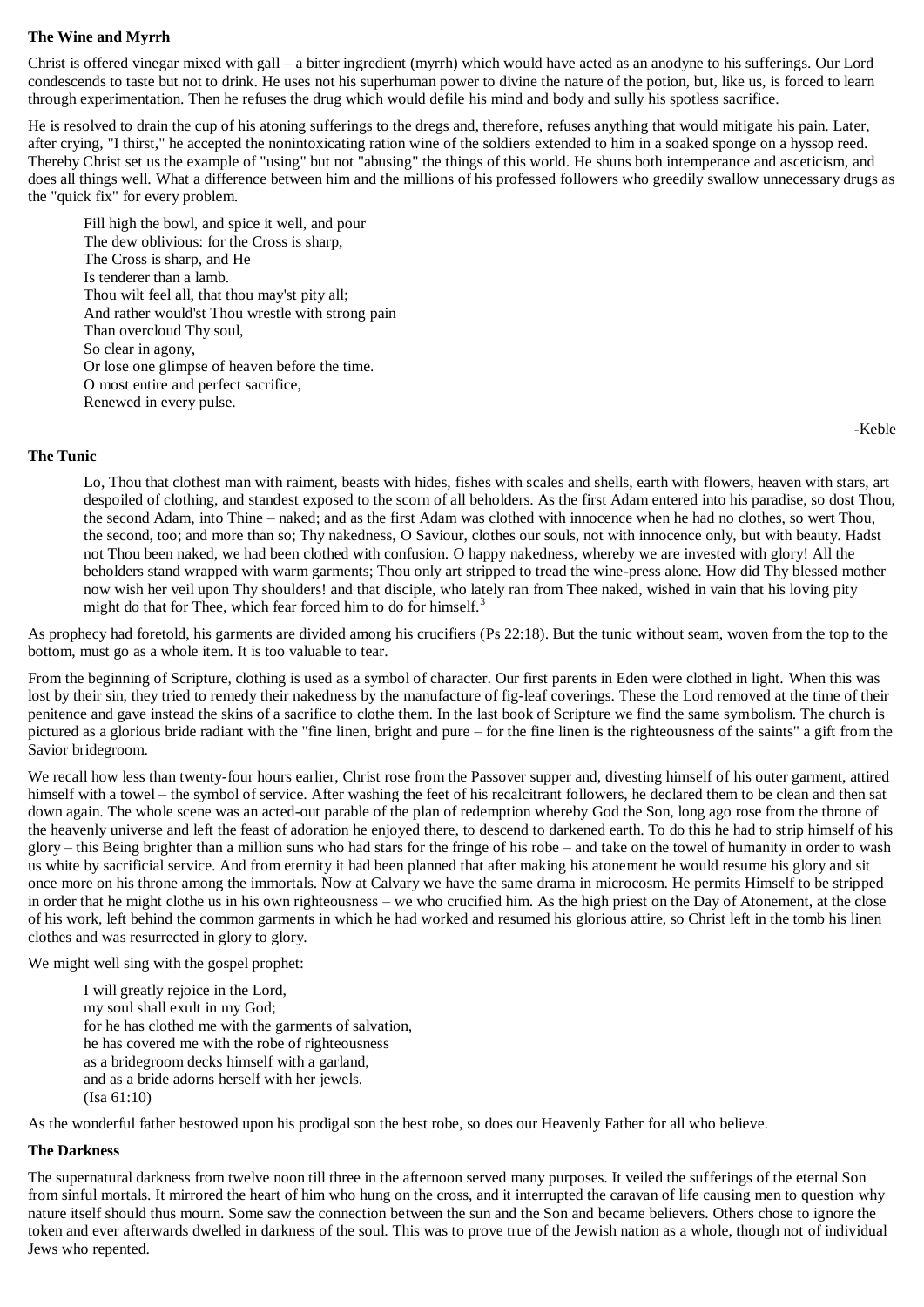**The Wine and Myrrh**

Christ is offered vinegar mixed with gall – a bitter ingredient (myrrh) which would have acted as an anodyne to his sufferings. Our Lord condescends to taste but not to drink. He uses not his superhuman power to divine the nature of the potion, but, like us, is forced to learn through experimentation. Then he refuses the drug which would defile his mind and body and sully his spotless sacrifice.

He is resolved to drain the cup of his atoning sufferings to the dregs and, therefore, refuses anything that would mitigate his pain. Later, after crying, "I thirst," he accepted the nonintoxicating ration wine of the soldiers extended to him in a soaked sponge on a hyssop reed. Thereby Christ set us the example of "using" but not "abusing" the things of this world. He shuns both intemperance and asceticism, and does all things well. What a difference between him and the millions of his professed followers who greedily swallow unnecessary drugs as the "quick fix" for every problem.

> Fill high the bowl, and spice it well, and pour
> The dew oblivious: for the Cross is sharp,
> The Cross is sharp, and He
> Is tenderer than a lamb.
> Thou wilt feel all, that thou may'st pity all;
> And rather would'st Thou wrestle with strong pain
> Than overcloud Thy soul,
> So clear in agony,
> Or lose one glimpse of heaven before the time.
> O most entire and perfect sacrifice,
> Renewed in every pulse.

-Keble

**The Tunic**

> Lo, Thou that clothest man with raiment, beasts with hides, fishes with scales and shells, earth with flowers, heaven with stars, art despoiled of clothing, and standest exposed to the scorn of all beholders. As the first Adam entered into his paradise, so dost Thou, the second Adam, into Thine – naked; and as the first Adam was clothed with innocence when he had no clothes, so wert Thou, the second, too; and more than so; Thy nakedness, O Saviour, clothes our souls, not with innocence only, but with beauty. Hadst not Thou been naked, we had been clothed with confusion. O happy nakedness, whereby we are invested with glory! All the beholders stand wrapped with warm garments; Thou only art stripped to tread the wine-press alone. How did Thy blessed mother now wish her veil upon Thy shoulders! and that disciple, who lately ran from Thee naked, wished in vain that his loving pity might do that for Thee, which fear forced him to do for himself.[3]

As prophecy had foretold, his garments are divided among his crucifiers (Ps 22:18). But the tunic without seam, woven from the top to the bottom, must go as a whole item. It is too valuable to tear.

From the beginning of Scripture, clothing is used as a symbol of character. Our first parents in Eden were clothed in light. When this was lost by their sin, they tried to remedy their nakedness by the manufacture of fig-leaf coverings. These the Lord removed at the time of their penitence and gave instead the skins of a sacrifice to clothe them. In the last book of Scripture we find the same symbolism. The church is pictured as a glorious bride radiant with the "fine linen, bright and pure – for the fine linen is the righteousness of the saints" a gift from the Savior bridegroom.

We recall how less than twenty-four hours earlier, Christ rose from the Passover supper and, divesting himself of his outer garment, attired himself with a towel – the symbol of service. After washing the feet of his recalcitrant followers, he declared them to be clean and then sat down again. The whole scene was an acted-out parable of the plan of redemption whereby God the Son, long ago rose from the throne of the heavenly universe and left the feast of adoration he enjoyed there, to descend to darkened earth. To do this he had to strip himself of his glory – this Being brighter than a million suns who had stars for the fringe of his robe – and take on the towel of humanity in order to wash us white by sacrificial service. And from eternity it had been planned that after making his atonement he would resume his glory and sit once more on his throne among the immortals. Now at Calvary we have the same drama in microcosm. He permits Himself to be stripped in order that he might clothe us in his own righteousness – we who crucified him. As the high priest on the Day of Atonement, at the close of his work, left behind the common garments in which he had worked and resumed his glorious attire, so Christ left in the tomb his linen clothes and was resurrected in glory to glory.

We might well sing with the gospel prophet:

> I will greatly rejoice in the Lord,
> my soul shall exult in my God;
> for he has clothed me with the garments of salvation,
> he has covered me with the robe of righteousness
> as a bridegroom decks himself with a garland,
> and as a bride adorns herself with her jewels.
> (Isa 61:10)

As the wonderful father bestowed upon his prodigal son the best robe, so does our Heavenly Father for all who believe.

**The Darkness**

The supernatural darkness from twelve noon till three in the afternoon served many purposes. It veiled the sufferings of the eternal Son from sinful mortals. It mirrored the heart of him who hung on the cross, and it interrupted the caravan of life causing men to question why nature itself should thus mourn. Some saw the connection between the sun and the Son and became believers. Others chose to ignore the token and ever afterwards dwelled in darkness of the soul. This was to prove true of the Jewish nation as a whole, though not of individual Jews who repented.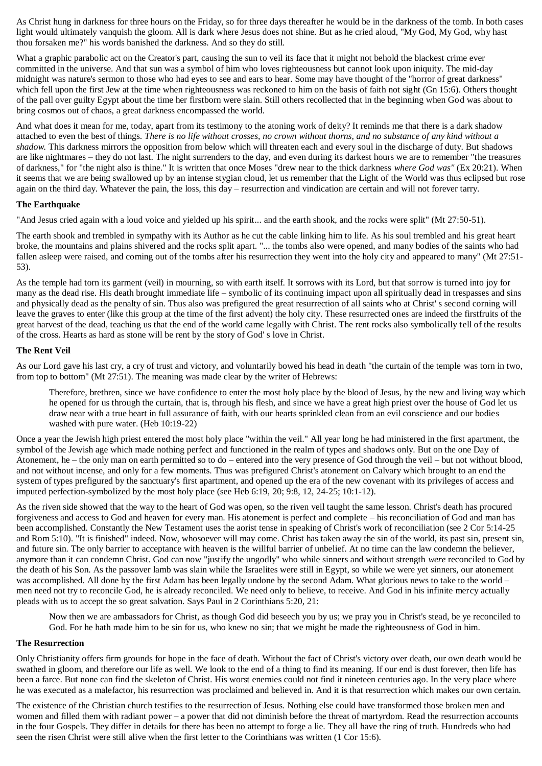As Christ hung in darkness for three hours on the Friday, so for three days thereafter he would be in the darkness of the tomb. In both cases light would ultimately vanquish the gloom. All is dark where Jesus does not shine. But as he cried aloud, "My God, My God, why hast thou forsaken me?" his words banished the darkness. And so they do still.

What a graphic parabolic act on the Creator's part, causing the sun to veil its face that it might not behold the blackest crime ever committed in the universe. And that sun was a symbol of him who loves righteousness but cannot look upon iniquity. The mid-day midnight was nature's sermon to those who had eyes to see and ears to hear. Some may have thought of the "horror of great darkness" which fell upon the first Jew at the time when righteousness was reckoned to him on the basis of faith not sight (Gn 15:6). Others thought of the pall over guilty Egypt about the time her firstborn were slain. Still others recollected that in the beginning when God was about to bring cosmos out of chaos, a great darkness encompassed the world.

And what does it mean for me, today, apart from its testimony to the atoning work of deity? It reminds me that there is a dark shadow attached to even the best of things. *There is no life without crosses, no crown without thorns, and no substance of any kind without a shadow.* This darkness mirrors the opposition from below which will threaten each and every soul in the discharge of duty. But shadows are like nightmares – they do not last. The night surrenders to the day, and even during its darkest hours we are to remember "the treasures of darkness," for "the night also is thine." It is written that once Moses "drew near to the thick darkness *where God was"* (Ex 20:21). When it seems that we are being swallowed up by an intense stygian cloud, let us remember that the Light of the World was thus eclipsed but rose again on the third day. Whatever the pain, the loss, this day – resurrection and vindication are certain and will not forever tarry.

### The Earthquake

"And Jesus cried again with a loud voice and yielded up his spirit... and the earth shook, and the rocks were split" (Mt 27:50-51).

The earth shook and trembled in sympathy with its Author as he cut the cable linking him to life. As his soul trembled and his great heart broke, the mountains and plains shivered and the rocks split apart. "... the tombs also were opened, and many bodies of the saints who had fallen asleep were raised, and coming out of the tombs after his resurrection they went into the holy city and appeared to many" (Mt 27:51-53).

As the temple had torn its garment (veil) in mourning, so with earth itself. It sorrows with its Lord, but that sorrow is turned into joy for many as the dead rise. His death brought immediate life – symbolic of its continuing impact upon all spiritually dead in trespasses and sins and physically dead as the penalty of sin. Thus also was prefigured the great resurrection of all saints who at Christ' s second corning will leave the graves to enter (like this group at the time of the first advent) the holy city. These resurrected ones are indeed the firstfruits of the great harvest of the dead, teaching us that the end of the world came legally with Christ. The rent rocks also symbolically tell of the results of the cross. Hearts as hard as stone will be rent by the story of God' s love in Christ.

### The Rent Veil

As our Lord gave his last cry, a cry of trust and victory, and voluntarily bowed his head in death "the curtain of the temple was torn in two, from top to bottom" (Mt 27:51). The meaning was made clear by the writer of Hebrews:

> Therefore, brethren, since we have confidence to enter the most holy place by the blood of Jesus, by the new and living way which he opened for us through the curtain, that is, through his flesh, and since we have a great high priest over the house of God let us draw near with a true heart in full assurance of faith, with our hearts sprinkled clean from an evil conscience and our bodies washed with pure water. (Heb 10:19-22)

Once a year the Jewish high priest entered the most holy place "within the veil." All year long he had ministered in the first apartment, the symbol of the Jewish age which made nothing perfect and functioned in the realm of types and shadows only. But on the one Day of Atonement, he – the only man on earth permitted so to do – entered into the very presence of God through the veil – but not without blood, and not without incense, and only for a few moments. Thus was prefigured Christ's atonement on Calvary which brought to an end the system of types prefigured by the sanctuary's first apartment, and opened up the era of the new covenant with its privileges of access and imputed perfection-symbolized by the most holy place (see Heb 6:19, 20; 9:8, 12, 24-25; 10:1-12).

As the riven side showed that the way to the heart of God was open, so the riven veil taught the same lesson. Christ's death has procured forgiveness and access to God and heaven for every man. His atonement is perfect and complete – his reconciliation of God and man has been accomplished. Constantly the New Testament uses the aorist tense in speaking of Christ's work of reconciliation (see 2 Cor 5:14-25 and Rom 5:10). "It is finished" indeed. Now, whosoever will may come. Christ has taken away the sin of the world, its past sin, present sin, and future sin. The only barrier to acceptance with heaven is the willful barrier of unbelief. At no time can the law condemn the believer, anymore than it can condemn Christ. God can now "justify the ungodly" who while sinners and without strength *were* reconciled to God by the death of his Son. As the passover lamb was slain while the Israelites were still in Egypt, so while we were yet sinners, our atonement was accomplished. All done by the first Adam has been legally undone by the second Adam. What glorious news to take to the world – men need not try to reconcile God, he is already reconciled. We need only to believe, to receive. And God in his infinite mercy actually pleads with us to accept the so great salvation. Says Paul in 2 Corinthians 5:20, 21:

> Now then we are ambassadors for Christ, as though God did beseech you by us; we pray you in Christ's stead, be ye reconciled to God. For he hath made him to be sin for us, who knew no sin; that we might be made the righteousness of God in him.

### The Resurrection

Only Christianity offers firm grounds for hope in the face of death. Without the fact of Christ's victory over death, our own death would be swathed in gloom, and therefore our life as well. We look to the end of a thing to find its meaning. If our end is dust forever, then life has been a farce. But none can find the skeleton of Christ. His worst enemies could not find it nineteen centuries ago. In the very place where he was executed as a malefactor, his resurrection was proclaimed and believed in. And it is that resurrection which makes our own certain.

The existence of the Christian church testifies to the resurrection of Jesus. Nothing else could have transformed those broken men and women and filled them with radiant power – a power that did not diminish before the threat of martyrdom. Read the resurrection accounts in the four Gospels. They differ in details for there has been no attempt to forge a lie. They all have the ring of truth. Hundreds who had seen the risen Christ were still alive when the first letter to the Corinthians was written (1 Cor 15:6).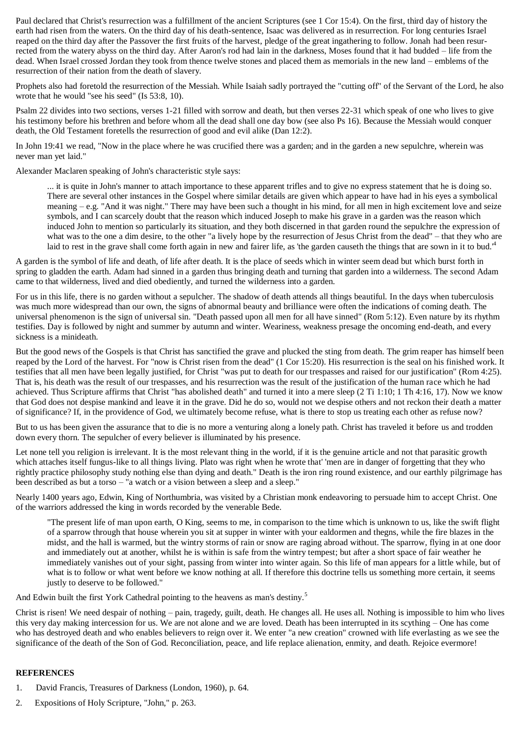Paul declared that Christ's resurrection was a fulfillment of the ancient Scriptures (see 1 Cor 15:4). On the first, third day of history the earth had risen from the waters. On the third day of his death-sentence, Isaac was delivered as in resurrection. For long centuries Israel reaped on the third day after the Passover the first fruits of the harvest, pledge of the great ingathering to follow. Jonah had been resurrected from the watery abyss on the third day. After Aaron's rod had lain in the darkness, Moses found that it had budded – life from the dead. When Israel crossed Jordan they took from thence twelve stones and placed them as memorials in the new land – emblems of the resurrection of their nation from the death of slavery.

Prophets also had foretold the resurrection of the Messiah. While Isaiah sadly portrayed the "cutting off" of the Servant of the Lord, he also wrote that he would "see his seed" (Is 53:8, 10).

Psalm 22 divides into two sections, verses 1-21 filled with sorrow and death, but then verses 22-31 which speak of one who lives to give his testimony before his brethren and before whom all the dead shall one day bow (see also Ps 16). Because the Messiah would conquer death, the Old Testament foretells the resurrection of good and evil alike (Dan 12:2).

In John 19:41 we read, "Now in the place where he was crucified there was a garden; and in the garden a new sepulchre, wherein was never man yet laid."

Alexander Maclaren speaking of John's characteristic style says:

> ... it is quite in John's manner to attach importance to these apparent trifles and to give no express statement that he is doing so. There are several other instances in the Gospel where similar details are given which appear to have had in his eyes a symbolical meaning – e.g. "And it was night." There may have been such a thought in his mind, for all men in high excitement love and seize symbols, and I can scarcely doubt that the reason which induced Joseph to make his grave in a garden was the reason which induced John to mention so particularly its situation, and they both discerned in that garden round the sepulchre the expression of what was to the one a dim desire, to the other "a lively hope by the resurrection of Jesus Christ from the dead" – that they who are laid to rest in the grave shall come forth again in new and fairer life, as 'the garden causeth the things that are sown in it to bud.'[4]

A garden is the symbol of life and death, of life after death. It is the place of seeds which in winter seem dead but which burst forth in spring to gladden the earth. Adam had sinned in a garden thus bringing death and turning that garden into a wilderness. The second Adam came to that wilderness, lived and died obediently, and turned the wilderness into a garden.

For us in this life, there is no garden without a sepulcher. The shadow of death attends all things beautiful. In the days when tuberculosis was much more widespread than our own, the signs of abnormal beauty and brilliance were often the indications of coming death. The universal phenomenon is the sign of universal sin. "Death passed upon all men for all have sinned" (Rom 5:12). Even nature by its rhythm testifies. Day is followed by night and summer by autumn and winter. Weariness, weakness presage the oncoming end-death, and every sickness is a minideath.

But the good news of the Gospels is that Christ has sanctified the grave and plucked the sting from death. The grim reaper has himself been reaped by the Lord of the harvest. For "now is Christ risen from the dead" (1 Cor 15:20). His resurrection is the seal on his finished work. It testifies that all men have been legally justified, for Christ "was put to death for our trespasses and raised for our justification" (Rom 4:25). That is, his death was the result of our trespasses, and his resurrection was the result of the justification of the human race which he had achieved. Thus Scripture affirms that Christ "has abolished death" and turned it into a mere sleep (2 Ti 1:10; 1 Th 4:16, 17). Now we know that God does not despise mankind and leave it in the grave. Did he do so, would not we despise others and not reckon their death a matter of significance? If, in the providence of God, we ultimately become refuse, what is there to stop us treating each other as refuse now?

But to us has been given the assurance that to die is no more a venturing along a lonely path. Christ has traveled it before us and trodden down every thorn. The sepulcher of every believer is illuminated by his presence.

Let none tell you religion is irrelevant. It is the most relevant thing in the world, if it is the genuine article and not that parasitic growth which attaches itself fungus-like to all things living. Plato was right when he wrote that' 'men are in danger of forgetting that they who rightly practice philosophy study nothing else than dying and death." Death is the iron ring round existence, and our earthly pilgrimage has been described as but a torso – "a watch or a vision between a sleep and a sleep."

Nearly 1400 years ago, Edwin, King of Northumbria, was visited by a Christian monk endeavoring to persuade him to accept Christ. One of the warriors addressed the king in words recorded by the venerable Bede.

> "The present life of man upon earth, O King, seems to me, in comparison to the time which is unknown to us, like the swift flight of a sparrow through that house wherein you sit at supper in winter with your ealdormen and thegns, while the fire blazes in the midst, and the hall is warmed, but the wintry storms of rain or snow are raging abroad without. The sparrow, flying in at one door and immediately out at another, whilst he is within is safe from the wintry tempest; but after a short space of fair weather he immediately vanishes out of your sight, passing from winter into winter again. So this life of man appears for a little while, but of what is to follow or what went before we know nothing at all. If therefore this doctrine tells us something more certain, it seems justly to deserve to be followed."

And Edwin built the first York Cathedral pointing to the heavens as man's destiny.[5]

Christ is risen! We need despair of nothing – pain, tragedy, guilt, death. He changes all. He uses all. Nothing is impossible to him who lives this very day making intercession for us. We are not alone and we are loved. Death has been interrupted in its scything – One has come who has destroyed death and who enables believers to reign over it. We enter "a new creation" crowned with life everlasting as we see the significance of the death of the Son of God. Reconciliation, peace, and life replace alienation, enmity, and death. Rejoice evermore!

**REFERENCES**

1. David Francis, Treasures of Darkness (London, 1960), p. 64.
2. Expositions of Holy Scripture, "John," p. 263.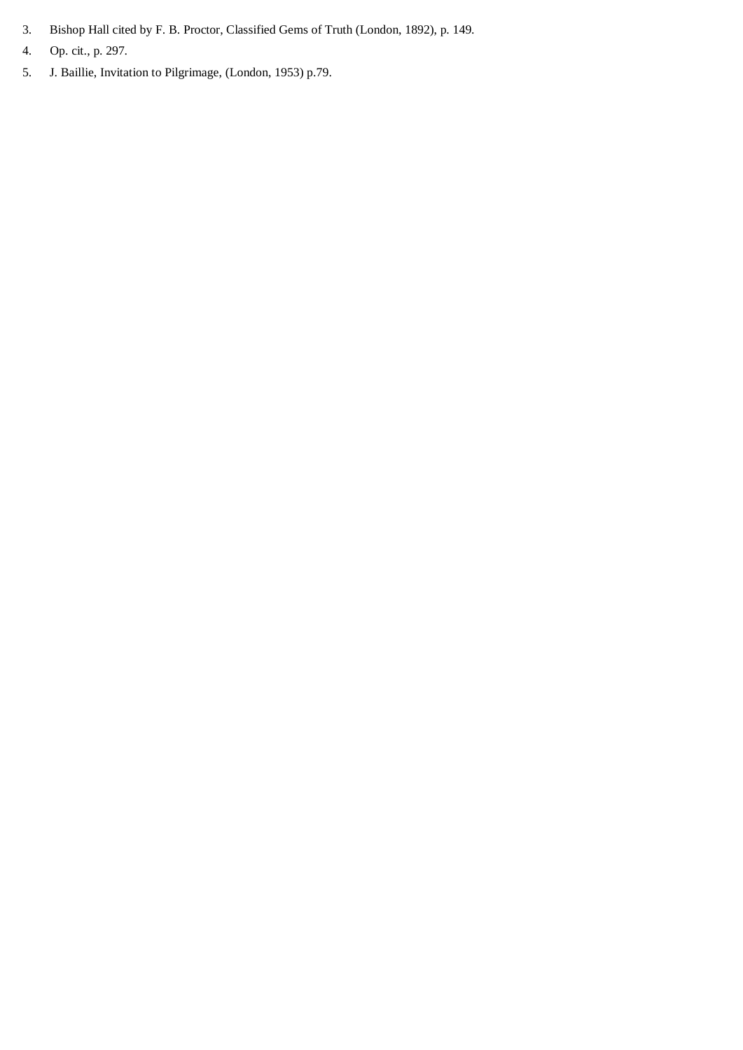3. Bishop Hall cited by F. B. Proctor, Classified Gems of Truth (London, 1892), p. 149.
4. Op. cit., p. 297.
5. J. Baillie, Invitation to Pilgrimage, (London, 1953) p.79.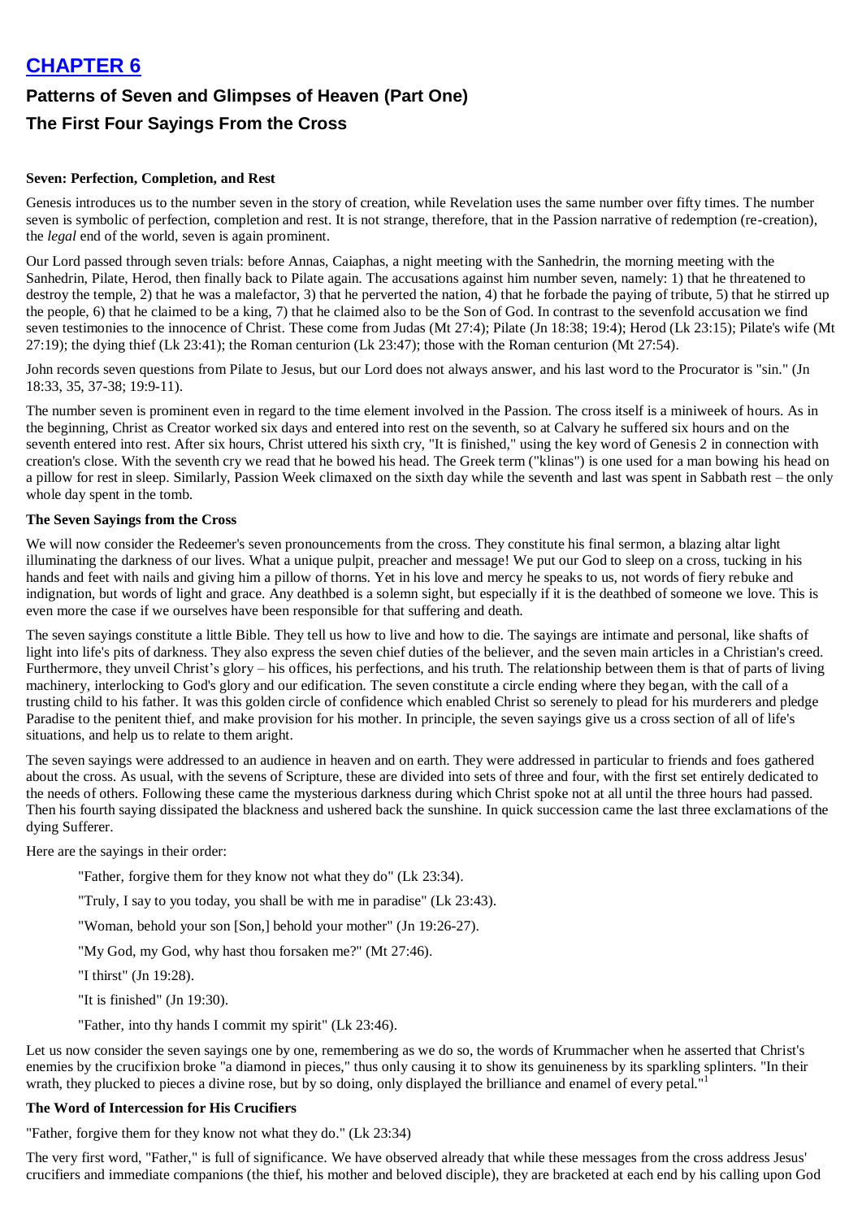# CHAPTER 6

## Patterns of Seven and Glimpses of Heaven (Part One)

## The First Four Sayings From the Cross

**Seven: Perfection, Completion, and Rest**

Genesis introduces us to the number seven in the story of creation, while Revelation uses the same number over fifty times. The number seven is symbolic of perfection, completion and rest. It is not strange, therefore, that in the Passion narrative of redemption (re-creation), the *legal* end of the world, seven is again prominent.

Our Lord passed through seven trials: before Annas, Caiaphas, a night meeting with the Sanhedrin, the morning meeting with the Sanhedrin, Pilate, Herod, then finally back to Pilate again. The accusations against him number seven, namely: 1) that he threatened to destroy the temple, 2) that he was a malefactor, 3) that he perverted the nation, 4) that he forbade the paying of tribute, 5) that he stirred up the people, 6) that he claimed to be a king, 7) that he claimed also to be the Son of God. In contrast to the sevenfold accusation we find seven testimonies to the innocence of Christ. These come from Judas (Mt 27:4); Pilate (Jn 18:38; 19:4); Herod (Lk 23:15); Pilate's wife (Mt 27:19); the dying thief (Lk 23:41); the Roman centurion (Lk 23:47); those with the Roman centurion (Mt 27:54).

John records seven questions from Pilate to Jesus, but our Lord does not always answer, and his last word to the Procurator is "sin." (Jn 18:33, 35, 37-38; 19:9-11).

The number seven is prominent even in regard to the time element involved in the Passion. The cross itself is a miniweek of hours. As in the beginning, Christ as Creator worked six days and entered into rest on the seventh, so at Calvary he suffered six hours and on the seventh entered into rest. After six hours, Christ uttered his sixth cry, "It is finished," using the key word of Genesis 2 in connection with creation's close. With the seventh cry we read that he bowed his head. The Greek term ("klinas") is one used for a man bowing his head on a pillow for rest in sleep. Similarly, Passion Week climaxed on the sixth day while the seventh and last was spent in Sabbath rest – the only whole day spent in the tomb.

**The Seven Sayings from the Cross**

We will now consider the Redeemer's seven pronouncements from the cross. They constitute his final sermon, a blazing altar light illuminating the darkness of our lives. What a unique pulpit, preacher and message! We put our God to sleep on a cross, tucking in his hands and feet with nails and giving him a pillow of thorns. Yet in his love and mercy he speaks to us, not words of fiery rebuke and indignation, but words of light and grace. Any deathbed is a solemn sight, but especially if it is the deathbed of someone we love. This is even more the case if we ourselves have been responsible for that suffering and death.

The seven sayings constitute a little Bible. They tell us how to live and how to die. The sayings are intimate and personal, like shafts of light into life's pits of darkness. They also express the seven chief duties of the believer, and the seven main articles in a Christian's creed. Furthermore, they unveil Christ's glory – his offices, his perfections, and his truth. The relationship between them is that of parts of living machinery, interlocking to God's glory and our edification. The seven constitute a circle ending where they began, with the call of a trusting child to his father. It was this golden circle of confidence which enabled Christ so serenely to plead for his murderers and pledge Paradise to the penitent thief, and make provision for his mother. In principle, the seven sayings give us a cross section of all of life's situations, and help us to relate to them aright.

The seven sayings were addressed to an audience in heaven and on earth. They were addressed in particular to friends and foes gathered about the cross. As usual, with the sevens of Scripture, these are divided into sets of three and four, with the first set entirely dedicated to the needs of others. Following these came the mysterious darkness during which Christ spoke not at all until the three hours had passed. Then his fourth saying dissipated the blackness and ushered back the sunshine. In quick succession came the last three exclamations of the dying Sufferer.

Here are the sayings in their order:

> "Father, forgive them for they know not what they do" (Lk 23:34).
>
> "Truly, I say to you today, you shall be with me in paradise" (Lk 23:43).
>
> "Woman, behold your son [Son,] behold your mother" (Jn 19:26-27).
>
> "My God, my God, why hast thou forsaken me?" (Mt 27:46).
>
> "I thirst" (Jn 19:28).
>
> "It is finished" (Jn 19:30).
>
> "Father, into thy hands I commit my spirit" (Lk 23:46).

Let us now consider the seven sayings one by one, remembering as we do so, the words of Krummacher when he asserted that Christ's enemies by the crucifixion broke "a diamond in pieces," thus only causing it to show its genuineness by its sparkling splinters. "In their wrath, they plucked to pieces a divine rose, but by so doing, only displayed the brilliance and enamel of every petal."[1]

**The Word of Intercession for His Crucifiers**

"Father, forgive them for they know not what they do." (Lk 23:34)

The very first word, "Father," is full of significance. We have observed already that while these messages from the cross address Jesus' crucifiers and immediate companions (the thief, his mother and beloved disciple), they are bracketed at each end by his calling upon God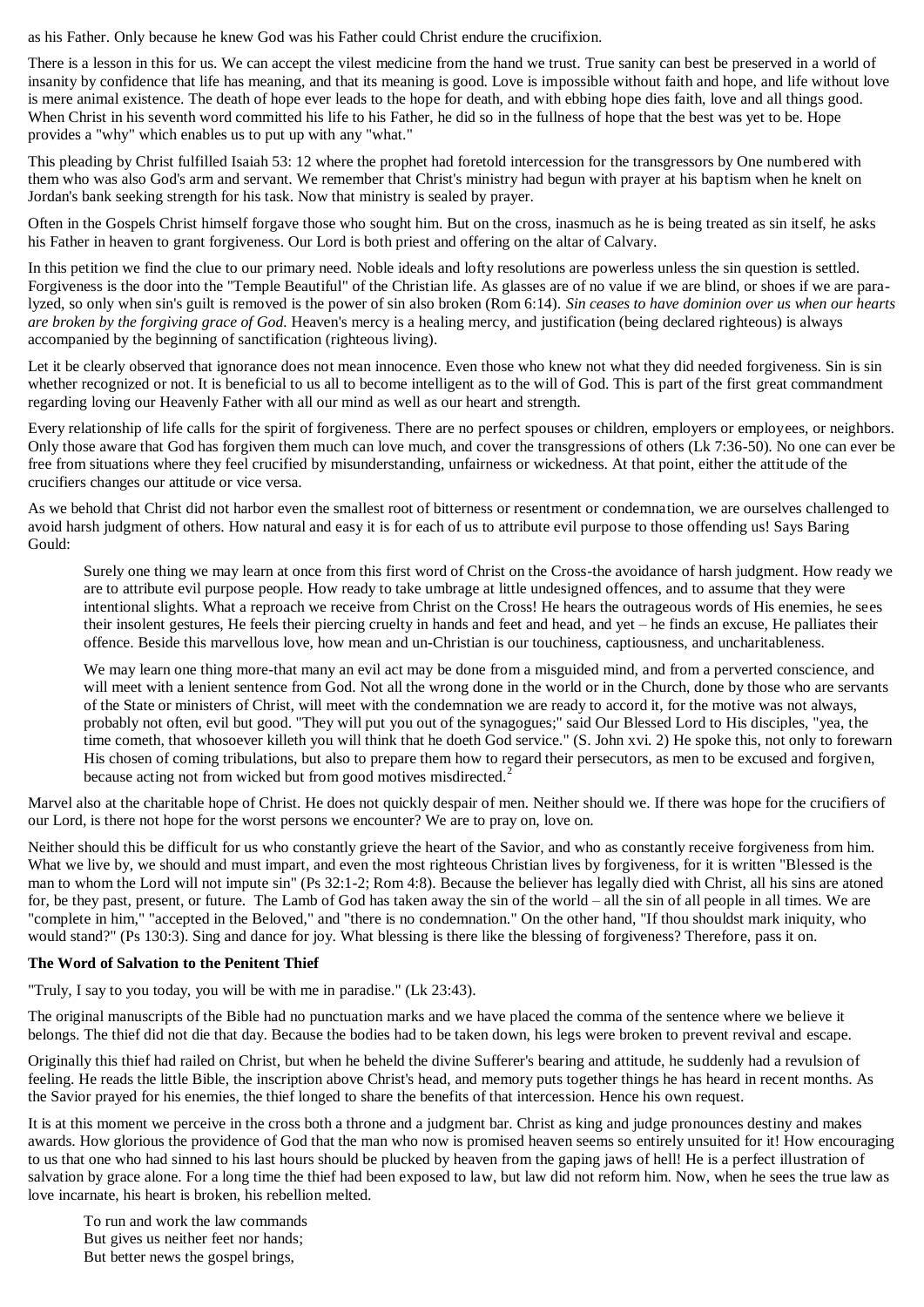as his Father. Only because he knew God was his Father could Christ endure the crucifixion.

There is a lesson in this for us. We can accept the vilest medicine from the hand we trust. True sanity can best be preserved in a world of insanity by confidence that life has meaning, and that its meaning is good. Love is impossible without faith and hope, and life without love is mere animal existence. The death of hope ever leads to the hope for death, and with ebbing hope dies faith, love and all things good. When Christ in his seventh word committed his life to his Father, he did so in the fullness of hope that the best was yet to be. Hope provides a "why" which enables us to put up with any "what."

This pleading by Christ fulfilled Isaiah 53: 12 where the prophet had foretold intercession for the transgressors by One numbered with them who was also God's arm and servant. We remember that Christ's ministry had begun with prayer at his baptism when he knelt on Jordan's bank seeking strength for his task. Now that ministry is sealed by prayer.

Often in the Gospels Christ himself forgave those who sought him. But on the cross, inasmuch as he is being treated as sin itself, he asks his Father in heaven to grant forgiveness. Our Lord is both priest and offering on the altar of Calvary.

In this petition we find the clue to our primary need. Noble ideals and lofty resolutions are powerless unless the sin question is settled. Forgiveness is the door into the "Temple Beautiful" of the Christian life. As glasses are of no value if we are blind, or shoes if we are paralyzed, so only when sin's guilt is removed is the power of sin also broken (Rom 6:14). *Sin ceases to have dominion over us when our hearts are broken by the forgiving grace of God.* Heaven's mercy is a healing mercy, and justification (being declared righteous) is always accompanied by the beginning of sanctification (righteous living).

Let it be clearly observed that ignorance does not mean innocence. Even those who knew not what they did needed forgiveness. Sin is sin whether recognized or not. It is beneficial to us all to become intelligent as to the will of God. This is part of the first great commandment regarding loving our Heavenly Father with all our mind as well as our heart and strength.

Every relationship of life calls for the spirit of forgiveness. There are no perfect spouses or children, employers or employees, or neighbors. Only those aware that God has forgiven them much can love much, and cover the transgressions of others (Lk 7:36-50). No one can ever be free from situations where they feel crucified by misunderstanding, unfairness or wickedness. At that point, either the attitude of the crucifiers changes our attitude or vice versa.

As we behold that Christ did not harbor even the smallest root of bitterness or resentment or condemnation, we are ourselves challenged to avoid harsh judgment of others. How natural and easy it is for each of us to attribute evil purpose to those offending us! Says Baring Gould:

> Surely one thing we may learn at once from this first word of Christ on the Cross-the avoidance of harsh judgment. How ready we are to attribute evil purpose people. How ready to take umbrage at little undesigned offences, and to assume that they were intentional slights. What a reproach we receive from Christ on the Cross! He hears the outrageous words of His enemies, he sees their insolent gestures, He feels their piercing cruelty in hands and feet and head, and yet – he finds an excuse, He palliates their offence. Beside this marvellous love, how mean and un-Christian is our touchiness, captiousness, and uncharitableness.
>
> We may learn one thing more-that many an evil act may be done from a misguided mind, and from a perverted conscience, and will meet with a lenient sentence from God. Not all the wrong done in the world or in the Church, done by those who are servants of the State or ministers of Christ, will meet with the condemnation we are ready to accord it, for the motive was not always, probably not often, evil but good. "They will put you out of the synagogues;" said Our Blessed Lord to His disciples, "yea, the time cometh, that whosoever killeth you will think that he doeth God service." (S. John xvi. 2) He spoke this, not only to forewarn His chosen of coming tribulations, but also to prepare them how to regard their persecutors, as men to be excused and forgiven, because acting not from wicked but from good motives misdirected.[2]

Marvel also at the charitable hope of Christ. He does not quickly despair of men. Neither should we. If there was hope for the crucifiers of our Lord, is there not hope for the worst persons we encounter? We are to pray on, love on.

Neither should this be difficult for us who constantly grieve the heart of the Savior, and who as constantly receive forgiveness from him. What we live by, we should and must impart, and even the most righteous Christian lives by forgiveness, for it is written "Blessed is the man to whom the Lord will not impute sin" (Ps 32:1-2; Rom 4:8). Because the believer has legally died with Christ, all his sins are atoned for, be they past, present, or future. The Lamb of God has taken away the sin of the world – all the sin of all people in all times. We are "complete in him," "accepted in the Beloved," and "there is no condemnation." On the other hand, "If thou shouldst mark iniquity, who would stand?" (Ps 130:3). Sing and dance for joy. What blessing is there like the blessing of forgiveness? Therefore, pass it on.

**The Word of Salvation to the Penitent Thief**

"Truly, I say to you today, you will be with me in paradise." (Lk 23:43).

The original manuscripts of the Bible had no punctuation marks and we have placed the comma of the sentence where we believe it belongs. The thief did not die that day. Because the bodies had to be taken down, his legs were broken to prevent revival and escape.

Originally this thief had railed on Christ, but when he beheld the divine Sufferer's bearing and attitude, he suddenly had a revulsion of feeling. He reads the little Bible, the inscription above Christ's head, and memory puts together things he has heard in recent months. As the Savior prayed for his enemies, the thief longed to share the benefits of that intercession. Hence his own request.

It is at this moment we perceive in the cross both a throne and a judgment bar. Christ as king and judge pronounces destiny and makes awards. How glorious the providence of God that the man who now is promised heaven seems so entirely unsuited for it! How encouraging to us that one who had sinned to his last hours should be plucked by heaven from the gaping jaws of hell! He is a perfect illustration of salvation by grace alone. For a long time the thief had been exposed to law, but law did not reform him. Now, when he sees the true law as love incarnate, his heart is broken, his rebellion melted.

> To run and work the law commands
> But gives us neither feet nor hands;
> But better news the gospel brings,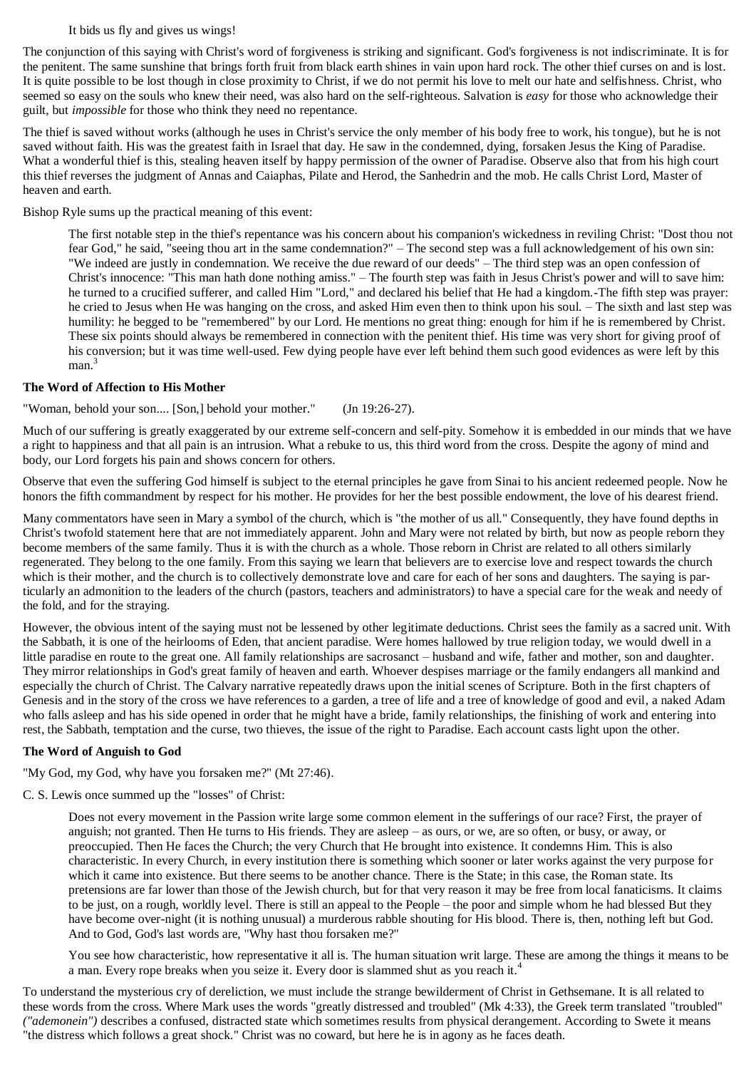It bids us fly and gives us wings!

The conjunction of this saying with Christ's word of forgiveness is striking and significant. God's forgiveness is not indiscriminate. It is for the penitent. The same sunshine that brings forth fruit from black earth shines in vain upon hard rock. The other thief curses on and is lost. It is quite possible to be lost though in close proximity to Christ, if we do not permit his love to melt our hate and selfishness. Christ, who seemed so easy on the souls who knew their need, was also hard on the self-righteous. Salvation is *easy* for those who acknowledge their guilt, but *impossible* for those who think they need no repentance.

The thief is saved without works (although he uses in Christ's service the only member of his body free to work, his tongue), but he is not saved without faith. His was the greatest faith in Israel that day. He saw in the condemned, dying, forsaken Jesus the King of Paradise. What a wonderful thief is this, stealing heaven itself by happy permission of the owner of Paradise. Observe also that from his high court this thief reverses the judgment of Annas and Caiaphas, Pilate and Herod, the Sanhedrin and the mob. He calls Christ Lord, Master of heaven and earth.

Bishop Ryle sums up the practical meaning of this event:

> The first notable step in the thief's repentance was his concern about his companion's wickedness in reviling Christ: "Dost thou not fear God," he said, "seeing thou art in the same condemnation?" – The second step was a full acknowledgement of his own sin: "We indeed are justly in condemnation. We receive the due reward of our deeds" – The third step was an open confession of Christ's innocence: "This man hath done nothing amiss." – The fourth step was faith in Jesus Christ's power and will to save him: he turned to a crucified sufferer, and called Him "Lord," and declared his belief that He had a kingdom.-The fifth step was prayer: he cried to Jesus when He was hanging on the cross, and asked Him even then to think upon his soul. – The sixth and last step was humility: he begged to be "remembered" by our Lord. He mentions no great thing: enough for him if he is remembered by Christ. These six points should always be remembered in connection with the penitent thief. His time was very short for giving proof of his conversion; but it was time well-used. Few dying people have ever left behind them such good evidences as were left by this man.[3]

**The Word of Affection to His Mother**

"Woman, behold your son.... [Son,] behold your mother." (Jn 19:26-27).

Much of our suffering is greatly exaggerated by our extreme self-concern and self-pity. Somehow it is embedded in our minds that we have a right to happiness and that all pain is an intrusion. What a rebuke to us, this third word from the cross. Despite the agony of mind and body, our Lord forgets his pain and shows concern for others.

Observe that even the suffering God himself is subject to the eternal principles he gave from Sinai to his ancient redeemed people. Now he honors the fifth commandment by respect for his mother. He provides for her the best possible endowment, the love of his dearest friend.

Many commentators have seen in Mary a symbol of the church, which is "the mother of us all." Consequently, they have found depths in Christ's twofold statement here that are not immediately apparent. John and Mary were not related by birth, but now as people reborn they become members of the same family. Thus it is with the church as a whole. Those reborn in Christ are related to all others similarly regenerated. They belong to the one family. From this saying we learn that believers are to exercise love and respect towards the church which is their mother, and the church is to collectively demonstrate love and care for each of her sons and daughters. The saying is particularly an admonition to the leaders of the church (pastors, teachers and administrators) to have a special care for the weak and needy of the fold, and for the straying.

However, the obvious intent of the saying must not be lessened by other legitimate deductions. Christ sees the family as a sacred unit. With the Sabbath, it is one of the heirlooms of Eden, that ancient paradise. Were homes hallowed by true religion today, we would dwell in a little paradise en route to the great one. All family relationships are sacrosanct – husband and wife, father and mother, son and daughter. They mirror relationships in God's great family of heaven and earth. Whoever despises marriage or the family endangers all mankind and especially the church of Christ. The Calvary narrative repeatedly draws upon the initial scenes of Scripture. Both in the first chapters of Genesis and in the story of the cross we have references to a garden, a tree of life and a tree of knowledge of good and evil, a naked Adam who falls asleep and has his side opened in order that he might have a bride, family relationships, the finishing of work and entering into rest, the Sabbath, temptation and the curse, two thieves, the issue of the right to Paradise. Each account casts light upon the other.

**The Word of Anguish to God**

"My God, my God, why have you forsaken me?" (Mt 27:46).

C. S. Lewis once summed up the "losses" of Christ:

> Does not every movement in the Passion write large some common element in the sufferings of our race? First, the prayer of anguish; not granted. Then He turns to His friends. They are asleep – as ours, or we, are so often, or busy, or away, or preoccupied. Then He faces the Church; the very Church that He brought into existence. It condemns Him. This is also characteristic. In every Church, in every institution there is something which sooner or later works against the very purpose for which it came into existence. But there seems to be another chance. There is the State; in this case, the Roman state. Its pretensions are far lower than those of the Jewish church, but for that very reason it may be free from local fanaticisms. It claims to be just, on a rough, worldly level. There is still an appeal to the People – the poor and simple whom he had blessed But they have become over-night (it is nothing unusual) a murderous rabble shouting for His blood. There is, then, nothing left but God. And to God, God's last words are, "Why hast thou forsaken me?"
>
> You see how characteristic, how representative it all is. The human situation writ large. These are among the things it means to be a man. Every rope breaks when you seize it. Every door is slammed shut as you reach it.[4]

To understand the mysterious cry of dereliction, we must include the strange bewilderment of Christ in Gethsemane. It is all related to these words from the cross. Where Mark uses the words "greatly distressed and troubled" (Mk 4:33), the Greek term translated "troubled" *("ademonein")* describes a confused, distracted state which sometimes results from physical derangement. According to Swete it means "the distress which follows a great shock." Christ was no coward, but here he is in agony as he faces death.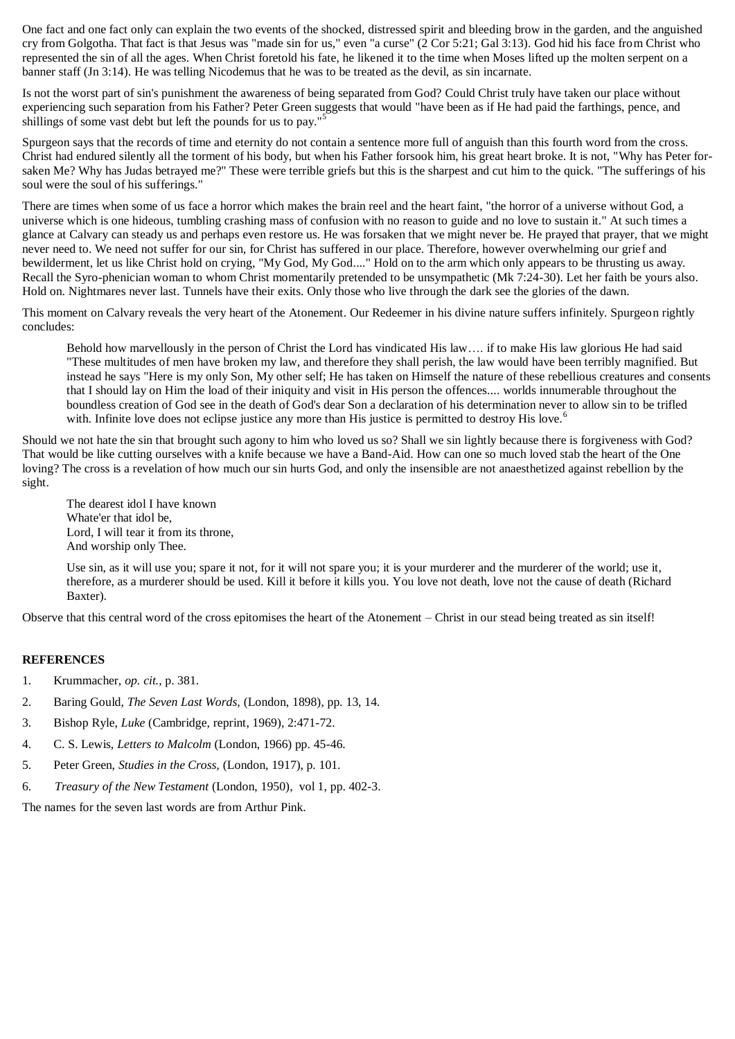One fact and one fact only can explain the two events of the shocked, distressed spirit and bleeding brow in the garden, and the anguished cry from Golgotha. That fact is that Jesus was "made sin for us," even "a curse" (2 Cor 5:21; Gal 3:13). God hid his face from Christ who represented the sin of all the ages. When Christ foretold his fate, he likened it to the time when Moses lifted up the molten serpent on a banner staff (Jn 3:14). He was telling Nicodemus that he was to be treated as the devil, as sin incarnate.

Is not the worst part of sin's punishment the awareness of being separated from God? Could Christ truly have taken our place without experiencing such separation from his Father? Peter Green suggests that would "have been as if He had paid the farthings, pence, and shillings of some vast debt but left the pounds for us to pay."[5]

Spurgeon says that the records of time and eternity do not contain a sentence more full of anguish than this fourth word from the cross. Christ had endured silently all the torment of his body, but when his Father forsook him, his great heart broke. It is not, "Why has Peter for-saken Me? Why has Judas betrayed me?" These were terrible griefs but this is the sharpest and cut him to the quick. "The sufferings of his soul were the soul of his sufferings."

There are times when some of us face a horror which makes the brain reel and the heart faint, "the horror of a universe without God, a universe which is one hideous, tumbling crashing mass of confusion with no reason to guide and no love to sustain it." At such times a glance at Calvary can steady us and perhaps even restore us. He was forsaken that we might never be. He prayed that prayer, that we might never need to. We need not suffer for our sin, for Christ has suffered in our place. Therefore, however overwhelming our grief and bewilderment, let us like Christ hold on crying, "My God, My God...." Hold on to the arm which only appears to be thrusting us away. Recall the Syro-phenician woman to whom Christ momentarily pretended to be unsympathetic (Mk 7:24-30). Let her faith be yours also. Hold on. Nightmares never last. Tunnels have their exits. Only those who live through the dark see the glories of the dawn.

This moment on Calvary reveals the very heart of the Atonement. Our Redeemer in his divine nature suffers infinitely. Spurgeon rightly concludes:

> Behold how marvellously in the person of Christ the Lord has vindicated His law…. if to make His law glorious He had said "These multitudes of men have broken my law, and therefore they shall perish, the law would have been terribly magnified. But instead he says "Here is my only Son, My other self; He has taken on Himself the nature of these rebellious creatures and consents that I should lay on Him the load of their iniquity and visit in His person the offences.... worlds innumerable throughout the boundless creation of God see in the death of God's dear Son a declaration of his determination never to allow sin to be trifled with. Infinite love does not eclipse justice any more than His justice is permitted to destroy His love.[6]

Should we not hate the sin that brought such agony to him who loved us so? Shall we sin lightly because there is forgiveness with God? That would be like cutting ourselves with a knife because we have a Band-Aid. How can one so much loved stab the heart of the One loving? The cross is a revelation of how much our sin hurts God, and only the insensible are not anaesthetized against rebellion by the sight.

> The dearest idol I have known  
> Whate'er that idol be,  
> Lord, I will tear it from its throne,  
> And worship only Thee.
>
> Use sin, as it will use you; spare it not, for it will not spare you; it is your murderer and the murderer of the world; use it, therefore, as a murderer should be used. Kill it before it kills you. You love not death, love not the cause of death (Richard Baxter).

Observe that this central word of the cross epitomises the heart of the Atonement – Christ in our stead being treated as sin itself!

**REFERENCES**

1. Krummacher, *op. cit.,* p. 381.
2. Baring Gould, *The Seven Last Words,* (London, 1898), pp. 13, 14.
3. Bishop Ryle, *Luke* (Cambridge, reprint, 1969), 2:471-72.
4. C. S. Lewis, *Letters to Malcolm* (London, 1966) pp. 45-46.
5. Peter Green, *Studies in the Cross,* (London, 1917), p. 101.
6. *Treasury of the New Testament* (London, 1950), vol 1, pp. 402-3.

The names for the seven last words are from Arthur Pink.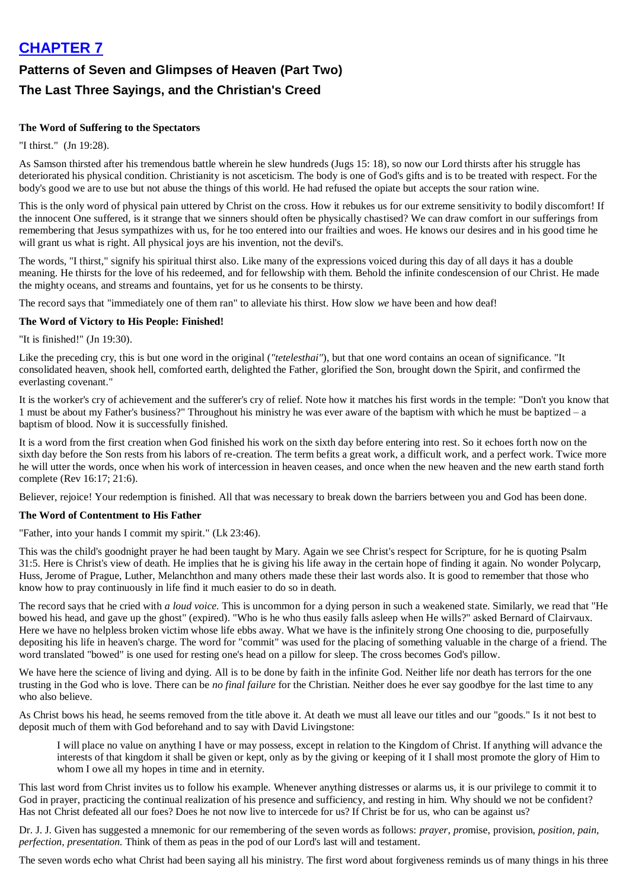# CHAPTER 7

## Patterns of Seven and Glimpses of Heaven (Part Two)

## The Last Three Sayings, and the Christian's Creed

#### The Word of Suffering to the Spectators

"I thirst." (Jn 19:28).

As Samson thirsted after his tremendous battle wherein he slew hundreds (Jugs 15: 18), so now our Lord thirsts after his struggle has deteriorated his physical condition. Christianity is not asceticism. The body is one of God's gifts and is to be treated with respect. For the body's good we are to use but not abuse the things of this world. He had refused the opiate but accepts the sour ration wine.

This is the only word of physical pain uttered by Christ on the cross. How it rebukes us for our extreme sensitivity to bodily discomfort! If the innocent One suffered, is it strange that we sinners should often be physically chastised? We can draw comfort in our sufferings from remembering that Jesus sympathizes with us, for he too entered into our frailties and woes. He knows our desires and in his good time he will grant us what is right. All physical joys are his invention, not the devil's.

The words, "I thirst," signify his spiritual thirst also. Like many of the expressions voiced during this day of all days it has a double meaning. He thirsts for the love of his redeemed, and for fellowship with them. Behold the infinite condescension of our Christ. He made the mighty oceans, and streams and fountains, yet for us he consents to be thirsty.

The record says that "immediately one of them ran" to alleviate his thirst. How slow *we* have been and how deaf!

#### The Word of Victory to His People: Finished!

"It is finished!" (Jn 19:30).

Like the preceding cry, this is but one word in the original (*"tetelesthai"*), but that one word contains an ocean of significance. "It consolidated heaven, shook hell, comforted earth, delighted the Father, glorified the Son, brought down the Spirit, and confirmed the everlasting covenant."

It is the worker's cry of achievement and the sufferer's cry of relief. Note how it matches his first words in the temple: "Don't you know that 1 must be about my Father's business?" Throughout his ministry he was ever aware of the baptism with which he must be baptized – a baptism of blood. Now it is successfully finished.

It is a word from the first creation when God finished his work on the sixth day before entering into rest. So it echoes forth now on the sixth day before the Son rests from his labors of re-creation. The term befits a great work, a difficult work, and a perfect work. Twice more he will utter the words, once when his work of intercession in heaven ceases, and once when the new heaven and the new earth stand forth complete (Rev 16:17; 21:6).

Believer, rejoice! Your redemption is finished. All that was necessary to break down the barriers between you and God has been done.

#### The Word of Contentment to His Father

"Father, into your hands I commit my spirit." (Lk 23:46).

This was the child's goodnight prayer he had been taught by Mary. Again we see Christ's respect for Scripture, for he is quoting Psalm 31:5. Here is Christ's view of death. He implies that he is giving his life away in the certain hope of finding it again. No wonder Polycarp, Huss, Jerome of Prague, Luther, Melanchthon and many others made these their last words also. It is good to remember that those who know how to pray continuously in life find it much easier to do so in death.

The record says that he cried with *a loud voice.* This is uncommon for a dying person in such a weakened state. Similarly, we read that "He bowed his head, and gave up the ghost" (expired). "Who is he who thus easily falls asleep when He wills?" asked Bernard of Clairvaux. Here we have no helpless broken victim whose life ebbs away. What we have is the infinitely strong One choosing to die, purposefully depositing his life in heaven's charge. The word for "commit" was used for the placing of something valuable in the charge of a friend. The word translated "bowed" is one used for resting one's head on a pillow for sleep. The cross becomes God's pillow.

We have here the science of living and dying. All is to be done by faith in the infinite God. Neither life nor death has terrors for the one trusting in the God who is love. There can be *no final failure* for the Christian. Neither does he ever say goodbye for the last time to any who also believe.

As Christ bows his head, he seems removed from the title above it. At death we must all leave our titles and our "goods." Is it not best to deposit much of them with God beforehand and to say with David Livingstone:

> I will place no value on anything I have or may possess, except in relation to the Kingdom of Christ. If anything will advance the interests of that kingdom it shall be given or kept, only as by the giving or keeping of it I shall most promote the glory of Him to whom I owe all my hopes in time and in eternity.

This last word from Christ invites us to follow his example. Whenever anything distresses or alarms us, it is our privilege to commit it to God in prayer, practicing the continual realization of his presence and sufficiency, and resting in him. Why should we not be confident? Has not Christ defeated all our foes? Does he not now live to intercede for us? If Christ be for us, who can be against us?

Dr. J. J. Given has suggested a mnemonic for our remembering of the seven words as follows: *prayer, pro*mise, provision, *position, pain, perfection, presentation.* Think of them as peas in the pod of our Lord's last will and testament.

The seven words echo what Christ had been saying all his ministry. The first word about forgiveness reminds us of many things in his three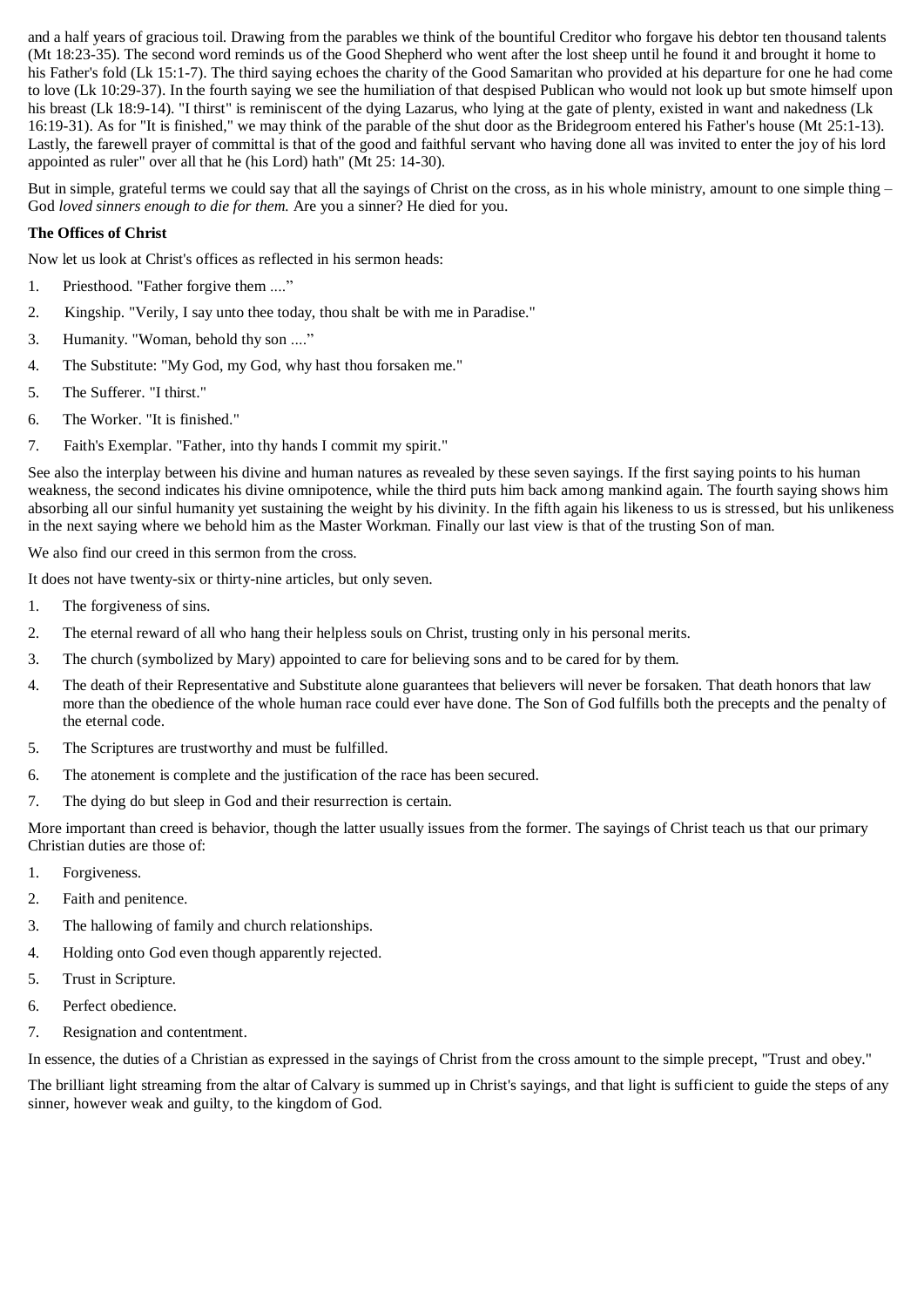and a half years of gracious toil. Drawing from the parables we think of the bountiful Creditor who forgave his debtor ten thousand talents (Mt 18:23-35). The second word reminds us of the Good Shepherd who went after the lost sheep until he found it and brought it home to his Father's fold (Lk 15:1-7). The third saying echoes the charity of the Good Samaritan who provided at his departure for one he had come to love (Lk 10:29-37). In the fourth saying we see the humiliation of that despised Publican who would not look up but smote himself upon his breast (Lk 18:9-14). "I thirst" is reminiscent of the dying Lazarus, who lying at the gate of plenty, existed in want and nakedness (Lk 16:19-31). As for "It is finished," we may think of the parable of the shut door as the Bridegroom entered his Father's house (Mt 25:1-13). Lastly, the farewell prayer of committal is that of the good and faithful servant who having done all was invited to enter the joy of his lord appointed as ruler" over all that he (his Lord) hath" (Mt 25: 14-30).

But in simple, grateful terms we could say that all the sayings of Christ on the cross, as in his whole ministry, amount to one simple thing – God *loved sinners enough to die for them.* Are you a sinner? He died for you.

**The Offices of Christ**

Now let us look at Christ's offices as reflected in his sermon heads:

1. Priesthood. "Father forgive them ...."
2. Kingship. "Verily, I say unto thee today, thou shalt be with me in Paradise."
3. Humanity. "Woman, behold thy son ...."
4. The Substitute: "My God, my God, why hast thou forsaken me."
5. The Sufferer. "I thirst."
6. The Worker. "It is finished."
7. Faith's Exemplar. "Father, into thy hands I commit my spirit."

See also the interplay between his divine and human natures as revealed by these seven sayings. If the first saying points to his human weakness, the second indicates his divine omnipotence, while the third puts him back among mankind again. The fourth saying shows him absorbing all our sinful humanity yet sustaining the weight by his divinity. In the fifth again his likeness to us is stressed, but his unlikeness in the next saying where we behold him as the Master Workman. Finally our last view is that of the trusting Son of man.

We also find our creed in this sermon from the cross.

It does not have twenty-six or thirty-nine articles, but only seven.

1. The forgiveness of sins.
2. The eternal reward of all who hang their helpless souls on Christ, trusting only in his personal merits.
3. The church (symbolized by Mary) appointed to care for believing sons and to be cared for by them.
4. The death of their Representative and Substitute alone guarantees that believers will never be forsaken. That death honors that law more than the obedience of the whole human race could ever have done. The Son of God fulfills both the precepts and the penalty of the eternal code.
5. The Scriptures are trustworthy and must be fulfilled.
6. The atonement is complete and the justification of the race has been secured.
7. The dying do but sleep in God and their resurrection is certain.

More important than creed is behavior, though the latter usually issues from the former. The sayings of Christ teach us that our primary Christian duties are those of:

1. Forgiveness.
2. Faith and penitence.
3. The hallowing of family and church relationships.
4. Holding onto God even though apparently rejected.
5. Trust in Scripture.
6. Perfect obedience.
7. Resignation and contentment.

In essence, the duties of a Christian as expressed in the sayings of Christ from the cross amount to the simple precept, "Trust and obey."

The brilliant light streaming from the altar of Calvary is summed up in Christ's sayings, and that light is sufficient to guide the steps of any sinner, however weak and guilty, to the kingdom of God.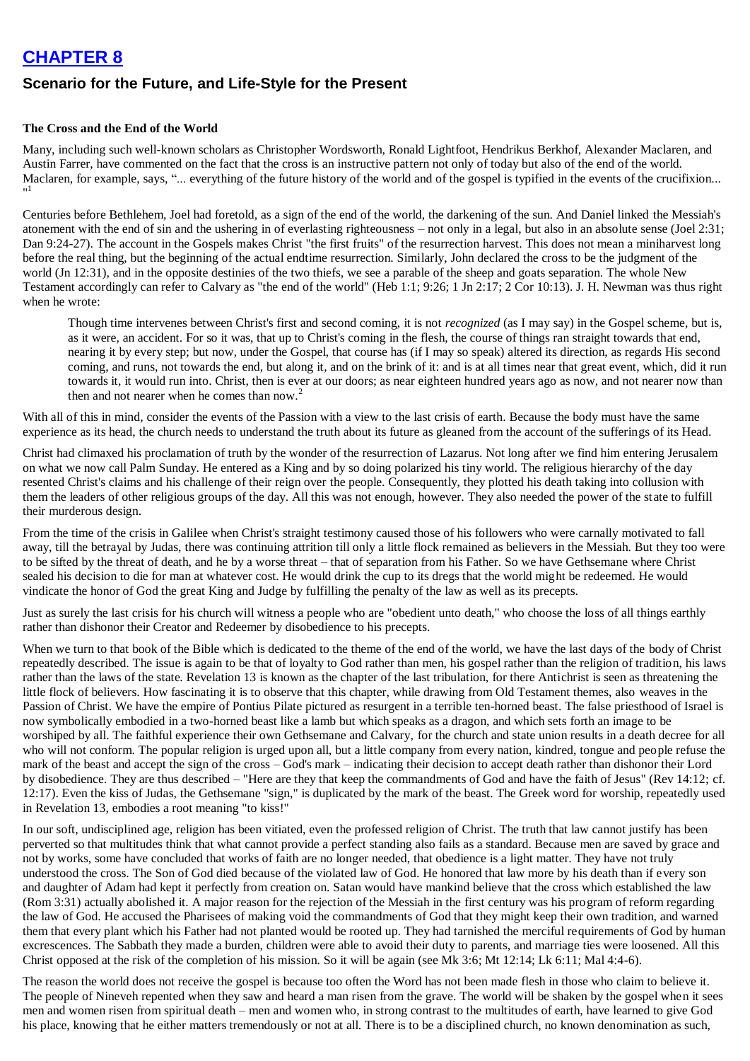# [CHAPTER 8](#)

## Scenario for the Future, and Life-Style for the Present

### The Cross and the End of the World

Many, including such well-known scholars as Christopher Wordsworth, Ronald Lightfoot, Hendrikus Berkhof, Alexander Maclaren, and Austin Farrer, have commented on the fact that the cross is an instructive pattern not only of today but also of the end of the world. Maclaren, for example, says, "... everything of the future history of the world and of the gospel is typified in the events of the crucifixion... "[1]

Centuries before Bethlehem, Joel had foretold, as a sign of the end of the world, the darkening of the sun. And Daniel linked the Messiah's atonement with the end of sin and the ushering in of everlasting righteousness – not only in a legal, but also in an absolute sense (Joel 2:31; Dan 9:24-27). The account in the Gospels makes Christ "the first fruits" of the resurrection harvest. This does not mean a miniharvest long before the real thing, but the beginning of the actual endtime resurrection. Similarly, John declared the cross to be the judgment of the world (Jn 12:31), and in the opposite destinies of the two thiefs, we see a parable of the sheep and goats separation. The whole New Testament accordingly can refer to Calvary as "the end of the world" (Heb 1:1; 9:26; 1 Jn 2:17; 2 Cor 10:13). J. H. Newman was thus right when he wrote:

> Though time intervenes between Christ's first and second coming, it is not *recognized* (as I may say) in the Gospel scheme, but is, as it were, an accident. For so it was, that up to Christ's coming in the flesh, the course of things ran straight towards that end, nearing it by every step; but now, under the Gospel, that course has (if I may so speak) altered its direction, as regards His second coming, and runs, not towards the end, but along it, and on the brink of it: and is at all times near that great event, which, did it run towards it, it would run into. Christ, then is ever at our doors; as near eighteen hundred years ago as now, and not nearer now than then and not nearer when he comes than now.[2]

With all of this in mind, consider the events of the Passion with a view to the last crisis of earth. Because the body must have the same experience as its head, the church needs to understand the truth about its future as gleaned from the account of the sufferings of its Head.

Christ had climaxed his proclamation of truth by the wonder of the resurrection of Lazarus. Not long after we find him entering Jerusalem on what we now call Palm Sunday. He entered as a King and by so doing polarized his tiny world. The religious hierarchy of the day resented Christ's claims and his challenge of their reign over the people. Consequently, they plotted his death taking into collusion with them the leaders of other religious groups of the day. All this was not enough, however. They also needed the power of the state to fulfill their murderous design.

From the time of the crisis in Galilee when Christ's straight testimony caused those of his followers who were carnally motivated to fall away, till the betrayal by Judas, there was continuing attrition till only a little flock remained as believers in the Messiah. But they too were to be sifted by the threat of death, and he by a worse threat – that of separation from his Father. So we have Gethsemane where Christ sealed his decision to die for man at whatever cost. He would drink the cup to its dregs that the world might be redeemed. He would vindicate the honor of God the great King and Judge by fulfilling the penalty of the law as well as its precepts.

Just as surely the last crisis for his church will witness a people who are "obedient unto death," who choose the loss of all things earthly rather than dishonor their Creator and Redeemer by disobedience to his precepts.

When we turn to that book of the Bible which is dedicated to the theme of the end of the world, we have the last days of the body of Christ repeatedly described. The issue is again to be that of loyalty to God rather than men, his gospel rather than the religion of tradition, his laws rather than the laws of the state. Revelation 13 is known as the chapter of the last tribulation, for there Antichrist is seen as threatening the little flock of believers. How fascinating it is to observe that this chapter, while drawing from Old Testament themes, also weaves in the Passion of Christ. We have the empire of Pontius Pilate pictured as resurgent in a terrible ten-horned beast. The false priesthood of Israel is now symbolically embodied in a two-horned beast like a lamb but which speaks as a dragon, and which sets forth an image to be worshiped by all. The faithful experience their own Gethsemane and Calvary, for the church and state union results in a death decree for all who will not conform. The popular religion is urged upon all, but a little company from every nation, kindred, tongue and people refuse the mark of the beast and accept the sign of the cross – God's mark – indicating their decision to accept death rather than dishonor their Lord by disobedience. They are thus described – "Here are they that keep the commandments of God and have the faith of Jesus" (Rev 14:12; cf. 12:17). Even the kiss of Judas, the Gethsemane "sign," is duplicated by the mark of the beast. The Greek word for worship, repeatedly used in Revelation 13, embodies a root meaning "to kiss!"

In our soft, undisciplined age, religion has been vitiated, even the professed religion of Christ. The truth that law cannot justify has been perverted so that multitudes think that what cannot provide a perfect standing also fails as a standard. Because men are saved by grace and not by works, some have concluded that works of faith are no longer needed, that obedience is a light matter. They have not truly understood the cross. The Son of God died because of the violated law of God. He honored that law more by his death than if every son and daughter of Adam had kept it perfectly from creation on. Satan would have mankind believe that the cross which established the law (Rom 3:31) actually abolished it. A major reason for the rejection of the Messiah in the first century was his program of reform regarding the law of God. He accused the Pharisees of making void the commandments of God that they might keep their own tradition, and warned them that every plant which his Father had not planted would be rooted up. They had tarnished the merciful requirements of God by human excrescences. The Sabbath they made a burden, children were able to avoid their duty to parents, and marriage ties were loosened. All this Christ opposed at the risk of the completion of his mission. So it will be again (see Mk 3:6; Mt 12:14; Lk 6:11; Mal 4:4-6).

The reason the world does not receive the gospel is because too often the Word has not been made flesh in those who claim to believe it. The people of Nineveh repented when they saw and heard a man risen from the grave. The world will be shaken by the gospel when it sees men and women risen from spiritual death – men and women who, in strong contrast to the multitudes of earth, have learned to give God his place, knowing that he either matters tremendously or not at all. There is to be a disciplined church, no known denomination as such,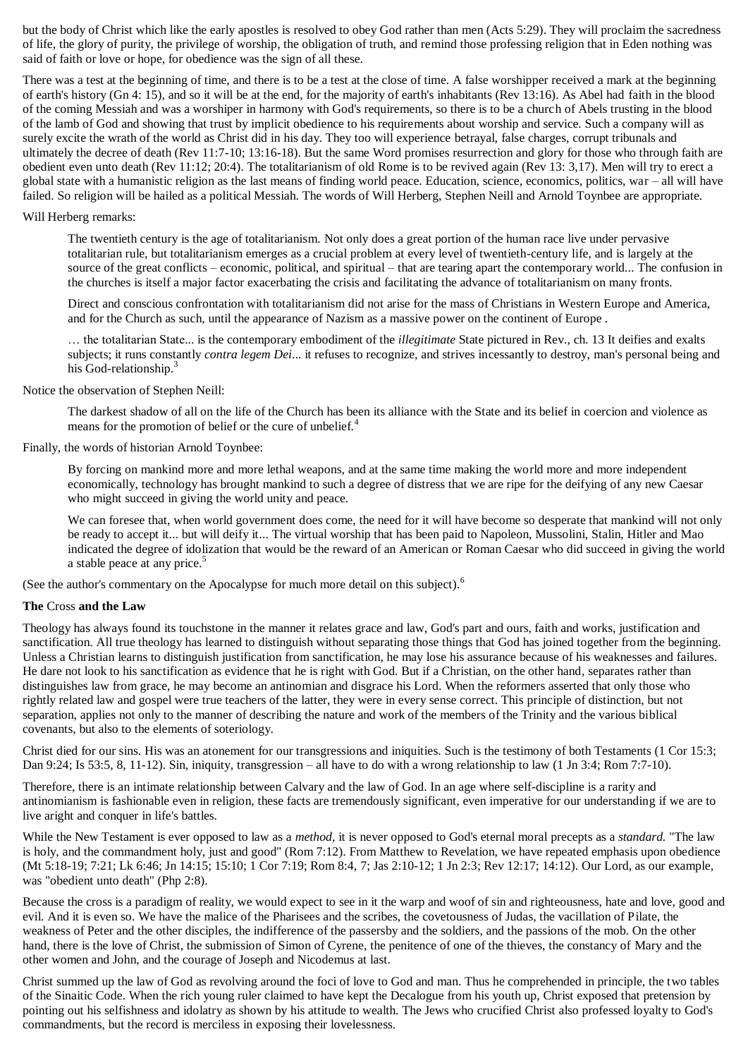but the body of Christ which like the early apostles is resolved to obey God rather than men (Acts 5:29). They will proclaim the sacredness of life, the glory of purity, the privilege of worship, the obligation of truth, and remind those professing religion that in Eden nothing was said of faith or love or hope, for obedience was the sign of all these.

There was a test at the beginning of time, and there is to be a test at the close of time. A false worshipper received a mark at the beginning of earth's history (Gn 4: 15), and so it will be at the end, for the majority of earth's inhabitants (Rev 13:16). As Abel had faith in the blood of the coming Messiah and was a worshiper in harmony with God's requirements, so there is to be a church of Abels trusting in the blood of the lamb of God and showing that trust by implicit obedience to his requirements about worship and service. Such a company will as surely excite the wrath of the world as Christ did in his day. They too will experience betrayal, false charges, corrupt tribunals and ultimately the decree of death (Rev 11:7-10; 13:16-18). But the same Word promises resurrection and glory for those who through faith are obedient even unto death (Rev 11:12; 20:4). The totalitarianism of old Rome is to be revived again (Rev 13: 3,17). Men will try to erect a global state with a humanistic religion as the last means of finding world peace. Education, science, economics, politics, war – all will have failed. So religion will be hailed as a political Messiah. The words of Will Herberg, Stephen Neill and Arnold Toynbee are appropriate.

Will Herberg remarks:

> The twentieth century is the age of totalitarianism. Not only does a great portion of the human race live under pervasive totalitarian rule, but totalitarianism emerges as a crucial problem at every level of twentieth-century life, and is largely at the source of the great conflicts – economic, political, and spiritual – that are tearing apart the contemporary world... The confusion in the churches is itself a major factor exacerbating the crisis and facilitating the advance of totalitarianism on many fronts.
>
> Direct and conscious confrontation with totalitarianism did not arise for the mass of Christians in Western Europe and America, and for the Church as such, until the appearance of Nazism as a massive power on the continent of Europe .
>
> … the totalitarian State... is the contemporary embodiment of the *illegitimate* State pictured in Rev., ch. 13 It deifies and exalts subjects; it runs constantly *contra legem Dei*... it refuses to recognize, and strives incessantly to destroy, man's personal being and his God-relationship.[3]

Notice the observation of Stephen Neill:

> The darkest shadow of all on the life of the Church has been its alliance with the State and its belief in coercion and violence as means for the promotion of belief or the cure of unbelief.[4]

Finally, the words of historian Arnold Toynbee:

> By forcing on mankind more and more lethal weapons, and at the same time making the world more and more independent economically, technology has brought mankind to such a degree of distress that we are ripe for the deifying of any new Caesar who might succeed in giving the world unity and peace.
>
> We can foresee that, when world government does come, the need for it will have become so desperate that mankind will not only be ready to accept it... but will deify it... The virtual worship that has been paid to Napoleon, Mussolini, Stalin, Hitler and Mao indicated the degree of idolization that would be the reward of an American or Roman Caesar who did succeed in giving the world a stable peace at any price.[5]

(See the author's commentary on the Apocalypse for much more detail on this subject).[6]

**The** Cross **and the Law**

Theology has always found its touchstone in the manner it relates grace and law, God's part and ours, faith and works, justification and sanctification. All true theology has learned to distinguish without separating those things that God has joined together from the beginning. Unless a Christian learns to distinguish justification from sanctification, he may lose his assurance because of his weaknesses and failures. He dare not look to his sanctification as evidence that he is right with God. But if a Christian, on the other hand, separates rather than distinguishes law from grace, he may become an antinomian and disgrace his Lord. When the reformers asserted that only those who rightly related law and gospel were true teachers of the latter, they were in every sense correct. This principle of distinction, but not separation, applies not only to the manner of describing the nature and work of the members of the Trinity and the various biblical covenants, but also to the elements of soteriology.

Christ died for our sins. His was an atonement for our transgressions and iniquities. Such is the testimony of both Testaments (1 Cor 15:3; Dan 9:24; Is 53:5, 8, 11-12). Sin, iniquity, transgression – all have to do with a wrong relationship to law (1 Jn 3:4; Rom 7:7-10).

Therefore, there is an intimate relationship between Calvary and the law of God. In an age where self-discipline is a rarity and antinomianism is fashionable even in religion, these facts are tremendously significant, even imperative for our understanding if we are to live aright and conquer in life's battles.

While the New Testament is ever opposed to law as a *method*, it is never opposed to God's eternal moral precepts as a *standard*. "The law is holy, and the commandment holy, just and good" (Rom 7:12). From Matthew to Revelation, we have repeated emphasis upon obedience (Mt 5:18-19; 7:21; Lk 6:46; Jn 14:15; 15:10; 1 Cor 7:19; Rom 8:4, 7; Jas 2:10-12; 1 Jn 2:3; Rev 12:17; 14:12). Our Lord, as our example, was "obedient unto death" (Php 2:8).

Because the cross is a paradigm of reality, we would expect to see in it the warp and woof of sin and righteousness, hate and love, good and evil. And it is even so. We have the malice of the Pharisees and the scribes, the covetousness of Judas, the vacillation of Pilate, the weakness of Peter and the other disciples, the indifference of the passersby and the soldiers, and the passions of the mob. On the other hand, there is the love of Christ, the submission of Simon of Cyrene, the penitence of one of the thieves, the constancy of Mary and the other women and John, and the courage of Joseph and Nicodemus at last.

Christ summed up the law of God as revolving around the foci of love to God and man. Thus he comprehended in principle, the two tables of the Sinaitic Code. When the rich young ruler claimed to have kept the Decalogue from his youth up, Christ exposed that pretension by pointing out his selfishness and idolatry as shown by his attitude to wealth. The Jews who crucified Christ also professed loyalty to God's commandments, but the record is merciless in exposing their lovelessness.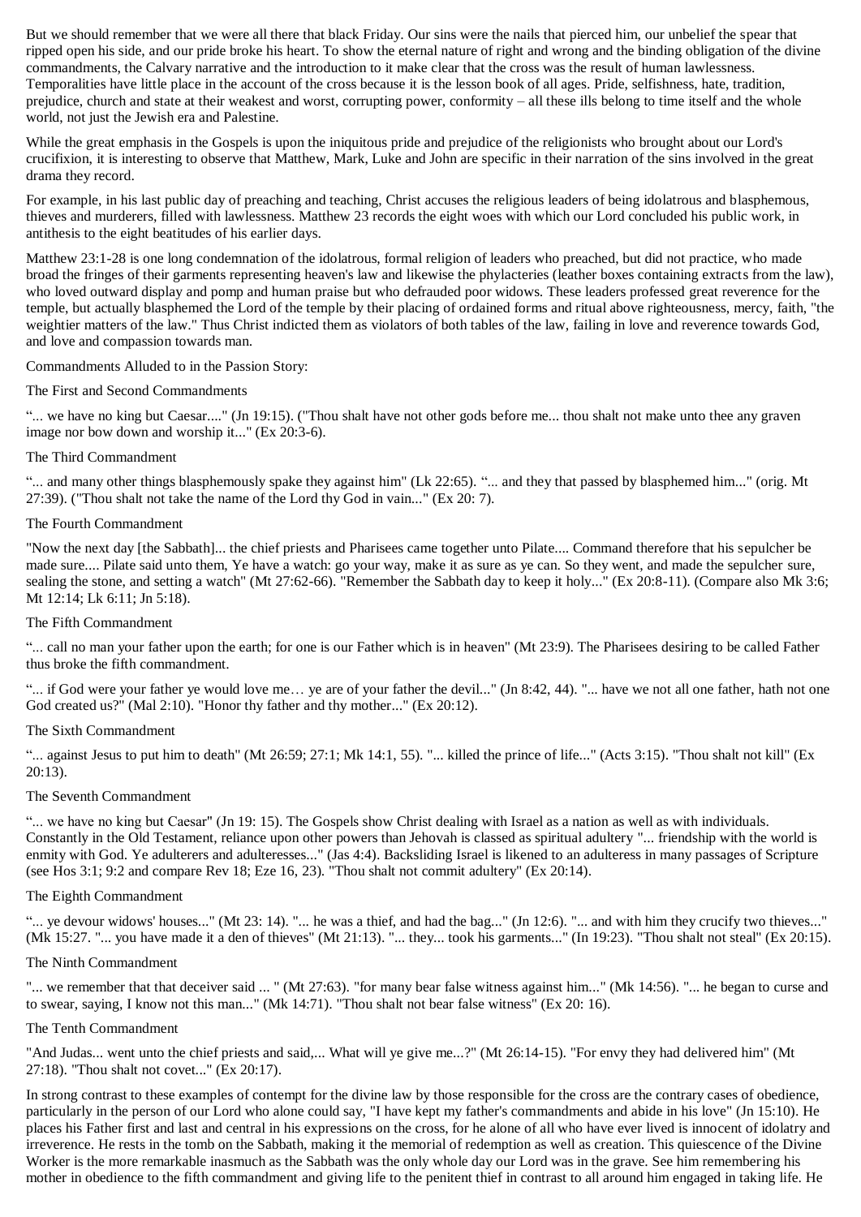But we should remember that we were all there that black Friday. Our sins were the nails that pierced him, our unbelief the spear that ripped open his side, and our pride broke his heart. To show the eternal nature of right and wrong and the binding obligation of the divine commandments, the Calvary narrative and the introduction to it make clear that the cross was the result of human lawlessness. Temporalities have little place in the account of the cross because it is the lesson book of all ages. Pride, selfishness, hate, tradition, prejudice, church and state at their weakest and worst, corrupting power, conformity – all these ills belong to time itself and the whole world, not just the Jewish era and Palestine.

While the great emphasis in the Gospels is upon the iniquitous pride and prejudice of the religionists who brought about our Lord's crucifixion, it is interesting to observe that Matthew, Mark, Luke and John are specific in their narration of the sins involved in the great drama they record.

For example, in his last public day of preaching and teaching, Christ accuses the religious leaders of being idolatrous and blasphemous, thieves and murderers, filled with lawlessness. Matthew 23 records the eight woes with which our Lord concluded his public work, in antithesis to the eight beatitudes of his earlier days.

Matthew 23:1-28 is one long condemnation of the idolatrous, formal religion of leaders who preached, but did not practice, who made broad the fringes of their garments representing heaven's law and likewise the phylacteries (leather boxes containing extracts from the law), who loved outward display and pomp and human praise but who defrauded poor widows. These leaders professed great reverence for the temple, but actually blasphemed the Lord of the temple by their placing of ordained forms and ritual above righteousness, mercy, faith, "the weightier matters of the law." Thus Christ indicted them as violators of both tables of the law, failing in love and reverence towards God, and love and compassion towards man.

Commandments Alluded to in the Passion Story:

The First and Second Commandments

"... we have no king but Caesar...." (Jn 19:15). ("Thou shalt have not other gods before me... thou shalt not make unto thee any graven image nor bow down and worship it..." (Ex 20:3-6).

The Third Commandment

"... and many other things blasphemously spake they against him" (Lk 22:65). "... and they that passed by blasphemed him..." (orig. Mt 27:39). ("Thou shalt not take the name of the Lord thy God in vain..." (Ex 20: 7).

The Fourth Commandment

"Now the next day [the Sabbath]... the chief priests and Pharisees came together unto Pilate.... Command therefore that his sepulcher be made sure.... Pilate said unto them, Ye have a watch: go your way, make it as sure as ye can. So they went, and made the sepulcher sure, sealing the stone, and setting a watch" (Mt 27:62-66). "Remember the Sabbath day to keep it holy..." (Ex 20:8-11). (Compare also Mk 3:6; Mt 12:14; Lk 6:11; Jn 5:18).

The Fifth Commandment

"... call no man your father upon the earth; for one is our Father which is in heaven" (Mt 23:9). The Pharisees desiring to be called Father thus broke the fifth commandment.

"... if God were your father ye would love me… ye are of your father the devil..." (Jn 8:42, 44). "... have we not all one father, hath not one God created us?" (Mal 2:10). "Honor thy father and thy mother..." (Ex 20:12).

The Sixth Commandment

"... against Jesus to put him to death" (Mt 26:59; 27:1; Mk 14:1, 55). "... killed the prince of life..." (Acts 3:15). "Thou shalt not kill" (Ex 20:13).

The Seventh Commandment

"... we have no king but Caesar" (Jn 19: 15). The Gospels show Christ dealing with Israel as a nation as well as with individuals. Constantly in the Old Testament, reliance upon other powers than Jehovah is classed as spiritual adultery "... friendship with the world is enmity with God. Ye adulterers and adulteresses..." (Jas 4:4). Backsliding Israel is likened to an adulteress in many passages of Scripture (see Hos 3:1; 9:2 and compare Rev 18; Eze 16, 23). "Thou shalt not commit adultery" (Ex 20:14).

The Eighth Commandment

"... ye devour widows' houses..." (Mt 23: 14). "... he was a thief, and had the bag..." (Jn 12:6). "... and with him they crucify two thieves..." (Mk 15:27. "... you have made it a den of thieves" (Mt 21:13). "... they... took his garments..." (In 19:23). "Thou shalt not steal" (Ex 20:15).

The Ninth Commandment

"... we remember that that deceiver said ... " (Mt 27:63). "for many bear false witness against him..." (Mk 14:56). "... he began to curse and to swear, saying, I know not this man..." (Mk 14:71). "Thou shalt not bear false witness" (Ex 20: 16).

The Tenth Commandment

"And Judas... went unto the chief priests and said,... What will ye give me...?" (Mt 26:14-15). "For envy they had delivered him" (Mt 27:18). "Thou shalt not covet..." (Ex 20:17).

In strong contrast to these examples of contempt for the divine law by those responsible for the cross are the contrary cases of obedience, particularly in the person of our Lord who alone could say, "I have kept my father's commandments and abide in his love" (Jn 15:10). He places his Father first and last and central in his expressions on the cross, for he alone of all who have ever lived is innocent of idolatry and irreverence. He rests in the tomb on the Sabbath, making it the memorial of redemption as well as creation. This quiescence of the Divine Worker is the more remarkable inasmuch as the Sabbath was the only whole day our Lord was in the grave. See him remembering his mother in obedience to the fifth commandment and giving life to the penitent thief in contrast to all around him engaged in taking life. He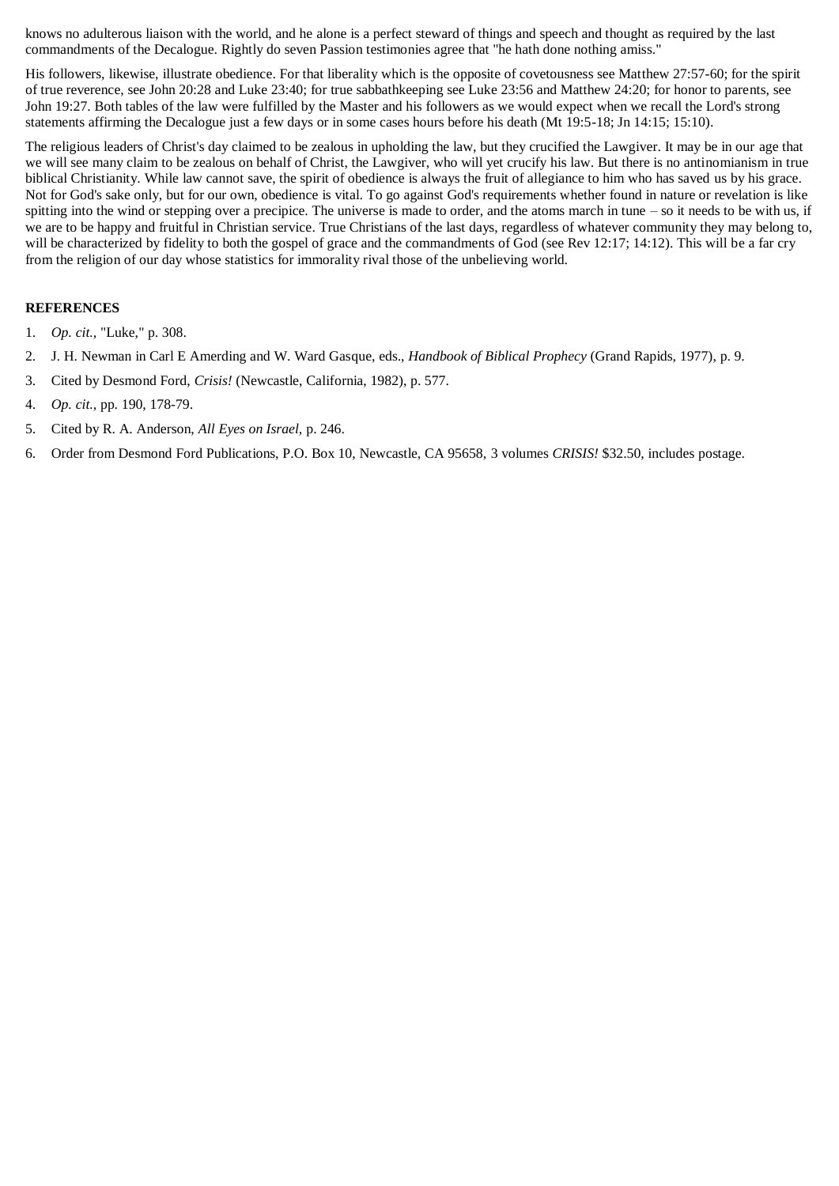knows no adulterous liaison with the world, and he alone is a perfect steward of things and speech and thought as required by the last commandments of the Decalogue. Rightly do seven Passion testimonies agree that "he hath done nothing amiss."

His followers, likewise, illustrate obedience. For that liberality which is the opposite of covetousness see Matthew 27:57-60; for the spirit of true reverence, see John 20:28 and Luke 23:40; for true sabbathkeeping see Luke 23:56 and Matthew 24:20; for honor to parents, see John 19:27. Both tables of the law were fulfilled by the Master and his followers as we would expect when we recall the Lord's strong statements affirming the Decalogue just a few days or in some cases hours before his death (Mt 19:5-18; Jn 14:15; 15:10).

The religious leaders of Christ's day claimed to be zealous in upholding the law, but they crucified the Lawgiver. It may be in our age that we will see many claim to be zealous on behalf of Christ, the Lawgiver, who will yet crucify his law. But there is no antinomianism in true biblical Christianity. While law cannot save, the spirit of obedience is always the fruit of allegiance to him who has saved us by his grace. Not for God's sake only, but for our own, obedience is vital. To go against God's requirements whether found in nature or revelation is like spitting into the wind or stepping over a precipice. The universe is made to order, and the atoms march in tune – so it needs to be with us, if we are to be happy and fruitful in Christian service. True Christians of the last days, regardless of whatever community they may belong to, will be characterized by fidelity to both the gospel of grace and the commandments of God (see Rev 12:17; 14:12). This will be a far cry from the religion of our day whose statistics for immorality rival those of the unbelieving world.

**REFERENCES**

1. *Op. cit.*, "Luke," p. 308.
2. J. H. Newman in Carl E Amerding and W. Ward Gasque, eds., *Handbook of Biblical Prophecy* (Grand Rapids, 1977), p. 9.
3. Cited by Desmond Ford, *Crisis!* (Newcastle, California, 1982), p. 577.
4. *Op. cit.*, pp. 190, 178-79.
5. Cited by R. A. Anderson, *All Eyes on Israel*, p. 246.
6. Order from Desmond Ford Publications, P.O. Box 10, Newcastle, CA 95658, 3 volumes *CRISIS!* $32.50, includes postage.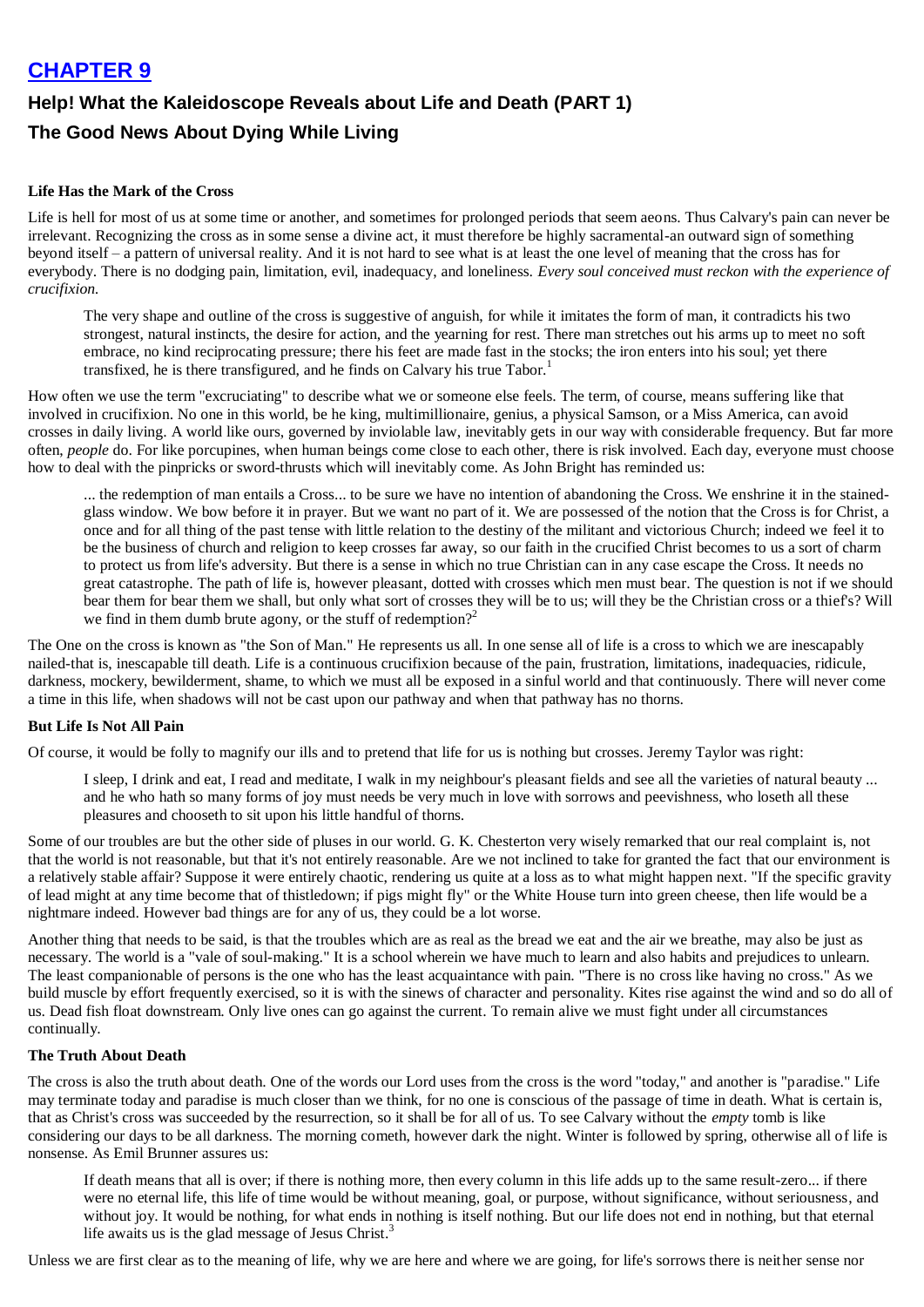# CHAPTER 9

## Help! What the Kaleidoscope Reveals about Life and Death (PART 1)

## The Good News About Dying While Living

#### Life Has the Mark of the Cross

Life is hell for most of us at some time or another, and sometimes for prolonged periods that seem aeons. Thus Calvary's pain can never be irrelevant. Recognizing the cross as in some sense a divine act, it must therefore be highly sacramental-an outward sign of something beyond itself – a pattern of universal reality. And it is not hard to see what is at least the one level of meaning that the cross has for everybody. There is no dodging pain, limitation, evil, inadequacy, and loneliness. *Every soul conceived must reckon with the experience of crucifixion.*

> The very shape and outline of the cross is suggestive of anguish, for while it imitates the form of man, it contradicts his two strongest, natural instincts, the desire for action, and the yearning for rest. There man stretches out his arms up to meet no soft embrace, no kind reciprocating pressure; there his feet are made fast in the stocks; the iron enters into his soul; yet there transfixed, he is there transfigured, and he finds on Calvary his true Tabor.[1]

How often we use the term "excruciating" to describe what we or someone else feels. The term, of course, means suffering like that involved in crucifixion. No one in this world, be he king, multimillionaire, genius, a physical Samson, or a Miss America, can avoid crosses in daily living. A world like ours, governed by inviolable law, inevitably gets in our way with considerable frequency. But far more often, *people* do. For like porcupines, when human beings come close to each other, there is risk involved. Each day, everyone must choose how to deal with the pinpricks or sword-thrusts which will inevitably come. As John Bright has reminded us:

> ... the redemption of man entails a Cross... to be sure we have no intention of abandoning the Cross. We enshrine it in the stained-glass window. We bow before it in prayer. But we want no part of it. We are possessed of the notion that the Cross is for Christ, a once and for all thing of the past tense with little relation to the destiny of the militant and victorious Church; indeed we feel it to be the business of church and religion to keep crosses far away, so our faith in the crucified Christ becomes to us a sort of charm to protect us from life's adversity. But there is a sense in which no true Christian can in any case escape the Cross. It needs no great catastrophe. The path of life is, however pleasant, dotted with crosses which men must bear. The question is not if we should bear them for bear them we shall, but only what sort of crosses they will be to us; will they be the Christian cross or a thief's? Will we find in them dumb brute agony, or the stuff of redemption?[2]

The One on the cross is known as "the Son of Man." He represents us all. In one sense all of life is a cross to which we are inescapably nailed-that is, inescapable till death. Life is a continuous crucifixion because of the pain, frustration, limitations, inadequacies, ridicule, darkness, mockery, bewilderment, shame, to which we must all be exposed in a sinful world and that continuously. There will never come a time in this life, when shadows will not be cast upon our pathway and when that pathway has no thorns.

#### But Life Is Not All Pain

Of course, it would be folly to magnify our ills and to pretend that life for us is nothing but crosses. Jeremy Taylor was right:

> I sleep, I drink and eat, I read and meditate, I walk in my neighbour's pleasant fields and see all the varieties of natural beauty ... and he who hath so many forms of joy must needs be very much in love with sorrows and peevishness, who loseth all these pleasures and chooseth to sit upon his little handful of thorns.

Some of our troubles are but the other side of pluses in our world. G. K. Chesterton very wisely remarked that our real complaint is, not that the world is not reasonable, but that it's not entirely reasonable. Are we not inclined to take for granted the fact that our environment is a relatively stable affair? Suppose it were entirely chaotic, rendering us quite at a loss as to what might happen next. "If the specific gravity of lead might at any time become that of thistledown; if pigs might fly" or the White House turn into green cheese, then life would be a nightmare indeed. However bad things are for any of us, they could be a lot worse.

Another thing that needs to be said, is that the troubles which are as real as the bread we eat and the air we breathe, may also be just as necessary. The world is a "vale of soul-making." It is a school wherein we have much to learn and also habits and prejudices to unlearn. The least companionable of persons is the one who has the least acquaintance with pain. "There is no cross like having no cross." As we build muscle by effort frequently exercised, so it is with the sinews of character and personality. Kites rise against the wind and so do all of us. Dead fish float downstream. Only live ones can go against the current. To remain alive we must fight under all circumstances continually.

#### The Truth About Death

The cross is also the truth about death. One of the words our Lord uses from the cross is the word "today," and another is "paradise." Life may terminate today and paradise is much closer than we think, for no one is conscious of the passage of time in death. What is certain is, that as Christ's cross was succeeded by the resurrection, so it shall be for all of us. To see Calvary without the *empty* tomb is like considering our days to be all darkness. The morning cometh, however dark the night. Winter is followed by spring, otherwise all of life is nonsense. As Emil Brunner assures us:

> If death means that all is over; if there is nothing more, then every column in this life adds up to the same result-zero... if there were no eternal life, this life of time would be without meaning, goal, or purpose, without significance, without seriousness, and without joy. It would be nothing, for what ends in nothing is itself nothing. But our life does not end in nothing, but that eternal life awaits us is the glad message of Jesus Christ.[3]

Unless we are first clear as to the meaning of life, why we are here and where we are going, for life's sorrows there is neither sense nor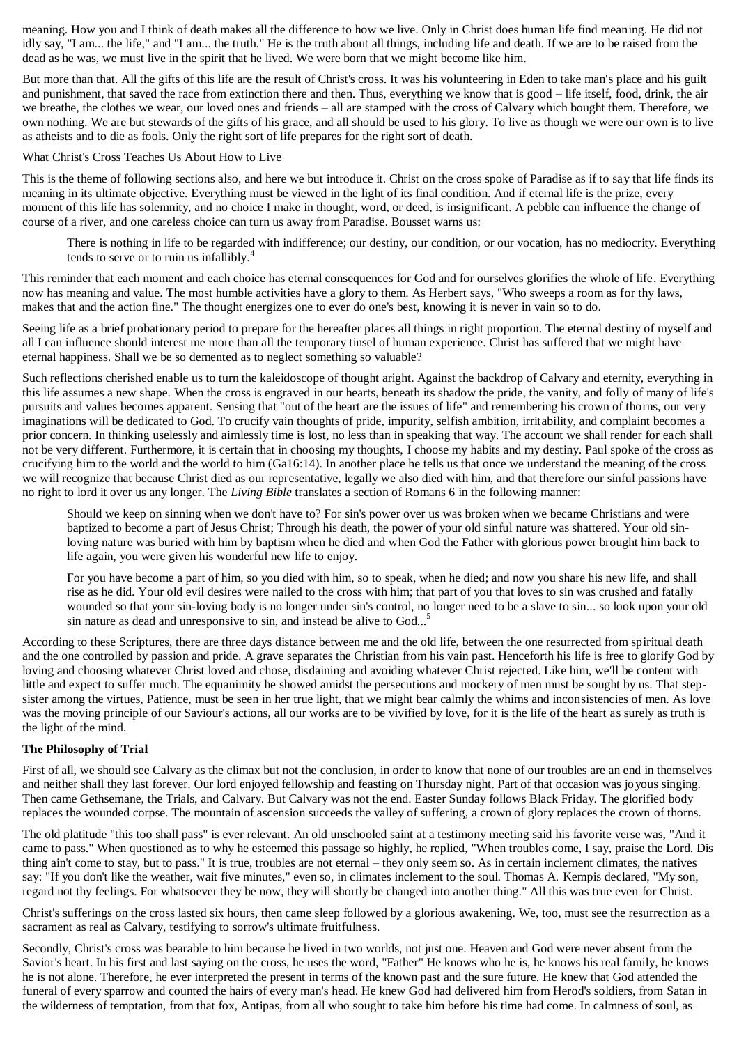meaning. How you and I think of death makes all the difference to how we live. Only in Christ does human life find meaning. He did not idly say, "I am... the life," and "I am... the truth." He is the truth about all things, including life and death. If we are to be raised from the dead as he was, we must live in the spirit that he lived. We were born that we might become like him.

But more than that. All the gifts of this life are the result of Christ's cross. It was his volunteering in Eden to take man's place and his guilt and punishment, that saved the race from extinction there and then. Thus, everything we know that is good – life itself, food, drink, the air we breathe, the clothes we wear, our loved ones and friends – all are stamped with the cross of Calvary which bought them. Therefore, we own nothing. We are but stewards of the gifts of his grace, and all should be used to his glory. To live as though we were our own is to live as atheists and to die as fools. Only the right sort of life prepares for the right sort of death.

What Christ's Cross Teaches Us About How to Live

This is the theme of following sections also, and here we but introduce it. Christ on the cross spoke of Paradise as if to say that life finds its meaning in its ultimate objective. Everything must be viewed in the light of its final condition. And if eternal life is the prize, every moment of this life has solemnity, and no choice I make in thought, word, or deed, is insignificant. A pebble can influence the change of course of a river, and one careless choice can turn us away from Paradise. Bousset warns us:

> There is nothing in life to be regarded with indifference; our destiny, our condition, or our vocation, has no mediocrity. Everything tends to serve or to ruin us infallibly.[4]

This reminder that each moment and each choice has eternal consequences for God and for ourselves glorifies the whole of life. Everything now has meaning and value. The most humble activities have a glory to them. As Herbert says, "Who sweeps a room as for thy laws, makes that and the action fine." The thought energizes one to ever do one's best, knowing it is never in vain so to do.

Seeing life as a brief probationary period to prepare for the hereafter places all things in right proportion. The eternal destiny of myself and all I can influence should interest me more than all the temporary tinsel of human experience. Christ has suffered that we might have eternal happiness. Shall we be so demented as to neglect something so valuable?

Such reflections cherished enable us to turn the kaleidoscope of thought aright. Against the backdrop of Calvary and eternity, everything in this life assumes a new shape. When the cross is engraved in our hearts, beneath its shadow the pride, the vanity, and folly of many of life's pursuits and values becomes apparent. Sensing that "out of the heart are the issues of life" and remembering his crown of thorns, our very imaginations will be dedicated to God. To crucify vain thoughts of pride, impurity, selfish ambition, irritability, and complaint becomes a prior concern. In thinking uselessly and aimlessly time is lost, no less than in speaking that way. The account we shall render for each shall not be very different. Furthermore, it is certain that in choosing my thoughts, I choose my habits and my destiny. Paul spoke of the cross as crucifying him to the world and the world to him (Ga16:14). In another place he tells us that once we understand the meaning of the cross we will recognize that because Christ died as our representative, legally we also died with him, and that therefore our sinful passions have no right to lord it over us any longer. The *Living Bible* translates a section of Romans 6 in the following manner:

> Should we keep on sinning when we don't have to? For sin's power over us was broken when we became Christians and were baptized to become a part of Jesus Christ; Through his death, the power of your old sinful nature was shattered. Your old sin-loving nature was buried with him by baptism when he died and when God the Father with glorious power brought him back to life again, you were given his wonderful new life to enjoy.
>
> For you have become a part of him, so you died with him, so to speak, when he died; and now you share his new life, and shall rise as he did. Your old evil desires were nailed to the cross with him; that part of you that loves to sin was crushed and fatally wounded so that your sin-loving body is no longer under sin's control, no longer need to be a slave to sin... so look upon your old sin nature as dead and unresponsive to sin, and instead be alive to God...[5]

According to these Scriptures, there are three days distance between me and the old life, between the one resurrected from spiritual death and the one controlled by passion and pride. A grave separates the Christian from his vain past. Henceforth his life is free to glorify God by loving and choosing whatever Christ loved and chose, disdaining and avoiding whatever Christ rejected. Like him, we'll be content with little and expect to suffer much. The equanimity he showed amidst the persecutions and mockery of men must be sought by us. That step-sister among the virtues, Patience, must be seen in her true light, that we might bear calmly the whims and inconsistencies of men. As love was the moving principle of our Saviour's actions, all our works are to be vivified by love, for it is the life of the heart as surely as truth is the light of the mind.

**The Philosophy of Trial**

First of all, we should see Calvary as the climax but not the conclusion, in order to know that none of our troubles are an end in themselves and neither shall they last forever. Our lord enjoyed fellowship and feasting on Thursday night. Part of that occasion was joyous singing. Then came Gethsemane, the Trials, and Calvary. But Calvary was not the end. Easter Sunday follows Black Friday. The glorified body replaces the wounded corpse. The mountain of ascension succeeds the valley of suffering, a crown of glory replaces the crown of thorns.

The old platitude "this too shall pass" is ever relevant. An old unschooled saint at a testimony meeting said his favorite verse was, "And it came to pass." When questioned as to why he esteemed this passage so highly, he replied, "When troubles come, I say, praise the Lord. Dis thing ain't come to stay, but to pass." It is true, troubles are not eternal – they only seem so. As in certain inclement climates, the natives say: "If you don't like the weather, wait five minutes," even so, in climates inclement to the soul. Thomas A. Kempis declared, "My son, regard not thy feelings. For whatsoever they be now, they will shortly be changed into another thing." All this was true even for Christ.

Christ's sufferings on the cross lasted six hours, then came sleep followed by a glorious awakening. We, too, must see the resurrection as a sacrament as real as Calvary, testifying to sorrow's ultimate fruitfulness.

Secondly, Christ's cross was bearable to him because he lived in two worlds, not just one. Heaven and God were never absent from the Savior's heart. In his first and last saying on the cross, he uses the word, "Father" He knows who he is, he knows his real family, he knows he is not alone. Therefore, he ever interpreted the present in terms of the known past and the sure future. He knew that God attended the funeral of every sparrow and counted the hairs of every man's head. He knew God had delivered him from Herod's soldiers, from Satan in the wilderness of temptation, from that fox, Antipas, from all who sought to take him before his time had come. In calmness of soul, as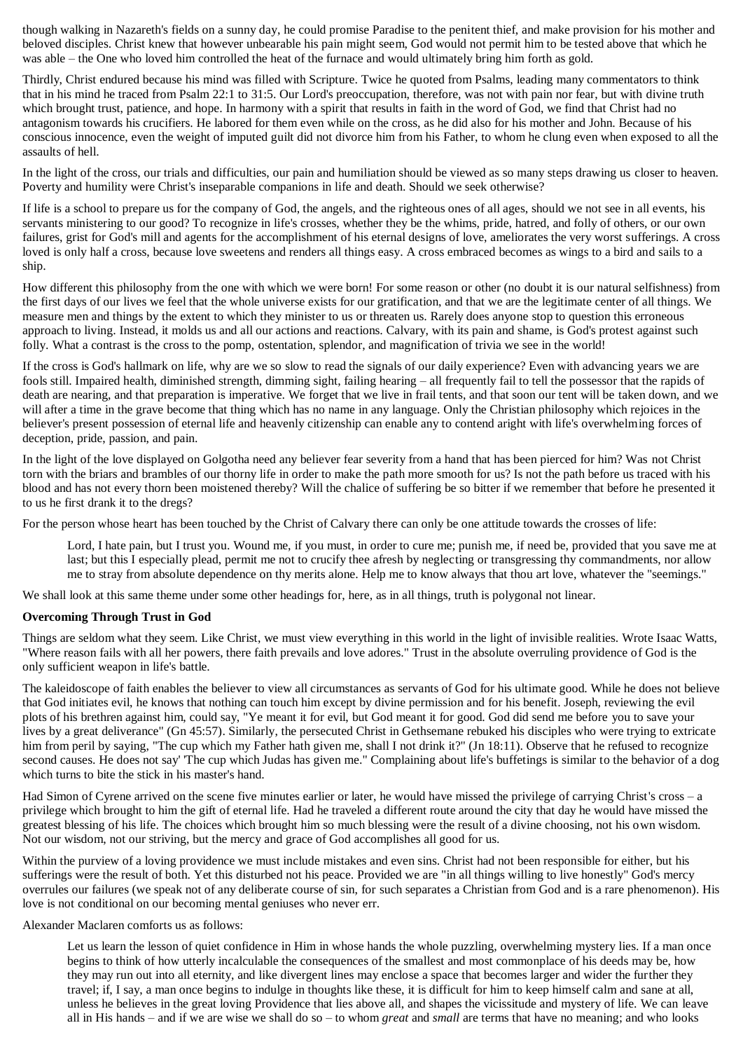though walking in Nazareth's fields on a sunny day, he could promise Paradise to the penitent thief, and make provision for his mother and beloved disciples. Christ knew that however unbearable his pain might seem, God would not permit him to be tested above that which he was able – the One who loved him controlled the heat of the furnace and would ultimately bring him forth as gold.

Thirdly, Christ endured because his mind was filled with Scripture. Twice he quoted from Psalms, leading many commentators to think that in his mind he traced from Psalm 22:1 to 31:5. Our Lord's preoccupation, therefore, was not with pain nor fear, but with divine truth which brought trust, patience, and hope. In harmony with a spirit that results in faith in the word of God, we find that Christ had no antagonism towards his crucifiers. He labored for them even while on the cross, as he did also for his mother and John. Because of his conscious innocence, even the weight of imputed guilt did not divorce him from his Father, to whom he clung even when exposed to all the assaults of hell.

In the light of the cross, our trials and difficulties, our pain and humiliation should be viewed as so many steps drawing us closer to heaven. Poverty and humility were Christ's inseparable companions in life and death. Should we seek otherwise?

If life is a school to prepare us for the company of God, the angels, and the righteous ones of all ages, should we not see in all events, his servants ministering to our good? To recognize in life's crosses, whether they be the whims, pride, hatred, and folly of others, or our own failures, grist for God's mill and agents for the accomplishment of his eternal designs of love, ameliorates the very worst sufferings. A cross loved is only half a cross, because love sweetens and renders all things easy. A cross embraced becomes as wings to a bird and sails to a ship.

How different this philosophy from the one with which we were born! For some reason or other (no doubt it is our natural selfishness) from the first days of our lives we feel that the whole universe exists for our gratification, and that we are the legitimate center of all things. We measure men and things by the extent to which they minister to us or threaten us. Rarely does anyone stop to question this erroneous approach to living. Instead, it molds us and all our actions and reactions. Calvary, with its pain and shame, is God's protest against such folly. What a contrast is the cross to the pomp, ostentation, splendor, and magnification of trivia we see in the world!

If the cross is God's hallmark on life, why are we so slow to read the signals of our daily experience? Even with advancing years we are fools still. Impaired health, diminished strength, dimming sight, failing hearing – all frequently fail to tell the possessor that the rapids of death are nearing, and that preparation is imperative. We forget that we live in frail tents, and that soon our tent will be taken down, and we will after a time in the grave become that thing which has no name in any language. Only the Christian philosophy which rejoices in the believer's present possession of eternal life and heavenly citizenship can enable any to contend aright with life's overwhelming forces of deception, pride, passion, and pain.

In the light of the love displayed on Golgotha need any believer fear severity from a hand that has been pierced for him? Was not Christ torn with the briars and brambles of our thorny life in order to make the path more smooth for us? Is not the path before us traced with his blood and has not every thorn been moistened thereby? Will the chalice of suffering be so bitter if we remember that before he presented it to us he first drank it to the dregs?

For the person whose heart has been touched by the Christ of Calvary there can only be one attitude towards the crosses of life:

> Lord, I hate pain, but I trust you. Wound me, if you must, in order to cure me; punish me, if need be, provided that you save me at last; but this I especially plead, permit me not to crucify thee afresh by neglecting or transgressing thy commandments, nor allow me to stray from absolute dependence on thy merits alone. Help me to know always that thou art love, whatever the "seemings."

We shall look at this same theme under some other headings for, here, as in all things, truth is polygonal not linear.

**Overcoming Through Trust in God**

Things are seldom what they seem. Like Christ, we must view everything in this world in the light of invisible realities. Wrote Isaac Watts, "Where reason fails with all her powers, there faith prevails and love adores." Trust in the absolute overruling providence of God is the only sufficient weapon in life's battle.

The kaleidoscope of faith enables the believer to view all circumstances as servants of God for his ultimate good. While he does not believe that God initiates evil, he knows that nothing can touch him except by divine permission and for his benefit. Joseph, reviewing the evil plots of his brethren against him, could say, "Ye meant it for evil, but God meant it for good. God did send me before you to save your lives by a great deliverance" (Gn 45:57). Similarly, the persecuted Christ in Gethsemane rebuked his disciples who were trying to extricate him from peril by saying, "The cup which my Father hath given me, shall I not drink it?" (Jn 18:11). Observe that he refused to recognize second causes. He does not say' 'The cup which Judas has given me." Complaining about life's buffetings is similar to the behavior of a dog which turns to bite the stick in his master's hand.

Had Simon of Cyrene arrived on the scene five minutes earlier or later, he would have missed the privilege of carrying Christ's cross – a privilege which brought to him the gift of eternal life. Had he traveled a different route around the city that day he would have missed the greatest blessing of his life. The choices which brought him so much blessing were the result of a divine choosing, not his own wisdom. Not our wisdom, not our striving, but the mercy and grace of God accomplishes all good for us.

Within the purview of a loving providence we must include mistakes and even sins. Christ had not been responsible for either, but his sufferings were the result of both. Yet this disturbed not his peace. Provided we are "in all things willing to live honestly" God's mercy overrules our failures (we speak not of any deliberate course of sin, for such separates a Christian from God and is a rare phenomenon). His love is not conditional on our becoming mental geniuses who never err.

Alexander Maclaren comforts us as follows:

> Let us learn the lesson of quiet confidence in Him in whose hands the whole puzzling, overwhelming mystery lies. If a man once begins to think of how utterly incalculable the consequences of the smallest and most commonplace of his deeds may be, how they may run out into all eternity, and like divergent lines may enclose a space that becomes larger and wider the further they travel; if, I say, a man once begins to indulge in thoughts like these, it is difficult for him to keep himself calm and sane at all, unless he believes in the great loving Providence that lies above all, and shapes the vicissitude and mystery of life. We can leave all in His hands – and if we are wise we shall do so – to whom *great* and *small* are terms that have no meaning; and who looks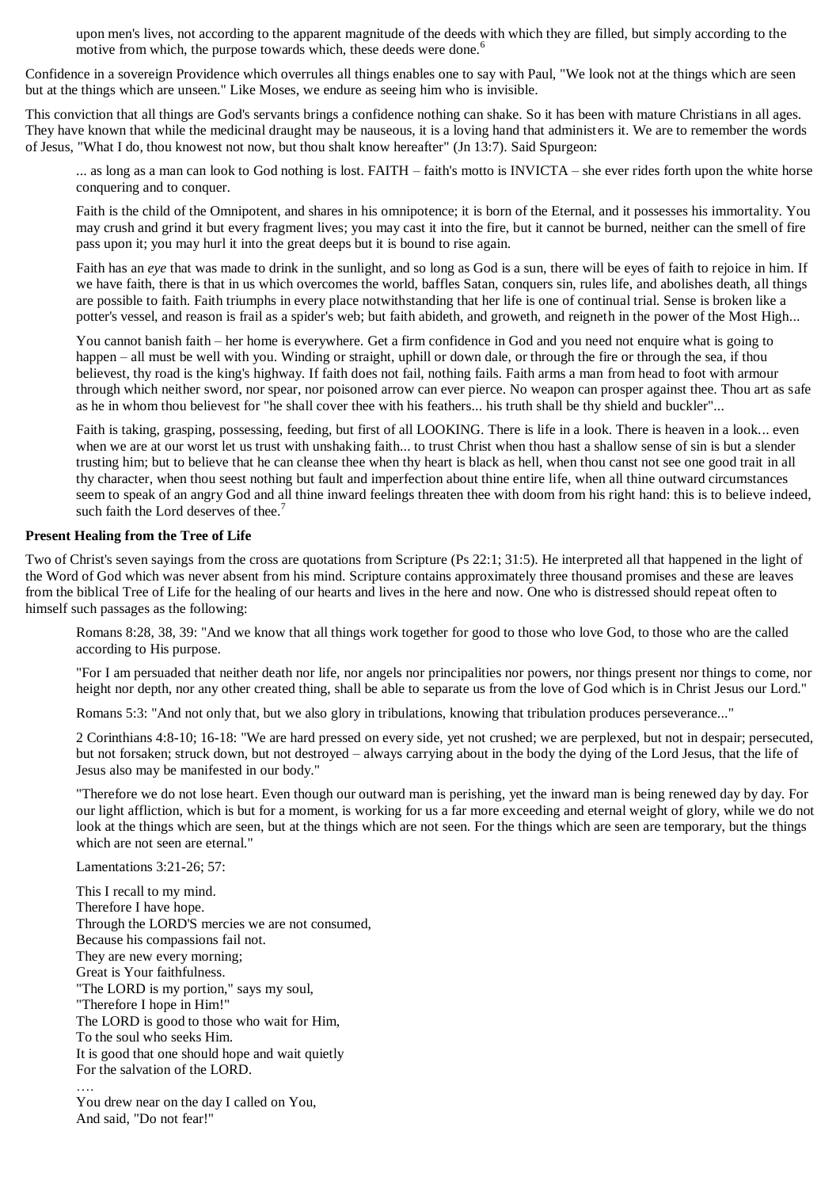upon men's lives, not according to the apparent magnitude of the deeds with which they are filled, but simply according to the motive from which, the purpose towards which, these deeds were done.[6]

Confidence in a sovereign Providence which overrules all things enables one to say with Paul, "We look not at the things which are seen but at the things which are unseen." Like Moses, we endure as seeing him who is invisible.

This conviction that all things are God's servants brings a confidence nothing can shake. So it has been with mature Christians in all ages. They have known that while the medicinal draught may be nauseous, it is a loving hand that administers it. We are to remember the words of Jesus, "What I do, thou knowest not now, but thou shalt know hereafter" (Jn 13:7). Said Spurgeon:

> ... as long as a man can look to God nothing is lost. FAITH – faith's motto is INVICTA – she ever rides forth upon the white horse conquering and to conquer.
>
> Faith is the child of the Omnipotent, and shares in his omnipotence; it is born of the Eternal, and it possesses his immortality. You may crush and grind it but every fragment lives; you may cast it into the fire, but it cannot be burned, neither can the smell of fire pass upon it; you may hurl it into the great deeps but it is bound to rise again.
>
> Faith has an *eye* that was made to drink in the sunlight, and so long as God is a sun, there will be eyes of faith to rejoice in him. If we have faith, there is that in us which overcomes the world, baffles Satan, conquers sin, rules life, and abolishes death, all things are possible to faith. Faith triumphs in every place notwithstanding that her life is one of continual trial. Sense is broken like a potter's vessel, and reason is frail as a spider's web; but faith abideth, and groweth, and reigneth in the power of the Most High...
>
> You cannot banish faith – her home is everywhere. Get a firm confidence in God and you need not enquire what is going to happen – all must be well with you. Winding or straight, uphill or down dale, or through the fire or through the sea, if thou believest, thy road is the king's highway. If faith does not fail, nothing fails. Faith arms a man from head to foot with armour through which neither sword, nor spear, nor poisoned arrow can ever pierce. No weapon can prosper against thee. Thou art as safe as he in whom thou believest for "he shall cover thee with his feathers... his truth shall be thy shield and buckler"...
>
> Faith is taking, grasping, possessing, feeding, but first of all LOOKING. There is life in a look. There is heaven in a look... even when we are at our worst let us trust with unshaking faith... to trust Christ when thou hast a shallow sense of sin is but a slender trusting him; but to believe that he can cleanse thee when thy heart is black as hell, when thou canst not see one good trait in all thy character, when thou seest nothing but fault and imperfection about thine entire life, when all thine outward circumstances seem to speak of an angry God and all thine inward feelings threaten thee with doom from his right hand: this is to believe indeed, such faith the Lord deserves of thee.[7]

**Present Healing from the Tree of Life**

Two of Christ's seven sayings from the cross are quotations from Scripture (Ps 22:1; 31:5). He interpreted all that happened in the light of the Word of God which was never absent from his mind. Scripture contains approximately three thousand promises and these are leaves from the biblical Tree of Life for the healing of our hearts and lives in the here and now. One who is distressed should repeat often to himself such passages as the following:

> Romans 8:28, 38, 39: "And we know that all things work together for good to those who love God, to those who are the called according to His purpose.
>
> "For I am persuaded that neither death nor life, nor angels nor principalities nor powers, nor things present nor things to come, nor height nor depth, nor any other created thing, shall be able to separate us from the love of God which is in Christ Jesus our Lord."
>
> Romans 5:3: "And not only that, but we also glory in tribulations, knowing that tribulation produces perseverance..."
>
> 2 Corinthians 4:8-10; 16-18: "We are hard pressed on every side, yet not crushed; we are perplexed, but not in despair; persecuted, but not forsaken; struck down, but not destroyed – always carrying about in the body the dying of the Lord Jesus, that the life of Jesus also may be manifested in our body."
>
> "Therefore we do not lose heart. Even though our outward man is perishing, yet the inward man is being renewed day by day. For our light affliction, which is but for a moment, is working for us a far more exceeding and eternal weight of glory, while we do not look at the things which are seen, but at the things which are not seen. For the things which are seen are temporary, but the things which are not seen are eternal."
>
> Lamentations 3:21-26; 57:
>
> This I recall to my mind.
> Therefore I have hope.
> Through the LORD'S mercies we are not consumed,
> Because his compassions fail not.
> They are new every morning;
> Great is Your faithfulness.
> "The LORD is my portion," says my soul,
> "Therefore I hope in Him!"
> The LORD is good to those who wait for Him,
> To the soul who seeks Him.
> It is good that one should hope and wait quietly
> For the salvation of the LORD.
> ….
> You drew near on the day I called on You,
> And said, "Do not fear!"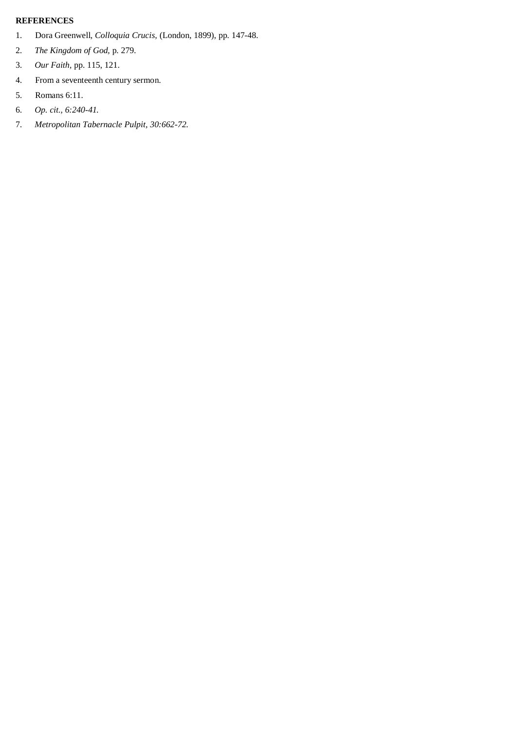**REFERENCES**

1. Dora Greenwell, *Colloquia Crucis,* (London, 1899), pp. 147-48.
2. *The Kingdom of God,* p. 279.
3. *Our Faith,* pp. 115, 121.
4. From a seventeenth century sermon.
5. Romans 6:11.
6. *Op. cit., 6:240-41.*
7. *Metropolitan Tabernacle Pulpit, 30:662-72.*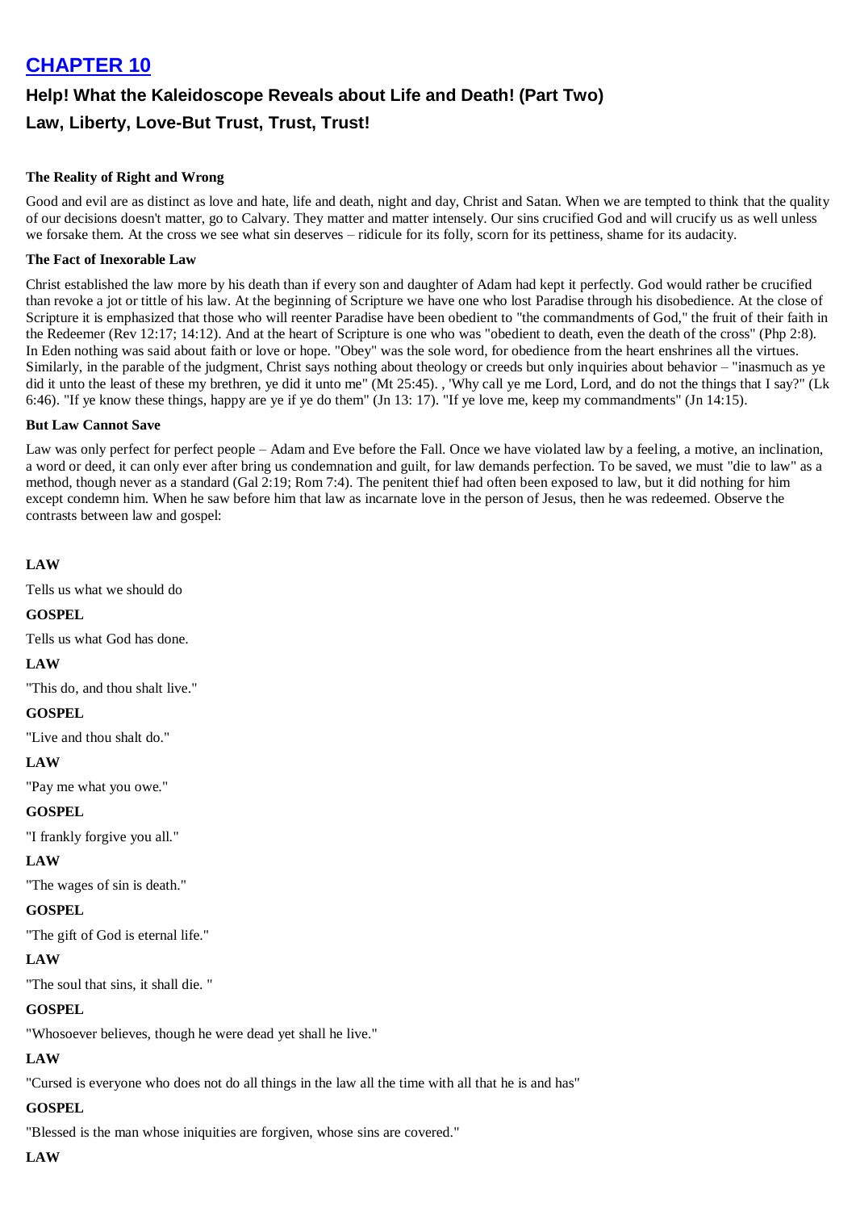# CHAPTER 10

## Help! What the Kaleidoscope Reveals about Life and Death! (Part Two)

## Law, Liberty, Love-But Trust, Trust, Trust!

#### The Reality of Right and Wrong

Good and evil are as distinct as love and hate, life and death, night and day, Christ and Satan. When we are tempted to think that the quality of our decisions doesn't matter, go to Calvary. They matter and matter intensely. Our sins crucified God and will crucify us as well unless we forsake them. At the cross we see what sin deserves – ridicule for its folly, scorn for its pettiness, shame for its audacity.

#### The Fact of Inexorable Law

Christ established the law more by his death than if every son and daughter of Adam had kept it perfectly. God would rather be crucified than revoke a jot or tittle of his law. At the beginning of Scripture we have one who lost Paradise through his disobedience. At the close of Scripture it is emphasized that those who will reenter Paradise have been obedient to "the commandments of God," the fruit of their faith in the Redeemer (Rev 12:17; 14:12). And at the heart of Scripture is one who was "obedient to death, even the death of the cross" (Php 2:8). In Eden nothing was said about faith or love or hope. "Obey" was the sole word, for obedience from the heart enshrines all the virtues. Similarly, in the parable of the judgment, Christ says nothing about theology or creeds but only inquiries about behavior – "inasmuch as ye did it unto the least of these my brethren, ye did it unto me" (Mt 25:45). , 'Why call ye me Lord, Lord, and do not the things that I say?" (Lk 6:46). "If ye know these things, happy are ye if ye do them" (Jn 13: 17). "If ye love me, keep my commandments" (Jn 14:15).

#### But Law Cannot Save

Law was only perfect for perfect people – Adam and Eve before the Fall. Once we have violated law by a feeling, a motive, an inclination, a word or deed, it can only ever after bring us condemnation and guilt, for law demands perfection. To be saved, we must "die to law" as a method, though never as a standard (Gal 2:19; Rom 7:4). The penitent thief had often been exposed to law, but it did nothing for him except condemn him. When he saw before him that law as incarnate love in the person of Jesus, then he was redeemed. Observe the contrasts between law and gospel:

**LAW**

Tells us what we should do

**GOSPEL**

Tells us what God has done.

**LAW**

"This do, and thou shalt live."

**GOSPEL**

"Live and thou shalt do."

**LAW**

"Pay me what you owe."

**GOSPEL**

"I frankly forgive you all."

**LAW**

"The wages of sin is death."

**GOSPEL**

"The gift of God is eternal life."

**LAW**

"The soul that sins, it shall die. "

**GOSPEL**

"Whosoever believes, though he were dead yet shall he live."

**LAW**

"Cursed is everyone who does not do all things in the law all the time with all that he is and has"

**GOSPEL**

"Blessed is the man whose iniquities are forgiven, whose sins are covered."

**LAW**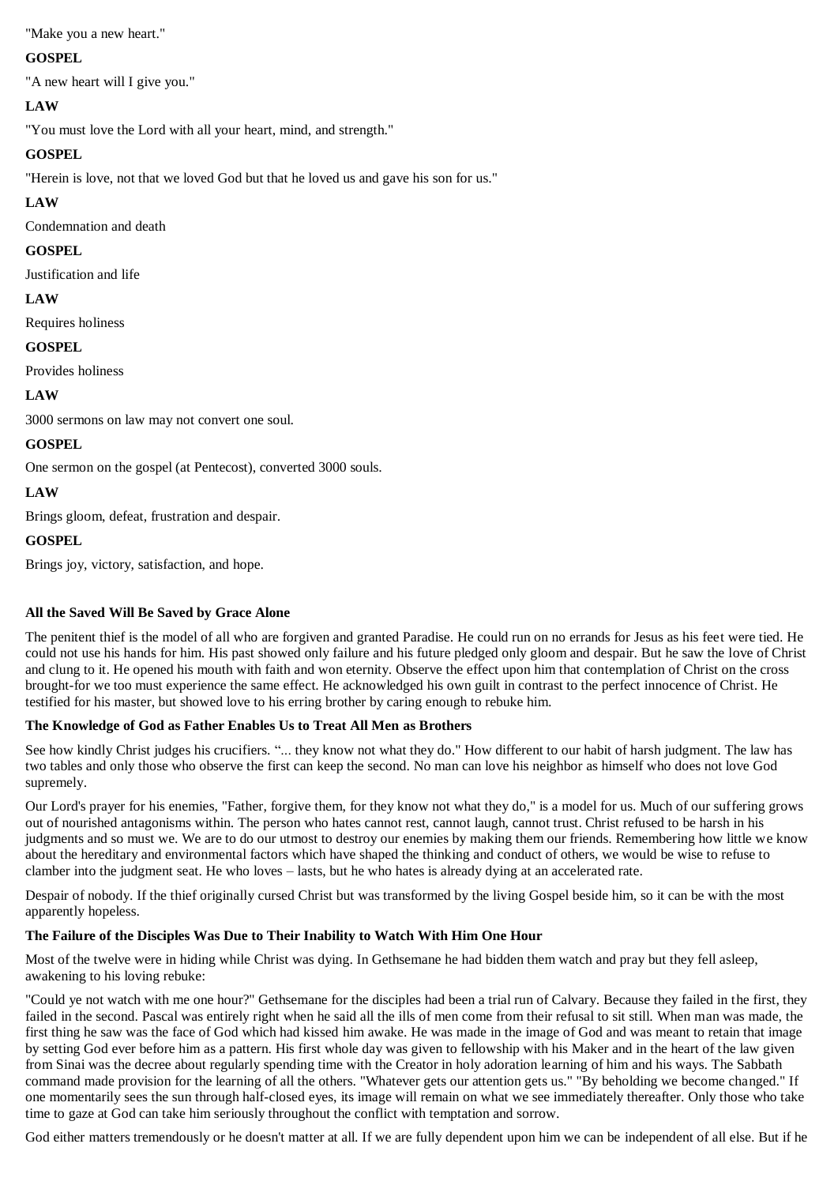"Make you a new heart."

**GOSPEL**

"A new heart will I give you."

**LAW**

"You must love the Lord with all your heart, mind, and strength."

**GOSPEL**

"Herein is love, not that we loved God but that he loved us and gave his son for us."

**LAW**

Condemnation and death

**GOSPEL**

Justification and life

**LAW**

Requires holiness

**GOSPEL**

Provides holiness

**LAW**

3000 sermons on law may not convert one soul.

**GOSPEL**

One sermon on the gospel (at Pentecost), converted 3000 souls.

**LAW**

Brings gloom, defeat, frustration and despair.

**GOSPEL**

Brings joy, victory, satisfaction, and hope.

**All the Saved Will Be Saved by Grace Alone**

The penitent thief is the model of all who are forgiven and granted Paradise. He could run on no errands for Jesus as his feet were tied. He could not use his hands for him. His past showed only failure and his future pledged only gloom and despair. But he saw the love of Christ and clung to it. He opened his mouth with faith and won eternity. Observe the effect upon him that contemplation of Christ on the cross brought-for we too must experience the same effect. He acknowledged his own guilt in contrast to the perfect innocence of Christ. He testified for his master, but showed love to his erring brother by caring enough to rebuke him.

**The Knowledge of God as Father Enables Us to Treat All Men as Brothers**

See how kindly Christ judges his crucifiers. "... they know not what they do." How different to our habit of harsh judgment. The law has two tables and only those who observe the first can keep the second. No man can love his neighbor as himself who does not love God supremely.

Our Lord's prayer for his enemies, "Father, forgive them, for they know not what they do," is a model for us. Much of our suffering grows out of nourished antagonisms within. The person who hates cannot rest, cannot laugh, cannot trust. Christ refused to be harsh in his judgments and so must we. We are to do our utmost to destroy our enemies by making them our friends. Remembering how little we know about the hereditary and environmental factors which have shaped the thinking and conduct of others, we would be wise to refuse to clamber into the judgment seat. He who loves – lasts, but he who hates is already dying at an accelerated rate.

Despair of nobody. If the thief originally cursed Christ but was transformed by the living Gospel beside him, so it can be with the most apparently hopeless.

**The Failure of the Disciples Was Due to Their Inability to Watch With Him One Hour**

Most of the twelve were in hiding while Christ was dying. In Gethsemane he had bidden them watch and pray but they fell asleep, awakening to his loving rebuke:

"Could ye not watch with me one hour?" Gethsemane for the disciples had been a trial run of Calvary. Because they failed in the first, they failed in the second. Pascal was entirely right when he said all the ills of men come from their refusal to sit still. When man was made, the first thing he saw was the face of God which had kissed him awake. He was made in the image of God and was meant to retain that image by setting God ever before him as a pattern. His first whole day was given to fellowship with his Maker and in the heart of the law given from Sinai was the decree about regularly spending time with the Creator in holy adoration learning of him and his ways. The Sabbath command made provision for the learning of all the others. "Whatever gets our attention gets us." "By beholding we become changed." If one momentarily sees the sun through half-closed eyes, its image will remain on what we see immediately thereafter. Only those who take time to gaze at God can take him seriously throughout the conflict with temptation and sorrow.

God either matters tremendously or he doesn't matter at all. If we are fully dependent upon him we can be independent of all else. But if he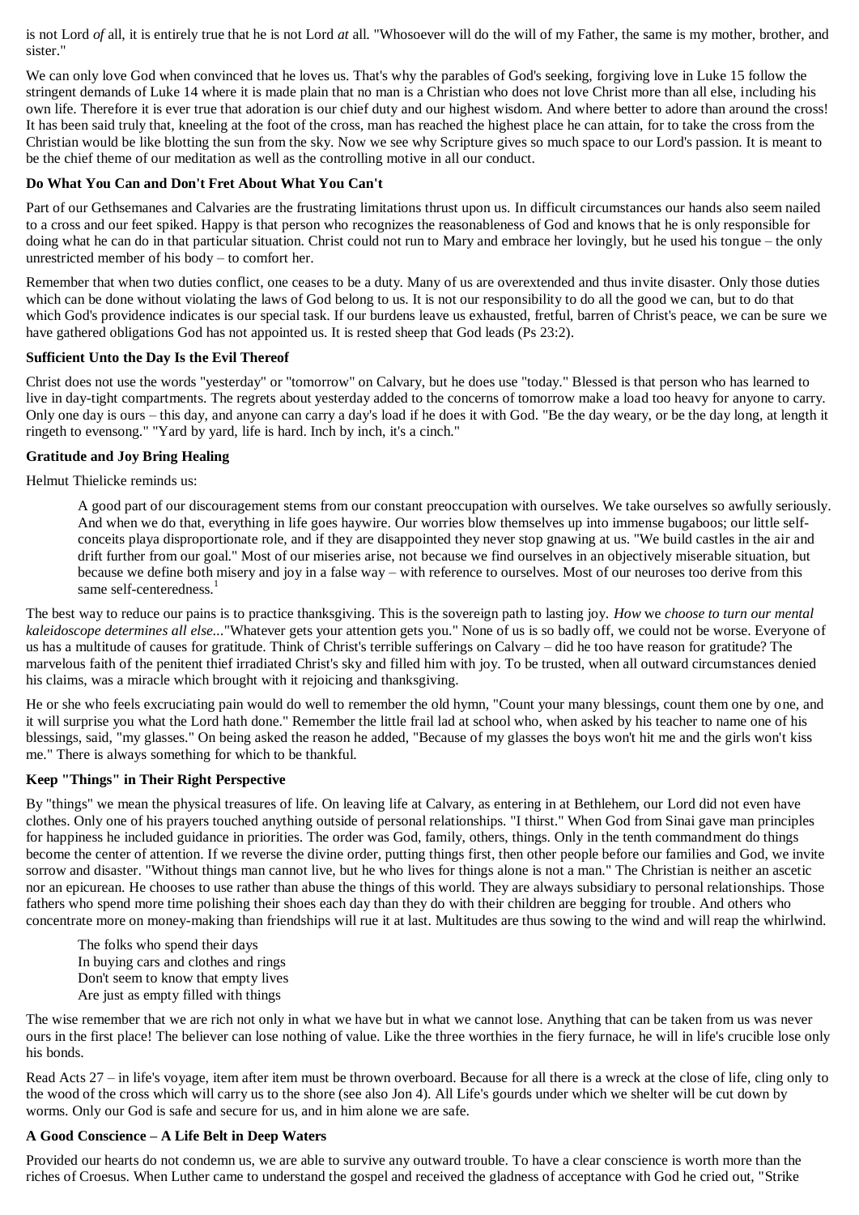is not Lord *of* all, it is entirely true that he is not Lord *at* all. "Whosoever will do the will of my Father, the same is my mother, brother, and sister."

We can only love God when convinced that he loves us. That's why the parables of God's seeking, forgiving love in Luke 15 follow the stringent demands of Luke 14 where it is made plain that no man is a Christian who does not love Christ more than all else, including his own life. Therefore it is ever true that adoration is our chief duty and our highest wisdom. And where better to adore than around the cross! It has been said truly that, kneeling at the foot of the cross, man has reached the highest place he can attain, for to take the cross from the Christian would be like blotting the sun from the sky. Now we see why Scripture gives so much space to our Lord's passion. It is meant to be the chief theme of our meditation as well as the controlling motive in all our conduct.

**Do What You Can and Don't Fret About What You Can't**

Part of our Gethsemanes and Calvaries are the frustrating limitations thrust upon us. In difficult circumstances our hands also seem nailed to a cross and our feet spiked. Happy is that person who recognizes the reasonableness of God and knows that he is only responsible for doing what he can do in that particular situation. Christ could not run to Mary and embrace her lovingly, but he used his tongue – the only unrestricted member of his body – to comfort her.

Remember that when two duties conflict, one ceases to be a duty. Many of us are overextended and thus invite disaster. Only those duties which can be done without violating the laws of God belong to us. It is not our responsibility to do all the good we can, but to do that which God's providence indicates is our special task. If our burdens leave us exhausted, fretful, barren of Christ's peace, we can be sure we have gathered obligations God has not appointed us. It is rested sheep that God leads (Ps 23:2).

**Sufficient Unto the Day Is the Evil Thereof**

Christ does not use the words "yesterday" or "tomorrow" on Calvary, but he does use "today." Blessed is that person who has learned to live in day-tight compartments. The regrets about yesterday added to the concerns of tomorrow make a load too heavy for anyone to carry. Only one day is ours – this day, and anyone can carry a day's load if he does it with God. "Be the day weary, or be the day long, at length it ringeth to evensong." "Yard by yard, life is hard. Inch by inch, it's a cinch."

**Gratitude and Joy Bring Healing**

Helmut Thielicke reminds us:

> A good part of our discouragement stems from our constant preoccupation with ourselves. We take ourselves so awfully seriously. And when we do that, everything in life goes haywire. Our worries blow themselves up into immense bugaboos; our little self-conceits playa disproportionate role, and if they are disappointed they never stop gnawing at us. "We build castles in the air and drift further from our goal." Most of our miseries arise, not because we find ourselves in an objectively miserable situation, but because we define both misery and joy in a false way – with reference to ourselves. Most of our neuroses too derive from this same self-centeredness.[1]

The best way to reduce our pains is to practice thanksgiving. This is the sovereign path to lasting joy. *How* we *choose to turn our mental kaleidoscope determines all else...*"Whatever gets your attention gets you." None of us is so badly off, we could not be worse. Everyone of us has a multitude of causes for gratitude. Think of Christ's terrible sufferings on Calvary – did he too have reason for gratitude? The marvelous faith of the penitent thief irradiated Christ's sky and filled him with joy. To be trusted, when all outward circumstances denied his claims, was a miracle which brought with it rejoicing and thanksgiving.

He or she who feels excruciating pain would do well to remember the old hymn, "Count your many blessings, count them one by one, and it will surprise you what the Lord hath done." Remember the little frail lad at school who, when asked by his teacher to name one of his blessings, said, "my glasses." On being asked the reason he added, "Because of my glasses the boys won't hit me and the girls won't kiss me." There is always something for which to be thankful.

**Keep "Things" in Their Right Perspective**

By "things" we mean the physical treasures of life. On leaving life at Calvary, as entering in at Bethlehem, our Lord did not even have clothes. Only one of his prayers touched anything outside of personal relationships. "I thirst." When God from Sinai gave man principles for happiness he included guidance in priorities. The order was God, family, others, things. Only in the tenth commandment do things become the center of attention. If we reverse the divine order, putting things first, then other people before our families and God, we invite sorrow and disaster. "Without things man cannot live, but he who lives for things alone is not a man." The Christian is neither an ascetic nor an epicurean. He chooses to use rather than abuse the things of this world. They are always subsidiary to personal relationships. Those fathers who spend more time polishing their shoes each day than they do with their children are begging for trouble. And others who concentrate more on money-making than friendships will rue it at last. Multitudes are thus sowing to the wind and will reap the whirlwind.

> The folks who spend their days
> In buying cars and clothes and rings
> Don't seem to know that empty lives
> Are just as empty filled with things

The wise remember that we are rich not only in what we have but in what we cannot lose. Anything that can be taken from us was never ours in the first place! The believer can lose nothing of value. Like the three worthies in the fiery furnace, he will in life's crucible lose only his bonds.

Read Acts 27 – in life's voyage, item after item must be thrown overboard. Because for all there is a wreck at the close of life, cling only to the wood of the cross which will carry us to the shore (see also Jon 4). All Life's gourds under which we shelter will be cut down by worms. Only our God is safe and secure for us, and in him alone we are safe.

**A Good Conscience – A Life Belt in Deep Waters**

Provided our hearts do not condemn us, we are able to survive any outward trouble. To have a clear conscience is worth more than the riches of Croesus. When Luther came to understand the gospel and received the gladness of acceptance with God he cried out, "Strike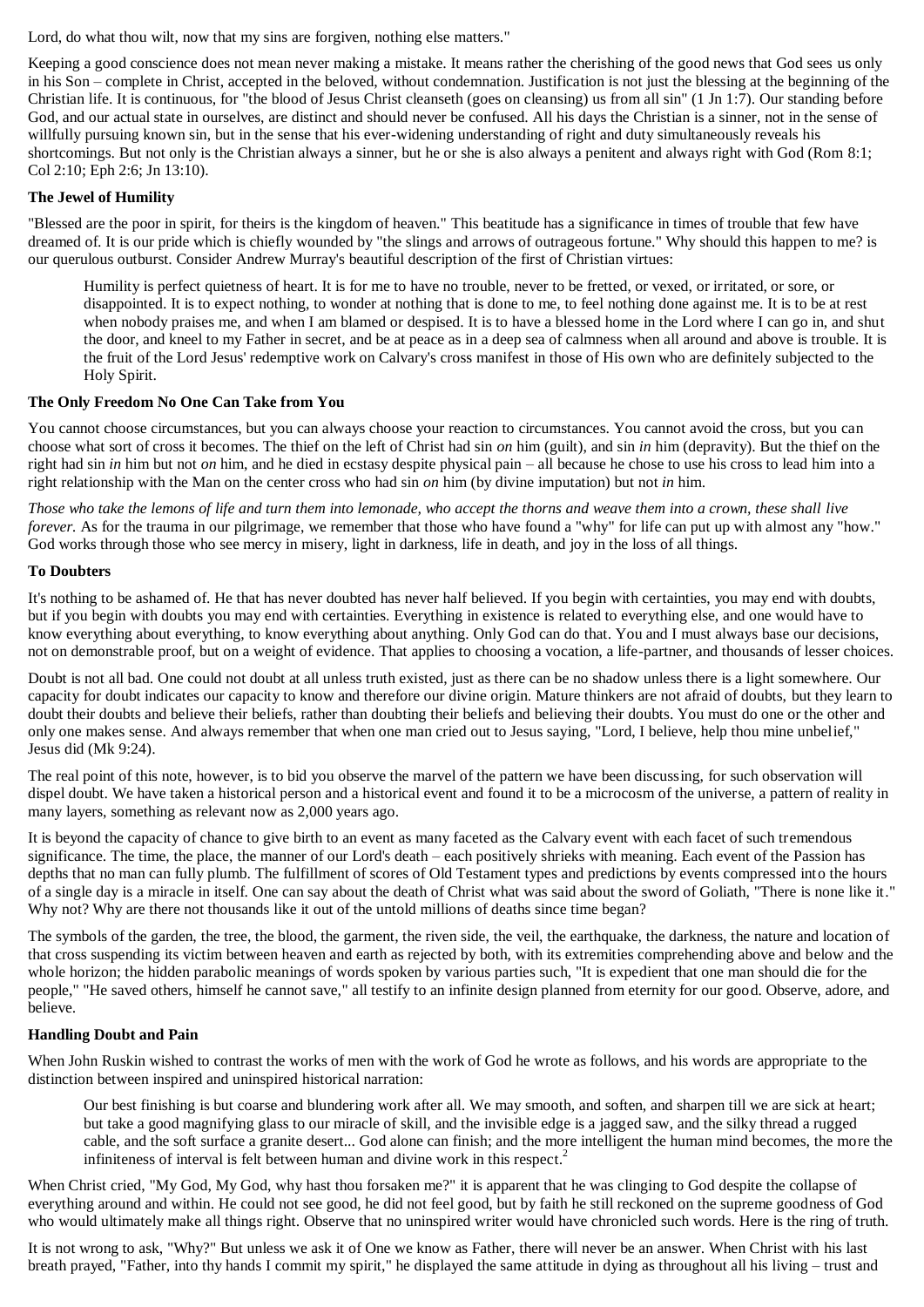Lord, do what thou wilt, now that my sins are forgiven, nothing else matters."

Keeping a good conscience does not mean never making a mistake. It means rather the cherishing of the good news that God sees us only in his Son – complete in Christ, accepted in the beloved, without condemnation. Justification is not just the blessing at the beginning of the Christian life. It is continuous, for "the blood of Jesus Christ cleanseth (goes on cleansing) us from all sin" (1 Jn 1:7). Our standing before God, and our actual state in ourselves, are distinct and should never be confused. All his days the Christian is a sinner, not in the sense of willfully pursuing known sin, but in the sense that his ever-widening understanding of right and duty simultaneously reveals his shortcomings. But not only is the Christian always a sinner, but he or she is also always a penitent and always right with God (Rom 8:1; Col 2:10; Eph 2:6; Jn 13:10).

**The Jewel of Humility**

"Blessed are the poor in spirit, for theirs is the kingdom of heaven." This beatitude has a significance in times of trouble that few have dreamed of. It is our pride which is chiefly wounded by "the slings and arrows of outrageous fortune." Why should this happen to me? is our querulous outburst. Consider Andrew Murray's beautiful description of the first of Christian virtues:

> Humility is perfect quietness of heart. It is for me to have no trouble, never to be fretted, or vexed, or irritated, or sore, or disappointed. It is to expect nothing, to wonder at nothing that is done to me, to feel nothing done against me. It is to be at rest when nobody praises me, and when I am blamed or despised. It is to have a blessed home in the Lord where I can go in, and shut the door, and kneel to my Father in secret, and be at peace as in a deep sea of calmness when all around and above is trouble. It is the fruit of the Lord Jesus' redemptive work on Calvary's cross manifest in those of His own who are definitely subjected to the Holy Spirit.

**The Only Freedom No One Can Take from You**

You cannot choose circumstances, but you can always choose your reaction to circumstances. You cannot avoid the cross, but you can choose what sort of cross it becomes. The thief on the left of Christ had sin *on* him (guilt), and sin *in* him (depravity). But the thief on the right had sin *in* him but not *on* him, and he died in ecstasy despite physical pain – all because he chose to use his cross to lead him into a right relationship with the Man on the center cross who had sin *on* him (by divine imputation) but not *in* him.

*Those who take the lemons of life and turn them into lemonade, who accept the thorns and weave them into a crown, these shall live forever.* As for the trauma in our pilgrimage, we remember that those who have found a "why" for life can put up with almost any "how." God works through those who see mercy in misery, light in darkness, life in death, and joy in the loss of all things.

**To Doubters**

It's nothing to be ashamed of. He that has never doubted has never half believed. If you begin with certainties, you may end with doubts, but if you begin with doubts you may end with certainties. Everything in existence is related to everything else, and one would have to know everything about everything, to know everything about anything. Only God can do that. You and I must always base our decisions, not on demonstrable proof, but on a weight of evidence. That applies to choosing a vocation, a life-partner, and thousands of lesser choices.

Doubt is not all bad. One could not doubt at all unless truth existed, just as there can be no shadow unless there is a light somewhere. Our capacity for doubt indicates our capacity to know and therefore our divine origin. Mature thinkers are not afraid of doubts, but they learn to doubt their doubts and believe their beliefs, rather than doubting their beliefs and believing their doubts. You must do one or the other and only one makes sense. And always remember that when one man cried out to Jesus saying, "Lord, I believe, help thou mine unbelief," Jesus did (Mk 9:24).

The real point of this note, however, is to bid you observe the marvel of the pattern we have been discussing, for such observation will dispel doubt. We have taken a historical person and a historical event and found it to be a microcosm of the universe, a pattern of reality in many layers, something as relevant now as 2,000 years ago.

It is beyond the capacity of chance to give birth to an event as many faceted as the Calvary event with each facet of such tremendous significance. The time, the place, the manner of our Lord's death – each positively shrieks with meaning. Each event of the Passion has depths that no man can fully plumb. The fulfillment of scores of Old Testament types and predictions by events compressed into the hours of a single day is a miracle in itself. One can say about the death of Christ what was said about the sword of Goliath, "There is none like it." Why not? Why are there not thousands like it out of the untold millions of deaths since time began?

The symbols of the garden, the tree, the blood, the garment, the riven side, the veil, the earthquake, the darkness, the nature and location of that cross suspending its victim between heaven and earth as rejected by both, with its extremities comprehending above and below and the whole horizon; the hidden parabolic meanings of words spoken by various parties such, "It is expedient that one man should die for the people," "He saved others, himself he cannot save," all testify to an infinite design planned from eternity for our good. Observe, adore, and believe.

**Handling Doubt and Pain**

When John Ruskin wished to contrast the works of men with the work of God he wrote as follows, and his words are appropriate to the distinction between inspired and uninspired historical narration:

> Our best finishing is but coarse and blundering work after all. We may smooth, and soften, and sharpen till we are sick at heart; but take a good magnifying glass to our miracle of skill, and the invisible edge is a jagged saw, and the silky thread a rugged cable, and the soft surface a granite desert... God alone can finish; and the more intelligent the human mind becomes, the more the infiniteness of interval is felt between human and divine work in this respect.[2]

When Christ cried, "My God, My God, why hast thou forsaken me?" it is apparent that he was clinging to God despite the collapse of everything around and within. He could not see good, he did not feel good, but by faith he still reckoned on the supreme goodness of God who would ultimately make all things right. Observe that no uninspired writer would have chronicled such words. Here is the ring of truth.

It is not wrong to ask, "Why?" But unless we ask it of One we know as Father, there will never be an answer. When Christ with his last breath prayed, "Father, into thy hands I commit my spirit," he displayed the same attitude in dying as throughout all his living – trust and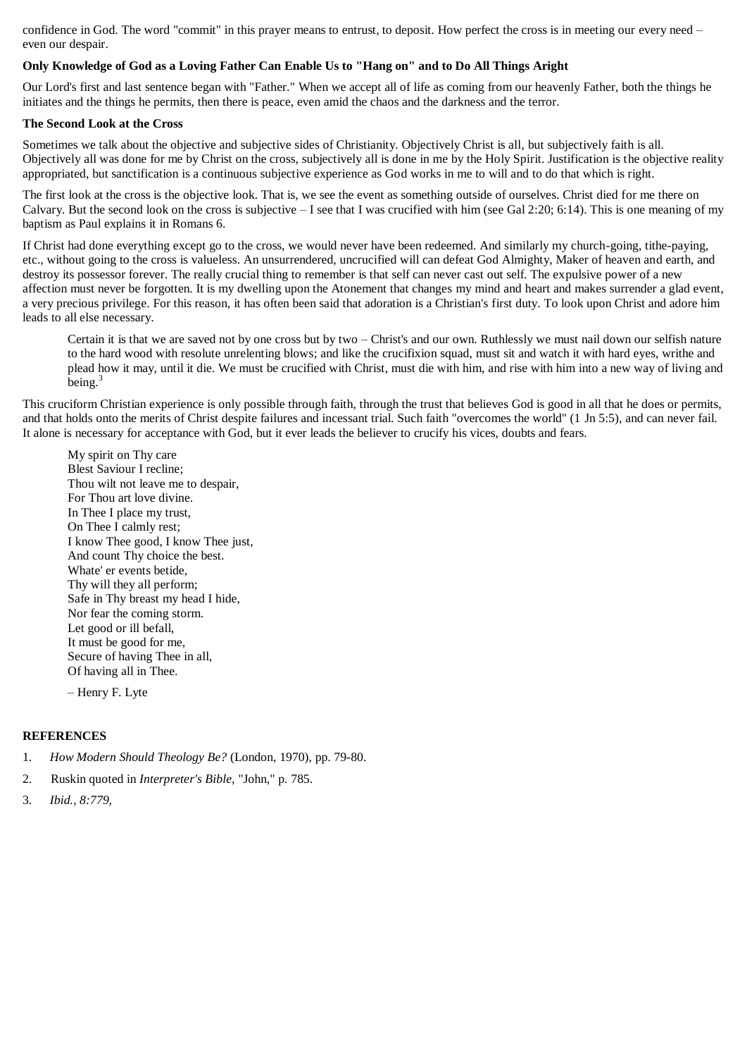confidence in God. The word "commit" in this prayer means to entrust, to deposit. How perfect the cross is in meeting our every need – even our despair.

**Only Knowledge of God as a Loving Father Can Enable Us to "Hang on" and to Do All Things Aright**

Our Lord's first and last sentence began with "Father." When we accept all of life as coming from our heavenly Father, both the things he initiates and the things he permits, then there is peace, even amid the chaos and the darkness and the terror.

**The Second Look at the Cross**

Sometimes we talk about the objective and subjective sides of Christianity. Objectively Christ is all, but subjectively faith is all. Objectively all was done for me by Christ on the cross, subjectively all is done in me by the Holy Spirit. Justification is the objective reality appropriated, but sanctification is a continuous subjective experience as God works in me to will and to do that which is right.

The first look at the cross is the objective look. That is, we see the event as something outside of ourselves. Christ died for me there on Calvary. But the second look on the cross is subjective – I see that I was crucified with him (see Gal 2:20; 6:14). This is one meaning of my baptism as Paul explains it in Romans 6.

If Christ had done everything except go to the cross, we would never have been redeemed. And similarly my church-going, tithe-paying, etc., without going to the cross is valueless. An unsurrendered, uncrucified will can defeat God Almighty, Maker of heaven and earth, and destroy its possessor forever. The really crucial thing to remember is that self can never cast out self. The expulsive power of a new affection must never be forgotten. It is my dwelling upon the Atonement that changes my mind and heart and makes surrender a glad event, a very precious privilege. For this reason, it has often been said that adoration is a Christian's first duty. To look upon Christ and adore him leads to all else necessary.

> Certain it is that we are saved not by one cross but by two – Christ's and our own. Ruthlessly we must nail down our selfish nature to the hard wood with resolute unrelenting blows; and like the crucifixion squad, must sit and watch it with hard eyes, writhe and plead how it may, until it die. We must be crucified with Christ, must die with him, and rise with him into a new way of living and being.[3]

This cruciform Christian experience is only possible through faith, through the trust that believes God is good in all that he does or permits, and that holds onto the merits of Christ despite failures and incessant trial. Such faith "overcomes the world" (1 Jn 5:5), and can never fail. It alone is necessary for acceptance with God, but it ever leads the believer to crucify his vices, doubts and fears.

> My spirit on Thy care
> Blest Saviour I recline;
> Thou wilt not leave me to despair,
> For Thou art love divine.
> In Thee I place my trust,
> On Thee I calmly rest;
> I know Thee good, I know Thee just,
> And count Thy choice the best.
> Whate' er events betide,
> Thy will they all perform;
> Safe in Thy breast my head I hide,
> Nor fear the coming storm.
> Let good or ill befall,
> It must be good for me,
> Secure of having Thee in all,
> Of having all in Thee.
>
> – Henry F. Lyte

**REFERENCES**

1. *How Modern Should Theology Be?* (London, 1970), pp. 79-80.
2. Ruskin quoted in *Interpreter's Bible*, "John," p. 785.
3. *Ibid., 8:779,*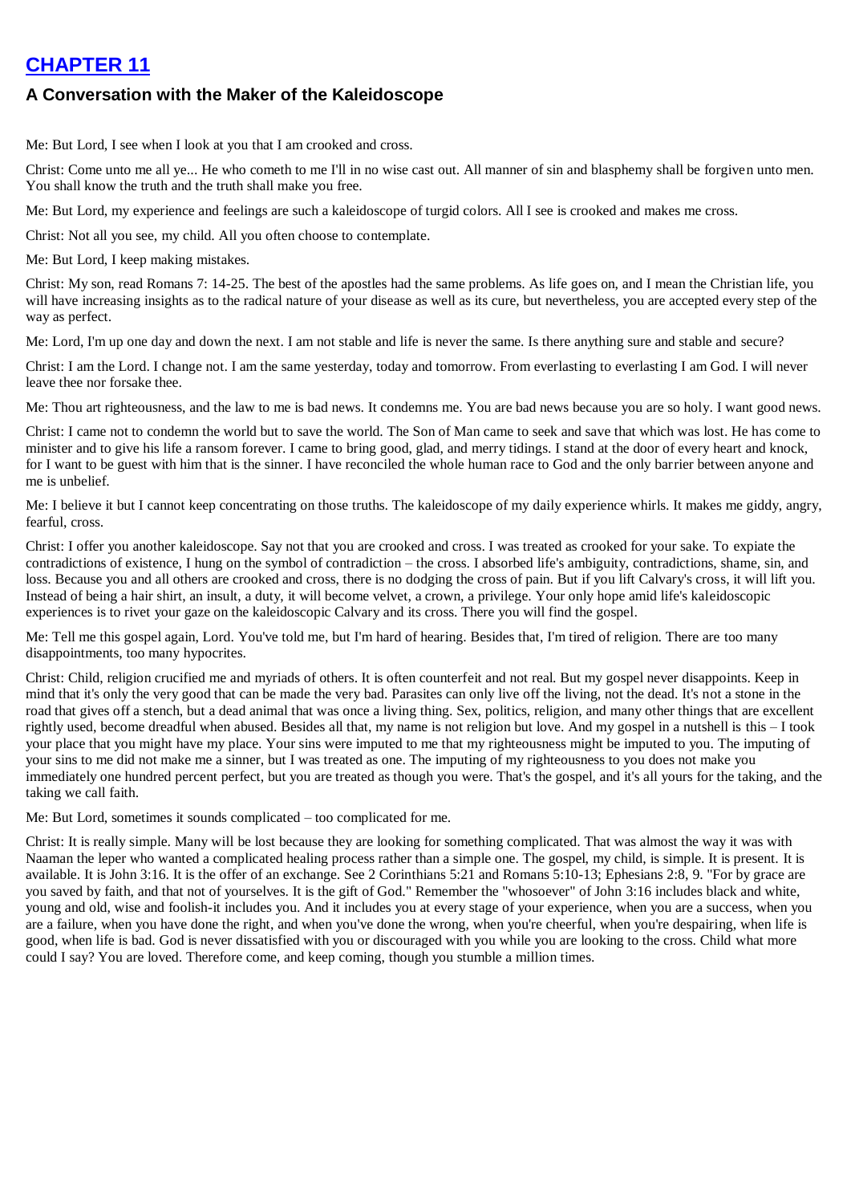# CHAPTER 11

## A Conversation with the Maker of the Kaleidoscope

Me: But Lord, I see when I look at you that I am crooked and cross.

Christ: Come unto me all ye... He who cometh to me I'll in no wise cast out. All manner of sin and blasphemy shall be forgiven unto men. You shall know the truth and the truth shall make you free.

Me: But Lord, my experience and feelings are such a kaleidoscope of turgid colors. All I see is crooked and makes me cross.

Christ: Not all you see, my child. All you often choose to contemplate.

Me: But Lord, I keep making mistakes.

Christ: My son, read Romans 7: 14-25. The best of the apostles had the same problems. As life goes on, and I mean the Christian life, you will have increasing insights as to the radical nature of your disease as well as its cure, but nevertheless, you are accepted every step of the way as perfect.

Me: Lord, I'm up one day and down the next. I am not stable and life is never the same. Is there anything sure and stable and secure?

Christ: I am the Lord. I change not. I am the same yesterday, today and tomorrow. From everlasting to everlasting I am God. I will never leave thee nor forsake thee.

Me: Thou art righteousness, and the law to me is bad news. It condemns me. You are bad news because you are so holy. I want good news.

Christ: I came not to condemn the world but to save the world. The Son of Man came to seek and save that which was lost. He has come to minister and to give his life a ransom forever. I came to bring good, glad, and merry tidings. I stand at the door of every heart and knock, for I want to be guest with him that is the sinner. I have reconciled the whole human race to God and the only barrier between anyone and me is unbelief.

Me: I believe it but I cannot keep concentrating on those truths. The kaleidoscope of my daily experience whirls. It makes me giddy, angry, fearful, cross.

Christ: I offer you another kaleidoscope. Say not that you are crooked and cross. I was treated as crooked for your sake. To expiate the contradictions of existence, I hung on the symbol of contradiction – the cross. I absorbed life's ambiguity, contradictions, shame, sin, and loss. Because you and all others are crooked and cross, there is no dodging the cross of pain. But if you lift Calvary's cross, it will lift you. Instead of being a hair shirt, an insult, a duty, it will become velvet, a crown, a privilege. Your only hope amid life's kaleidoscopic experiences is to rivet your gaze on the kaleidoscopic Calvary and its cross. There you will find the gospel.

Me: Tell me this gospel again, Lord. You've told me, but I'm hard of hearing. Besides that, I'm tired of religion. There are too many disappointments, too many hypocrites.

Christ: Child, religion crucified me and myriads of others. It is often counterfeit and not real. But my gospel never disappoints. Keep in mind that it's only the very good that can be made the very bad. Parasites can only live off the living, not the dead. It's not a stone in the road that gives off a stench, but a dead animal that was once a living thing. Sex, politics, religion, and many other things that are excellent rightly used, become dreadful when abused. Besides all that, my name is not religion but love. And my gospel in a nutshell is this – I took your place that you might have my place. Your sins were imputed to me that my righteousness might be imputed to you. The imputing of your sins to me did not make me a sinner, but I was treated as one. The imputing of my righteousness to you does not make you immediately one hundred percent perfect, but you are treated as though you were. That's the gospel, and it's all yours for the taking, and the taking we call faith.

Me: But Lord, sometimes it sounds complicated – too complicated for me.

Christ: It is really simple. Many will be lost because they are looking for something complicated. That was almost the way it was with Naaman the leper who wanted a complicated healing process rather than a simple one. The gospel, my child, is simple. It is present. It is available. It is John 3:16. It is the offer of an exchange. See 2 Corinthians 5:21 and Romans 5:10-13; Ephesians 2:8, 9. "For by grace are you saved by faith, and that not of yourselves. It is the gift of God." Remember the "whosoever" of John 3:16 includes black and white, young and old, wise and foolish-it includes you. And it includes you at every stage of your experience, when you are a success, when you are a failure, when you have done the right, and when you've done the wrong, when you're cheerful, when you're despairing, when life is good, when life is bad. God is never dissatisfied with you or discouraged with you while you are looking to the cross. Child what more could I say? You are loved. Therefore come, and keep coming, though you stumble a million times.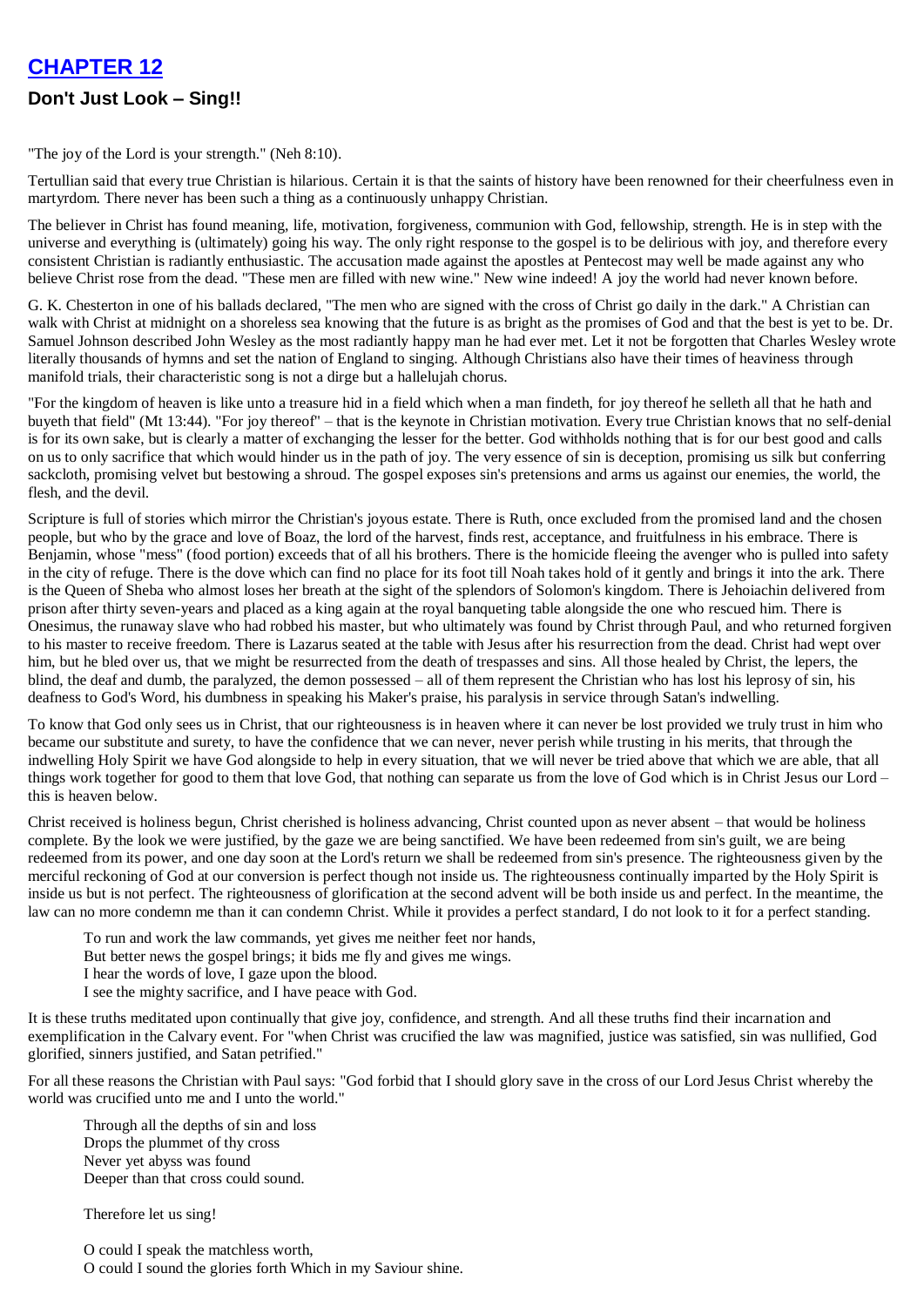# CHAPTER 12

## Don't Just Look – Sing!!

"The joy of the Lord is your strength." (Neh 8:10).

Tertullian said that every true Christian is hilarious. Certain it is that the saints of history have been renowned for their cheerfulness even in martyrdom. There never has been such a thing as a continuously unhappy Christian.

The believer in Christ has found meaning, life, motivation, forgiveness, communion with God, fellowship, strength. He is in step with the universe and everything is (ultimately) going his way. The only right response to the gospel is to be delirious with joy, and therefore every consistent Christian is radiantly enthusiastic. The accusation made against the apostles at Pentecost may well be made against any who believe Christ rose from the dead. "These men are filled with new wine." New wine indeed! A joy the world had never known before.

G. K. Chesterton in one of his ballads declared, "The men who are signed with the cross of Christ go daily in the dark." A Christian can walk with Christ at midnight on a shoreless sea knowing that the future is as bright as the promises of God and that the best is yet to be. Dr. Samuel Johnson described John Wesley as the most radiantly happy man he had ever met. Let it not be forgotten that Charles Wesley wrote literally thousands of hymns and set the nation of England to singing. Although Christians also have their times of heaviness through manifold trials, their characteristic song is not a dirge but a hallelujah chorus.

"For the kingdom of heaven is like unto a treasure hid in a field which when a man findeth, for joy thereof he selleth all that he hath and buyeth that field" (Mt 13:44). "For joy thereof" – that is the keynote in Christian motivation. Every true Christian knows that no self-denial is for its own sake, but is clearly a matter of exchanging the lesser for the better. God withholds nothing that is for our best good and calls on us to only sacrifice that which would hinder us in the path of joy. The very essence of sin is deception, promising us silk but conferring sackcloth, promising velvet but bestowing a shroud. The gospel exposes sin's pretensions and arms us against our enemies, the world, the flesh, and the devil.

Scripture is full of stories which mirror the Christian's joyous estate. There is Ruth, once excluded from the promised land and the chosen people, but who by the grace and love of Boaz, the lord of the harvest, finds rest, acceptance, and fruitfulness in his embrace. There is Benjamin, whose "mess" (food portion) exceeds that of all his brothers. There is the homicide fleeing the avenger who is pulled into safety in the city of refuge. There is the dove which can find no place for its foot till Noah takes hold of it gently and brings it into the ark. There is the Queen of Sheba who almost loses her breath at the sight of the splendors of Solomon's kingdom. There is Jehoiachin delivered from prison after thirty seven-years and placed as a king again at the royal banqueting table alongside the one who rescued him. There is Onesimus, the runaway slave who had robbed his master, but who ultimately was found by Christ through Paul, and who returned forgiven to his master to receive freedom. There is Lazarus seated at the table with Jesus after his resurrection from the dead. Christ had wept over him, but he bled over us, that we might be resurrected from the death of trespasses and sins. All those healed by Christ, the lepers, the blind, the deaf and dumb, the paralyzed, the demon possessed – all of them represent the Christian who has lost his leprosy of sin, his deafness to God's Word, his dumbness in speaking his Maker's praise, his paralysis in service through Satan's indwelling.

To know that God only sees us in Christ, that our righteousness is in heaven where it can never be lost provided we truly trust in him who became our substitute and surety, to have the confidence that we can never, never perish while trusting in his merits, that through the indwelling Holy Spirit we have God alongside to help in every situation, that we will never be tried above that which we are able, that all things work together for good to them that love God, that nothing can separate us from the love of God which is in Christ Jesus our Lord – this is heaven below.

Christ received is holiness begun, Christ cherished is holiness advancing, Christ counted upon as never absent – that would be holiness complete. By the look we were justified, by the gaze we are being sanctified. We have been redeemed from sin's guilt, we are being redeemed from its power, and one day soon at the Lord's return we shall be redeemed from sin's presence. The righteousness given by the merciful reckoning of God at our conversion is perfect though not inside us. The righteousness continually imparted by the Holy Spirit is inside us but is not perfect. The righteousness of glorification at the second advent will be both inside us and perfect. In the meantime, the law can no more condemn me than it can condemn Christ. While it provides a perfect standard, I do not look to it for a perfect standing.

> To run and work the law commands, yet gives me neither feet nor hands,
> But better news the gospel brings; it bids me fly and gives me wings.
> I hear the words of love, I gaze upon the blood.
> I see the mighty sacrifice, and I have peace with God.

It is these truths meditated upon continually that give joy, confidence, and strength. And all these truths find their incarnation and exemplification in the Calvary event. For "when Christ was crucified the law was magnified, justice was satisfied, sin was nullified, God glorified, sinners justified, and Satan petrified."

For all these reasons the Christian with Paul says: "God forbid that I should glory save in the cross of our Lord Jesus Christ whereby the world was crucified unto me and I unto the world."

> Through all the depths of sin and loss
> Drops the plummet of thy cross
> Never yet abyss was found
> Deeper than that cross could sound.
>
> Therefore let us sing!
>
> O could I speak the matchless worth,
> O could I sound the glories forth Which in my Saviour shine.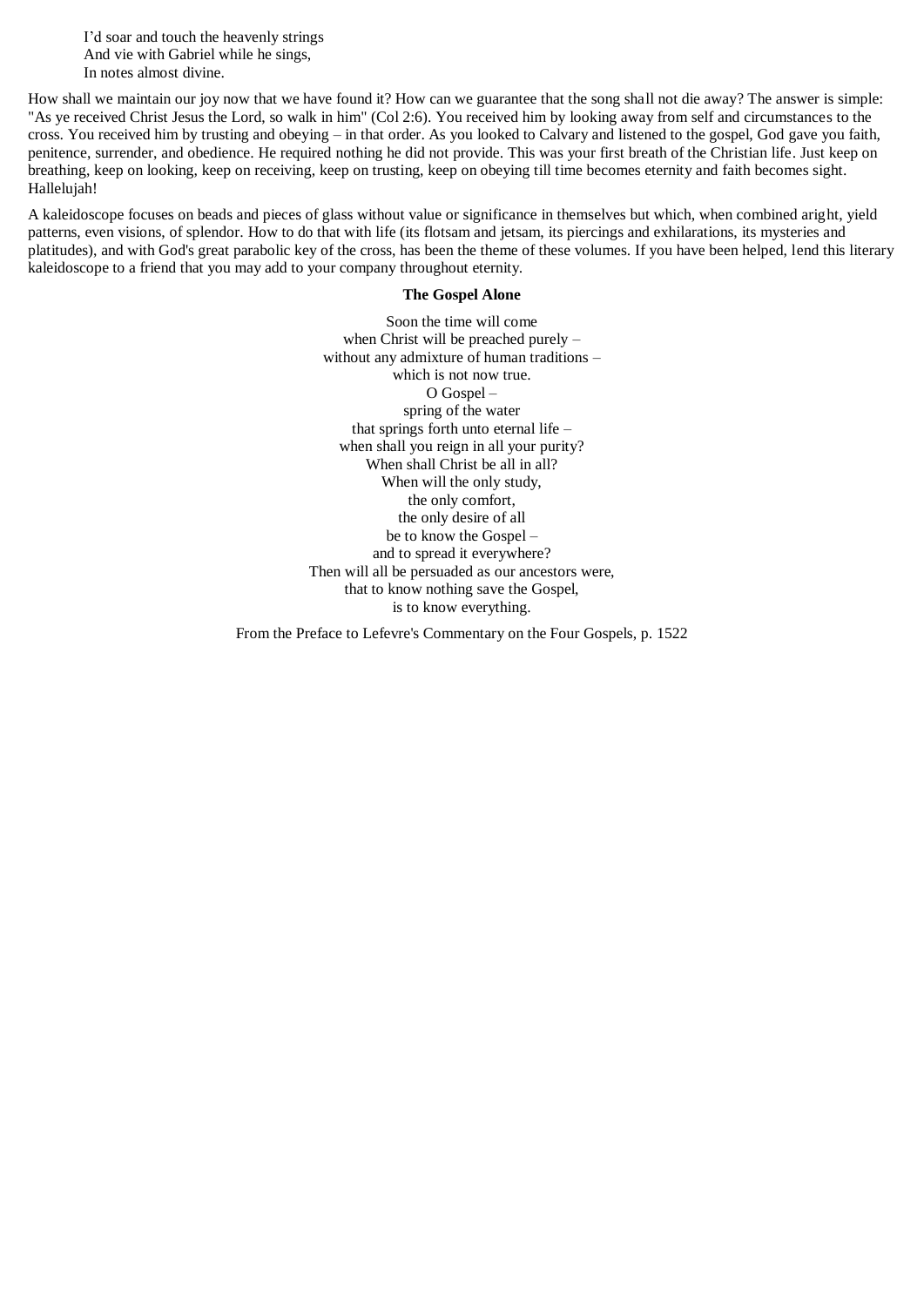I'd soar and touch the heavenly strings
And vie with Gabriel while he sings,
In notes almost divine.

How shall we maintain our joy now that we have found it? How can we guarantee that the song shall not die away? The answer is simple: "As ye received Christ Jesus the Lord, so walk in him" (Col 2:6). You received him by looking away from self and circumstances to the cross. You received him by trusting and obeying – in that order. As you looked to Calvary and listened to the gospel, God gave you faith, penitence, surrender, and obedience. He required nothing he did not provide. This was your first breath of the Christian life. Just keep on breathing, keep on looking, keep on receiving, keep on trusting, keep on obeying till time becomes eternity and faith becomes sight. Hallelujah!

A kaleidoscope focuses on beads and pieces of glass without value or significance in themselves but which, when combined aright, yield patterns, even visions, of splendor. How to do that with life (its flotsam and jetsam, its piercings and exhilarations, its mysteries and platitudes), and with God's great parabolic key of the cross, has been the theme of these volumes. If you have been helped, lend this literary kaleidoscope to a friend that you may add to your company throughout eternity.

**The Gospel Alone**

Soon the time will come
when Christ will be preached purely –
without any admixture of human traditions –
which is not now true.
O Gospel –
spring of the water
that springs forth unto eternal life –
when shall you reign in all your purity?
When shall Christ be all in all?
When will the only study,
the only comfort,
the only desire of all
be to know the Gospel –
and to spread it everywhere?
Then will all be persuaded as our ancestors were,
that to know nothing save the Gospel,
is to know everything.

From the Preface to Lefevre's Commentary on the Four Gospels, p. 1522